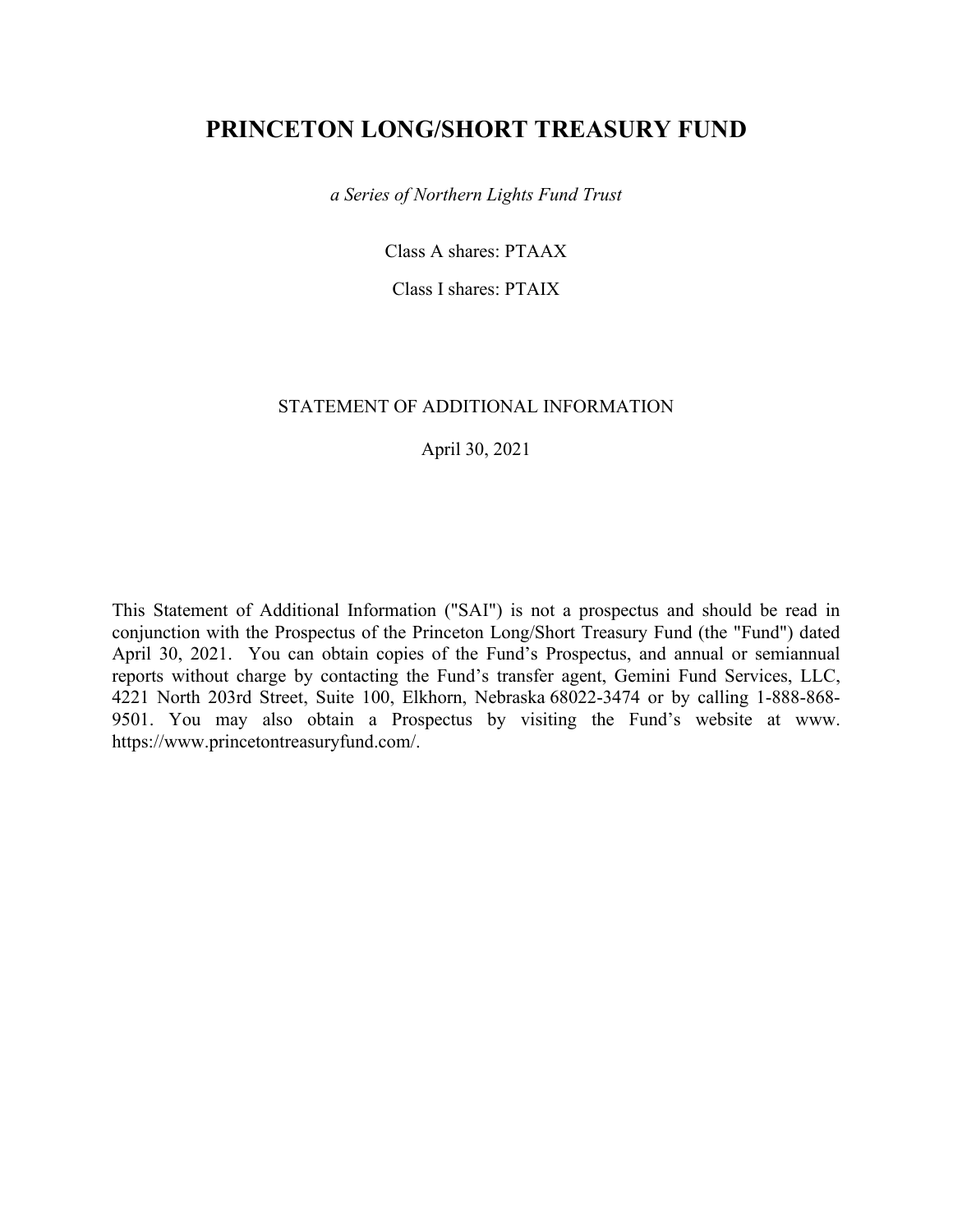# PRINCETON LONG/SHORT TREASURY FUND

*a Series of Northern Lights Fund Trust*

Class A shares: PTAAX

Class I shares: PTAIX

STATEMENT OF ADDITIONAL INFORMATION

April 30, 2021

This Statement of Additional Information ("SAI") is not a prospectus and should be read in conjunction with the Prospectus of the Princeton Long/Short Treasury Fund (the "Fund") dated April 30, 2021. You can obtain copies of the Fund's Prospectus, and annual or semiannual reports without charge by contacting the Fund's transfer agent, Gemini Fund Services, LLC, 4221 North 203rd Street, Suite 100, Elkhorn, Nebraska 68022-3474 or by calling 1-888-868-9501. You may also obtain a Prospectus by visiting the Fund's website at www. https://www.princetontreasuryfund.com/.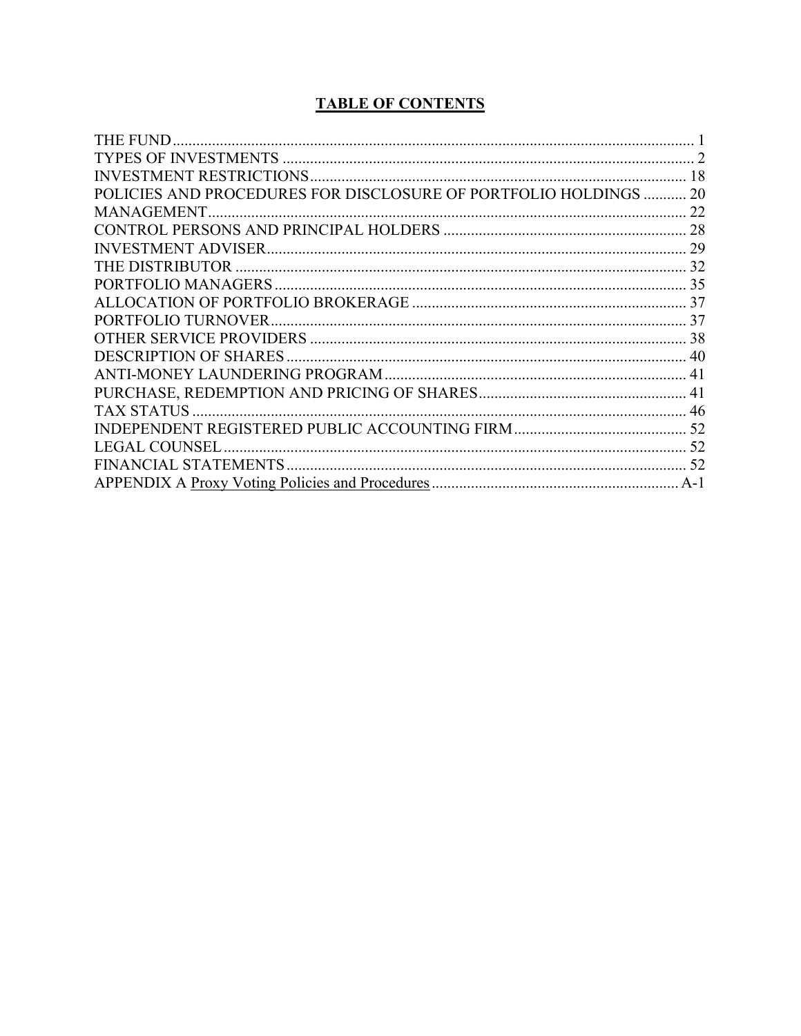# TABLE OF CONTENTS

| | |
|---|---|
| THE FUND | 1 |
| TYPES OF INVESTMENTS | 2 |
| INVESTMENT RESTRICTIONS | 18 |
| POLICIES AND PROCEDURES FOR DISCLOSURE OF PORTFOLIO HOLDINGS | 20 |
| MANAGEMENT | 22 |
| CONTROL PERSONS AND PRINCIPAL HOLDERS | 28 |
| INVESTMENT ADVISER | 29 |
| THE DISTRIBUTOR | 32 |
| PORTFOLIO MANAGERS | 35 |
| ALLOCATION OF PORTFOLIO BROKERAGE | 37 |
| PORTFOLIO TURNOVER | 37 |
| OTHER SERVICE PROVIDERS | 38 |
| DESCRIPTION OF SHARES | 40 |
| ANTI-MONEY LAUNDERING PROGRAM | 41 |
| PURCHASE, REDEMPTION AND PRICING OF SHARES | 41 |
| TAX STATUS | 46 |
| INDEPENDENT REGISTERED PUBLIC ACCOUNTING FIRM | 52 |
| LEGAL COUNSEL | 52 |
| FINANCIAL STATEMENTS | 52 |
| APPENDIX A Proxy Voting Policies and Procedures | A-1 |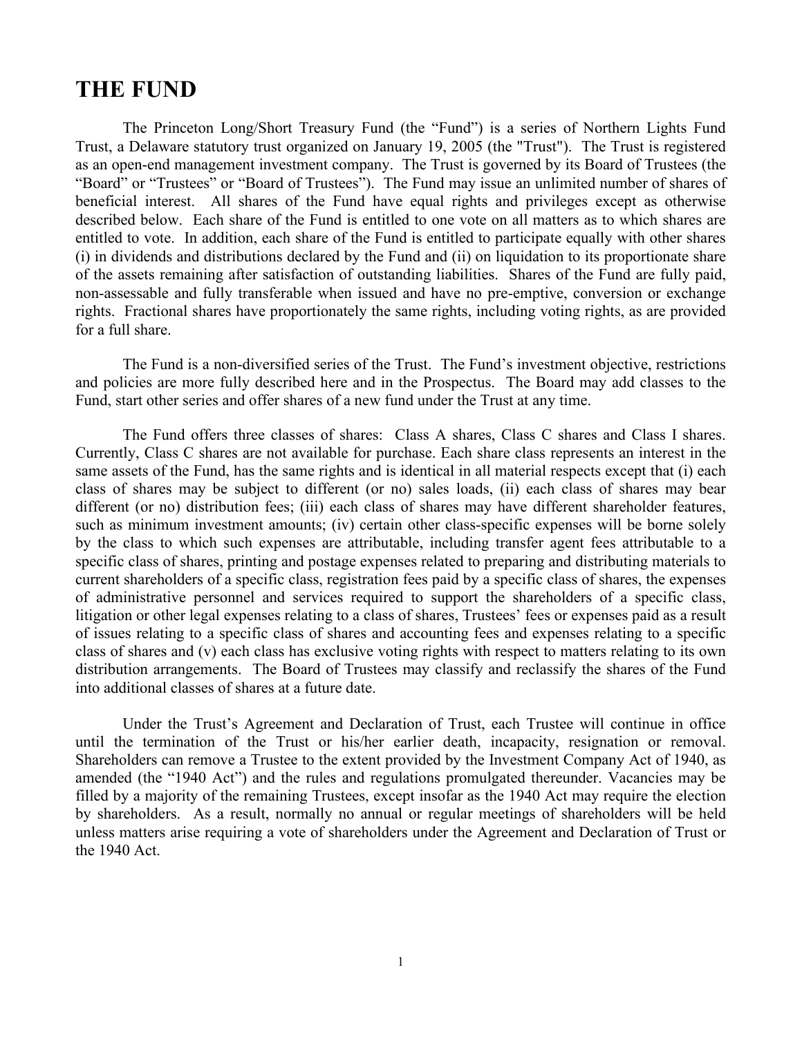# THE FUND

The Princeton Long/Short Treasury Fund (the "Fund") is a series of Northern Lights Fund Trust, a Delaware statutory trust organized on January 19, 2005 (the "Trust"). The Trust is registered as an open-end management investment company. The Trust is governed by its Board of Trustees (the "Board" or "Trustees" or "Board of Trustees"). The Fund may issue an unlimited number of shares of beneficial interest. All shares of the Fund have equal rights and privileges except as otherwise described below. Each share of the Fund is entitled to one vote on all matters as to which shares are entitled to vote. In addition, each share of the Fund is entitled to participate equally with other shares (i) in dividends and distributions declared by the Fund and (ii) on liquidation to its proportionate share of the assets remaining after satisfaction of outstanding liabilities. Shares of the Fund are fully paid, non-assessable and fully transferable when issued and have no pre-emptive, conversion or exchange rights. Fractional shares have proportionately the same rights, including voting rights, as are provided for a full share.

The Fund is a non-diversified series of the Trust. The Fund's investment objective, restrictions and policies are more fully described here and in the Prospectus. The Board may add classes to the Fund, start other series and offer shares of a new fund under the Trust at any time.

The Fund offers three classes of shares: Class A shares, Class C shares and Class I shares. Currently, Class C shares are not available for purchase. Each share class represents an interest in the same assets of the Fund, has the same rights and is identical in all material respects except that (i) each class of shares may be subject to different (or no) sales loads, (ii) each class of shares may bear different (or no) distribution fees; (iii) each class of shares may have different shareholder features, such as minimum investment amounts; (iv) certain other class-specific expenses will be borne solely by the class to which such expenses are attributable, including transfer agent fees attributable to a specific class of shares, printing and postage expenses related to preparing and distributing materials to current shareholders of a specific class, registration fees paid by a specific class of shares, the expenses of administrative personnel and services required to support the shareholders of a specific class, litigation or other legal expenses relating to a class of shares, Trustees' fees or expenses paid as a result of issues relating to a specific class of shares and accounting fees and expenses relating to a specific class of shares and (v) each class has exclusive voting rights with respect to matters relating to its own distribution arrangements. The Board of Trustees may classify and reclassify the shares of the Fund into additional classes of shares at a future date.

Under the Trust's Agreement and Declaration of Trust, each Trustee will continue in office until the termination of the Trust or his/her earlier death, incapacity, resignation or removal. Shareholders can remove a Trustee to the extent provided by the Investment Company Act of 1940, as amended (the "1940 Act") and the rules and regulations promulgated thereunder. Vacancies may be filled by a majority of the remaining Trustees, except insofar as the 1940 Act may require the election by shareholders. As a result, normally no annual or regular meetings of shareholders will be held unless matters arise requiring a vote of shareholders under the Agreement and Declaration of Trust or the 1940 Act.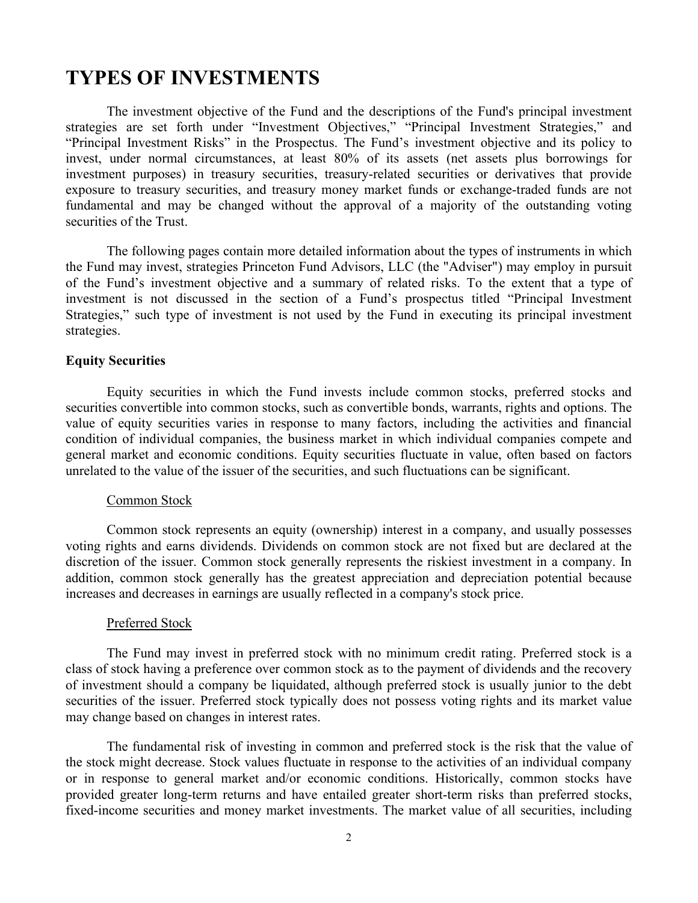# TYPES OF INVESTMENTS

The investment objective of the Fund and the descriptions of the Fund's principal investment strategies are set forth under "Investment Objectives," "Principal Investment Strategies," and "Principal Investment Risks" in the Prospectus. The Fund's investment objective and its policy to invest, under normal circumstances, at least 80% of its assets (net assets plus borrowings for investment purposes) in treasury securities, treasury-related securities or derivatives that provide exposure to treasury securities, and treasury money market funds or exchange-traded funds are not fundamental and may be changed without the approval of a majority of the outstanding voting securities of the Trust.

The following pages contain more detailed information about the types of instruments in which the Fund may invest, strategies Princeton Fund Advisors, LLC (the "Adviser") may employ in pursuit of the Fund's investment objective and a summary of related risks. To the extent that a type of investment is not discussed in the section of a Fund's prospectus titled "Principal Investment Strategies," such type of investment is not used by the Fund in executing its principal investment strategies.

**Equity Securities**

Equity securities in which the Fund invests include common stocks, preferred stocks and securities convertible into common stocks, such as convertible bonds, warrants, rights and options. The value of equity securities varies in response to many factors, including the activities and financial condition of individual companies, the business market in which individual companies compete and general market and economic conditions. Equity securities fluctuate in value, often based on factors unrelated to the value of the issuer of the securities, and such fluctuations can be significant.

<u>Common Stock</u>

Common stock represents an equity (ownership) interest in a company, and usually possesses voting rights and earns dividends. Dividends on common stock are not fixed but are declared at the discretion of the issuer. Common stock generally represents the riskiest investment in a company. In addition, common stock generally has the greatest appreciation and depreciation potential because increases and decreases in earnings are usually reflected in a company's stock price.

<u>Preferred Stock</u>

The Fund may invest in preferred stock with no minimum credit rating. Preferred stock is a class of stock having a preference over common stock as to the payment of dividends and the recovery of investment should a company be liquidated, although preferred stock is usually junior to the debt securities of the issuer. Preferred stock typically does not possess voting rights and its market value may change based on changes in interest rates.

The fundamental risk of investing in common and preferred stock is the risk that the value of the stock might decrease. Stock values fluctuate in response to the activities of an individual company or in response to general market and/or economic conditions. Historically, common stocks have provided greater long-term returns and have entailed greater short-term risks than preferred stocks, fixed-income securities and money market investments. The market value of all securities, including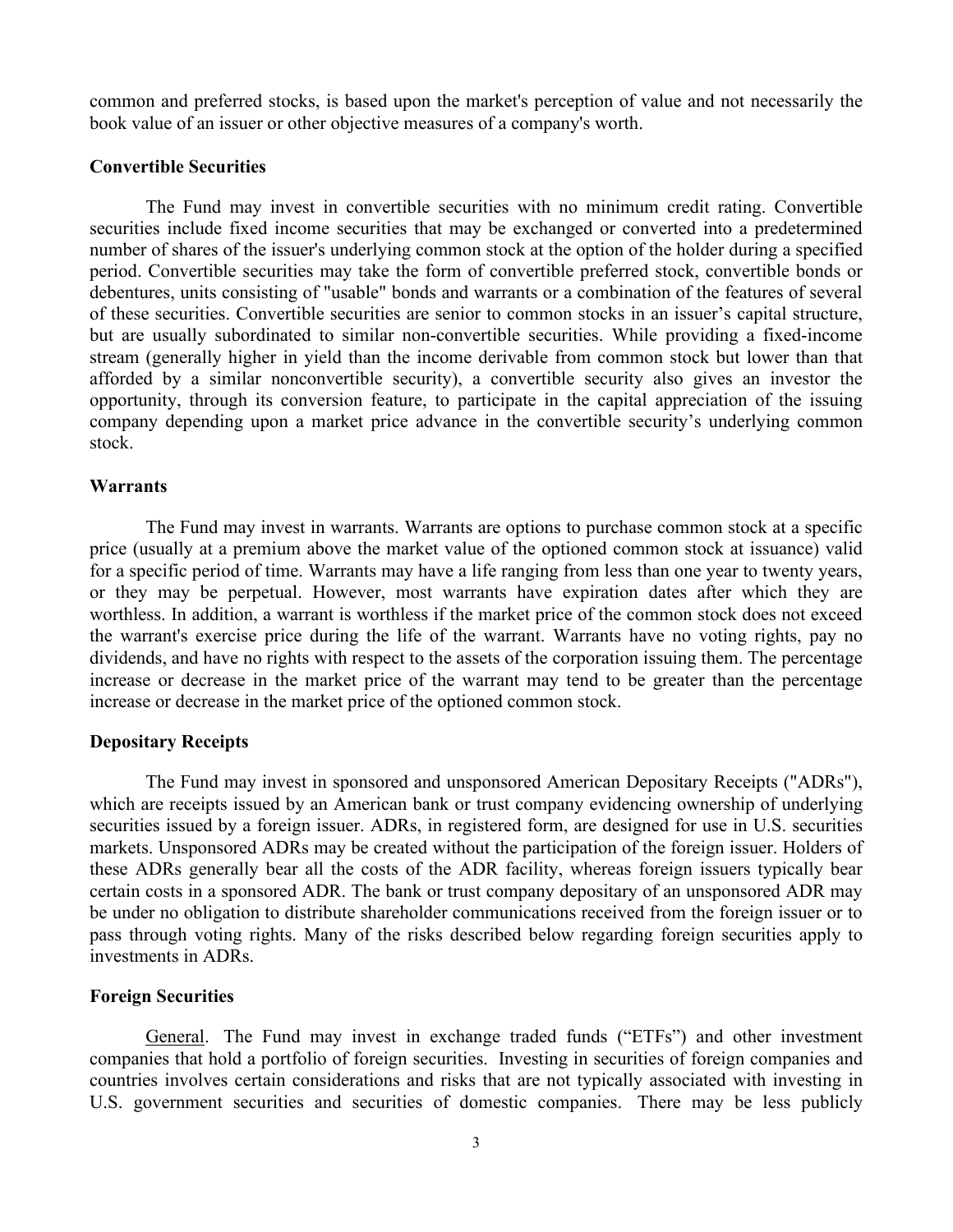common and preferred stocks, is based upon the market's perception of value and not necessarily the book value of an issuer or other objective measures of a company's worth.

**Convertible Securities**

The Fund may invest in convertible securities with no minimum credit rating. Convertible securities include fixed income securities that may be exchanged or converted into a predetermined number of shares of the issuer's underlying common stock at the option of the holder during a specified period. Convertible securities may take the form of convertible preferred stock, convertible bonds or debentures, units consisting of "usable" bonds and warrants or a combination of the features of several of these securities. Convertible securities are senior to common stocks in an issuer's capital structure, but are usually subordinated to similar non-convertible securities. While providing a fixed-income stream (generally higher in yield than the income derivable from common stock but lower than that afforded by a similar nonconvertible security), a convertible security also gives an investor the opportunity, through its conversion feature, to participate in the capital appreciation of the issuing company depending upon a market price advance in the convertible security's underlying common stock.

**Warrants**

The Fund may invest in warrants. Warrants are options to purchase common stock at a specific price (usually at a premium above the market value of the optioned common stock at issuance) valid for a specific period of time. Warrants may have a life ranging from less than one year to twenty years, or they may be perpetual. However, most warrants have expiration dates after which they are worthless. In addition, a warrant is worthless if the market price of the common stock does not exceed the warrant's exercise price during the life of the warrant. Warrants have no voting rights, pay no dividends, and have no rights with respect to the assets of the corporation issuing them. The percentage increase or decrease in the market price of the warrant may tend to be greater than the percentage increase or decrease in the market price of the optioned common stock.

**Depositary Receipts**

The Fund may invest in sponsored and unsponsored American Depositary Receipts ("ADRs"), which are receipts issued by an American bank or trust company evidencing ownership of underlying securities issued by a foreign issuer. ADRs, in registered form, are designed for use in U.S. securities markets. Unsponsored ADRs may be created without the participation of the foreign issuer. Holders of these ADRs generally bear all the costs of the ADR facility, whereas foreign issuers typically bear certain costs in a sponsored ADR. The bank or trust company depositary of an unsponsored ADR may be under no obligation to distribute shareholder communications received from the foreign issuer or to pass through voting rights. Many of the risks described below regarding foreign securities apply to investments in ADRs.

**Foreign Securities**

General. The Fund may invest in exchange traded funds ("ETFs") and other investment companies that hold a portfolio of foreign securities. Investing in securities of foreign companies and countries involves certain considerations and risks that are not typically associated with investing in U.S. government securities and securities of domestic companies. There may be less publicly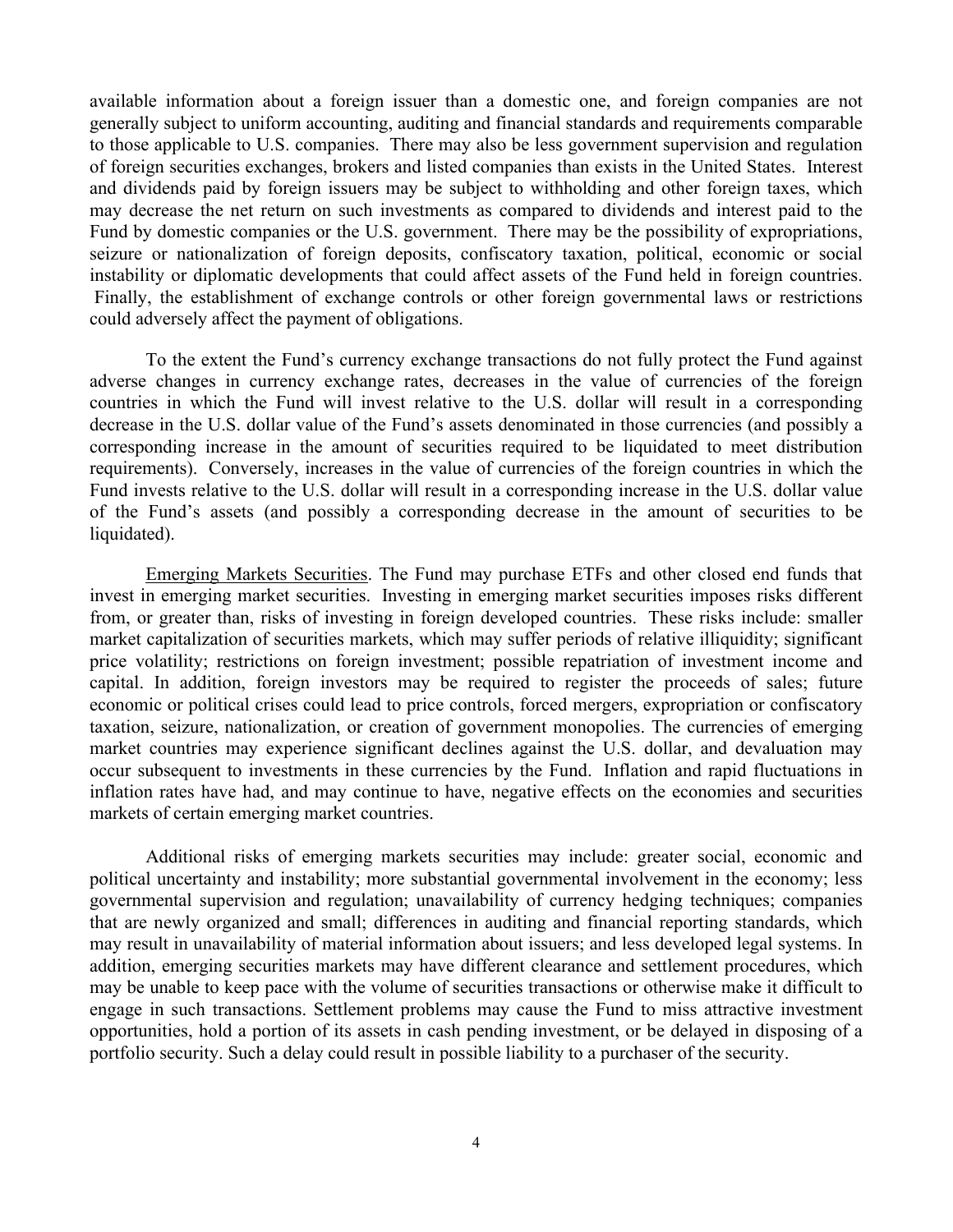available information about a foreign issuer than a domestic one, and foreign companies are not generally subject to uniform accounting, auditing and financial standards and requirements comparable to those applicable to U.S. companies. There may also be less government supervision and regulation of foreign securities exchanges, brokers and listed companies than exists in the United States. Interest and dividends paid by foreign issuers may be subject to withholding and other foreign taxes, which may decrease the net return on such investments as compared to dividends and interest paid to the Fund by domestic companies or the U.S. government. There may be the possibility of expropriations, seizure or nationalization of foreign deposits, confiscatory taxation, political, economic or social instability or diplomatic developments that could affect assets of the Fund held in foreign countries. Finally, the establishment of exchange controls or other foreign governmental laws or restrictions could adversely affect the payment of obligations.

To the extent the Fund's currency exchange transactions do not fully protect the Fund against adverse changes in currency exchange rates, decreases in the value of currencies of the foreign countries in which the Fund will invest relative to the U.S. dollar will result in a corresponding decrease in the U.S. dollar value of the Fund's assets denominated in those currencies (and possibly a corresponding increase in the amount of securities required to be liquidated to meet distribution requirements). Conversely, increases in the value of currencies of the foreign countries in which the Fund invests relative to the U.S. dollar will result in a corresponding increase in the U.S. dollar value of the Fund's assets (and possibly a corresponding decrease in the amount of securities to be liquidated).

Emerging Markets Securities. The Fund may purchase ETFs and other closed end funds that invest in emerging market securities. Investing in emerging market securities imposes risks different from, or greater than, risks of investing in foreign developed countries. These risks include: smaller market capitalization of securities markets, which may suffer periods of relative illiquidity; significant price volatility; restrictions on foreign investment; possible repatriation of investment income and capital. In addition, foreign investors may be required to register the proceeds of sales; future economic or political crises could lead to price controls, forced mergers, expropriation or confiscatory taxation, seizure, nationalization, or creation of government monopolies. The currencies of emerging market countries may experience significant declines against the U.S. dollar, and devaluation may occur subsequent to investments in these currencies by the Fund. Inflation and rapid fluctuations in inflation rates have had, and may continue to have, negative effects on the economies and securities markets of certain emerging market countries.

Additional risks of emerging markets securities may include: greater social, economic and political uncertainty and instability; more substantial governmental involvement in the economy; less governmental supervision and regulation; unavailability of currency hedging techniques; companies that are newly organized and small; differences in auditing and financial reporting standards, which may result in unavailability of material information about issuers; and less developed legal systems. In addition, emerging securities markets may have different clearance and settlement procedures, which may be unable to keep pace with the volume of securities transactions or otherwise make it difficult to engage in such transactions. Settlement problems may cause the Fund to miss attractive investment opportunities, hold a portion of its assets in cash pending investment, or be delayed in disposing of a portfolio security. Such a delay could result in possible liability to a purchaser of the security.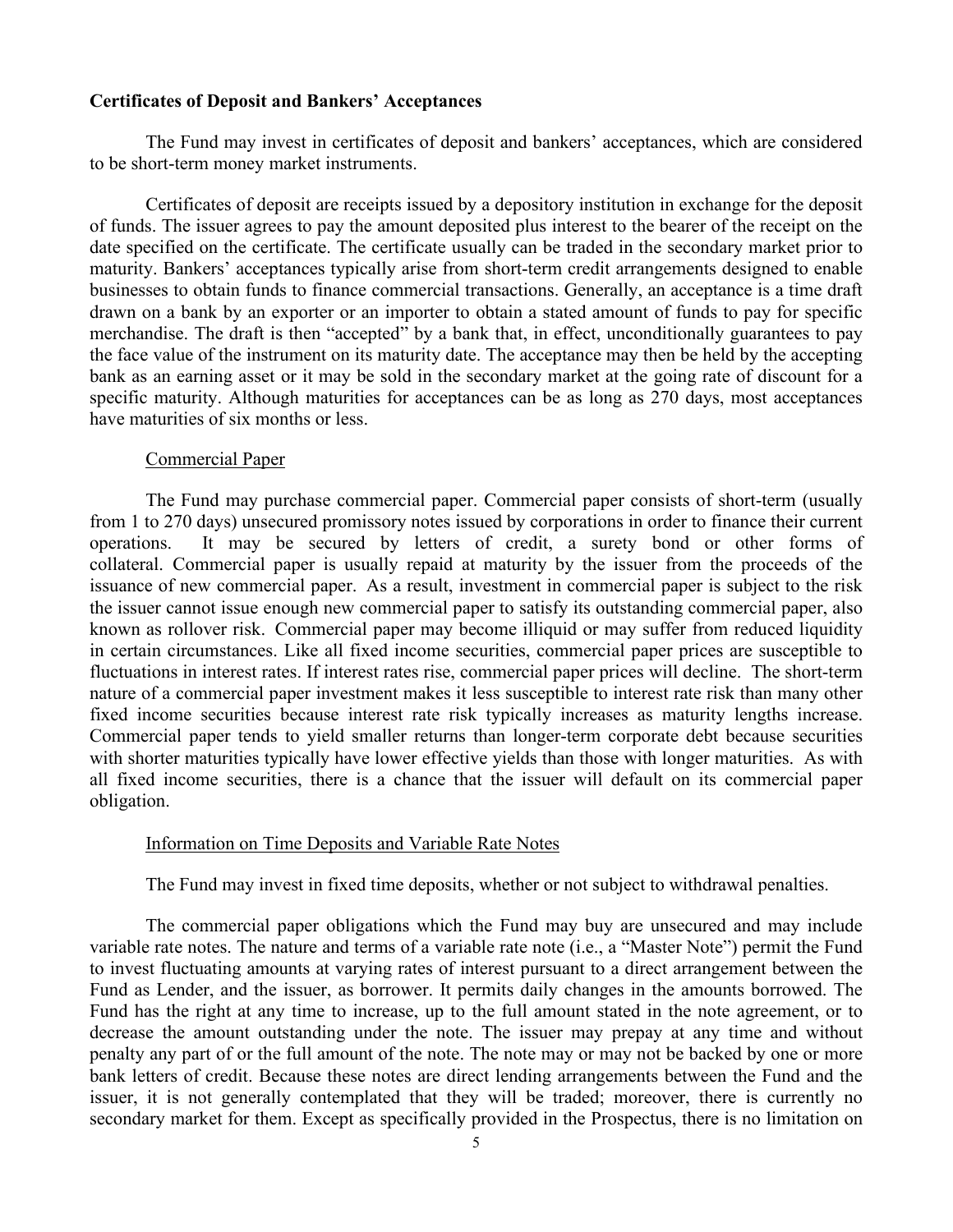**Certificates of Deposit and Bankers' Acceptances**

The Fund may invest in certificates of deposit and bankers' acceptances, which are considered to be short-term money market instruments.

Certificates of deposit are receipts issued by a depository institution in exchange for the deposit of funds. The issuer agrees to pay the amount deposited plus interest to the bearer of the receipt on the date specified on the certificate. The certificate usually can be traded in the secondary market prior to maturity. Bankers' acceptances typically arise from short-term credit arrangements designed to enable businesses to obtain funds to finance commercial transactions. Generally, an acceptance is a time draft drawn on a bank by an exporter or an importer to obtain a stated amount of funds to pay for specific merchandise. The draft is then "accepted" by a bank that, in effect, unconditionally guarantees to pay the face value of the instrument on its maturity date. The acceptance may then be held by the accepting bank as an earning asset or it may be sold in the secondary market at the going rate of discount for a specific maturity. Although maturities for acceptances can be as long as 270 days, most acceptances have maturities of six months or less.

Commercial Paper

The Fund may purchase commercial paper. Commercial paper consists of short-term (usually from 1 to 270 days) unsecured promissory notes issued by corporations in order to finance their current operations. It may be secured by letters of credit, a surety bond or other forms of collateral. Commercial paper is usually repaid at maturity by the issuer from the proceeds of the issuance of new commercial paper. As a result, investment in commercial paper is subject to the risk the issuer cannot issue enough new commercial paper to satisfy its outstanding commercial paper, also known as rollover risk. Commercial paper may become illiquid or may suffer from reduced liquidity in certain circumstances. Like all fixed income securities, commercial paper prices are susceptible to fluctuations in interest rates. If interest rates rise, commercial paper prices will decline. The short-term nature of a commercial paper investment makes it less susceptible to interest rate risk than many other fixed income securities because interest rate risk typically increases as maturity lengths increase. Commercial paper tends to yield smaller returns than longer-term corporate debt because securities with shorter maturities typically have lower effective yields than those with longer maturities. As with all fixed income securities, there is a chance that the issuer will default on its commercial paper obligation.

Information on Time Deposits and Variable Rate Notes

The Fund may invest in fixed time deposits, whether or not subject to withdrawal penalties.

The commercial paper obligations which the Fund may buy are unsecured and may include variable rate notes. The nature and terms of a variable rate note (i.e., a "Master Note") permit the Fund to invest fluctuating amounts at varying rates of interest pursuant to a direct arrangement between the Fund as Lender, and the issuer, as borrower. It permits daily changes in the amounts borrowed. The Fund has the right at any time to increase, up to the full amount stated in the note agreement, or to decrease the amount outstanding under the note. The issuer may prepay at any time and without penalty any part of or the full amount of the note. The note may or may not be backed by one or more bank letters of credit. Because these notes are direct lending arrangements between the Fund and the issuer, it is not generally contemplated that they will be traded; moreover, there is currently no secondary market for them. Except as specifically provided in the Prospectus, there is no limitation on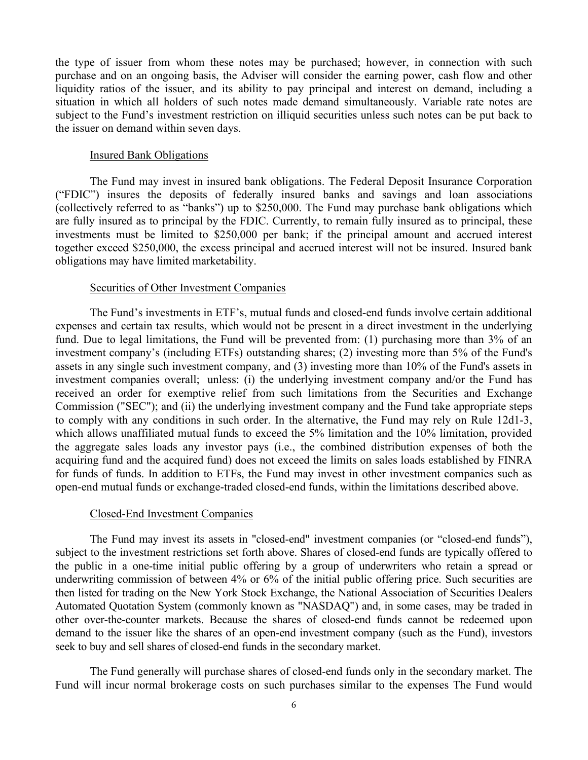the type of issuer from whom these notes may be purchased; however, in connection with such purchase and on an ongoing basis, the Adviser will consider the earning power, cash flow and other liquidity ratios of the issuer, and its ability to pay principal and interest on demand, including a situation in which all holders of such notes made demand simultaneously. Variable rate notes are subject to the Fund's investment restriction on illiquid securities unless such notes can be put back to the issuer on demand within seven days.

### Insured Bank Obligations

The Fund may invest in insured bank obligations. The Federal Deposit Insurance Corporation ("FDIC") insures the deposits of federally insured banks and savings and loan associations (collectively referred to as "banks") up to $250,000. The Fund may purchase bank obligations which are fully insured as to principal by the FDIC. Currently, to remain fully insured as to principal, these investments must be limited to $250,000 per bank; if the principal amount and accrued interest together exceed $250,000, the excess principal and accrued interest will not be insured. Insured bank obligations may have limited marketability.

### Securities of Other Investment Companies

The Fund's investments in ETF's, mutual funds and closed-end funds involve certain additional expenses and certain tax results, which would not be present in a direct investment in the underlying fund. Due to legal limitations, the Fund will be prevented from: (1) purchasing more than 3% of an investment company's (including ETFs) outstanding shares; (2) investing more than 5% of the Fund's assets in any single such investment company, and (3) investing more than 10% of the Fund's assets in investment companies overall; unless: (i) the underlying investment company and/or the Fund has received an order for exemptive relief from such limitations from the Securities and Exchange Commission ("SEC"); and (ii) the underlying investment company and the Fund take appropriate steps to comply with any conditions in such order. In the alternative, the Fund may rely on Rule 12d1-3, which allows unaffiliated mutual funds to exceed the 5% limitation and the 10% limitation, provided the aggregate sales loads any investor pays (i.e., the combined distribution expenses of both the acquiring fund and the acquired fund) does not exceed the limits on sales loads established by FINRA for funds of funds. In addition to ETFs, the Fund may invest in other investment companies such as open-end mutual funds or exchange-traded closed-end funds, within the limitations described above.

### Closed-End Investment Companies

The Fund may invest its assets in "closed-end" investment companies (or "closed-end funds"), subject to the investment restrictions set forth above. Shares of closed-end funds are typically offered to the public in a one-time initial public offering by a group of underwriters who retain a spread or underwriting commission of between 4% or 6% of the initial public offering price. Such securities are then listed for trading on the New York Stock Exchange, the National Association of Securities Dealers Automated Quotation System (commonly known as "NASDAQ") and, in some cases, may be traded in other over-the-counter markets. Because the shares of closed-end funds cannot be redeemed upon demand to the issuer like the shares of an open-end investment company (such as the Fund), investors seek to buy and sell shares of closed-end funds in the secondary market.

The Fund generally will purchase shares of closed-end funds only in the secondary market. The Fund will incur normal brokerage costs on such purchases similar to the expenses The Fund would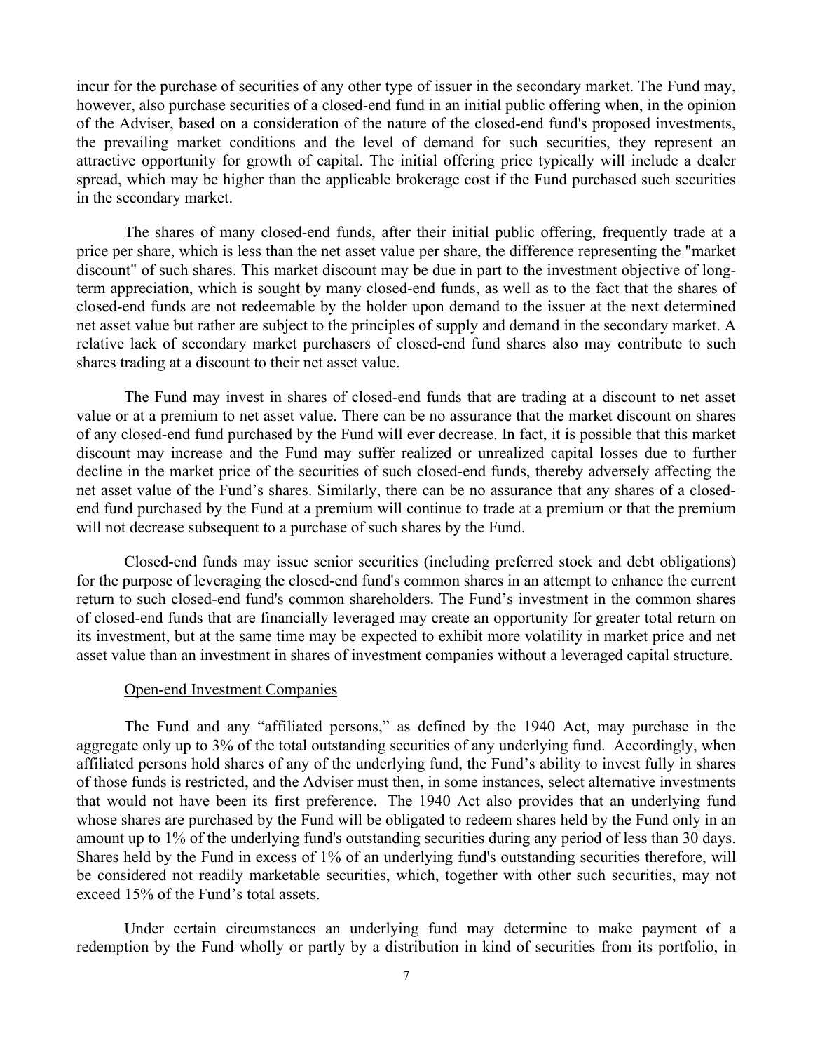incur for the purchase of securities of any other type of issuer in the secondary market. The Fund may, however, also purchase securities of a closed-end fund in an initial public offering when, in the opinion of the Adviser, based on a consideration of the nature of the closed-end fund's proposed investments, the prevailing market conditions and the level of demand for such securities, they represent an attractive opportunity for growth of capital. The initial offering price typically will include a dealer spread, which may be higher than the applicable brokerage cost if the Fund purchased such securities in the secondary market.

The shares of many closed-end funds, after their initial public offering, frequently trade at a price per share, which is less than the net asset value per share, the difference representing the "market discount" of such shares. This market discount may be due in part to the investment objective of long-term appreciation, which is sought by many closed-end funds, as well as to the fact that the shares of closed-end funds are not redeemable by the holder upon demand to the issuer at the next determined net asset value but rather are subject to the principles of supply and demand in the secondary market. A relative lack of secondary market purchasers of closed-end fund shares also may contribute to such shares trading at a discount to their net asset value.

The Fund may invest in shares of closed-end funds that are trading at a discount to net asset value or at a premium to net asset value. There can be no assurance that the market discount on shares of any closed-end fund purchased by the Fund will ever decrease. In fact, it is possible that this market discount may increase and the Fund may suffer realized or unrealized capital losses due to further decline in the market price of the securities of such closed-end funds, thereby adversely affecting the net asset value of the Fund's shares. Similarly, there can be no assurance that any shares of a closed-end fund purchased by the Fund at a premium will continue to trade at a premium or that the premium will not decrease subsequent to a purchase of such shares by the Fund.

Closed-end funds may issue senior securities (including preferred stock and debt obligations) for the purpose of leveraging the closed-end fund's common shares in an attempt to enhance the current return to such closed-end fund's common shareholders. The Fund's investment in the common shares of closed-end funds that are financially leveraged may create an opportunity for greater total return on its investment, but at the same time may be expected to exhibit more volatility in market price and net asset value than an investment in shares of investment companies without a leveraged capital structure.

Open-end Investment Companies

The Fund and any "affiliated persons," as defined by the 1940 Act, may purchase in the aggregate only up to 3% of the total outstanding securities of any underlying fund. Accordingly, when affiliated persons hold shares of any of the underlying fund, the Fund's ability to invest fully in shares of those funds is restricted, and the Adviser must then, in some instances, select alternative investments that would not have been its first preference. The 1940 Act also provides that an underlying fund whose shares are purchased by the Fund will be obligated to redeem shares held by the Fund only in an amount up to 1% of the underlying fund's outstanding securities during any period of less than 30 days. Shares held by the Fund in excess of 1% of an underlying fund's outstanding securities therefore, will be considered not readily marketable securities, which, together with other such securities, may not exceed 15% of the Fund's total assets.

Under certain circumstances an underlying fund may determine to make payment of a redemption by the Fund wholly or partly by a distribution in kind of securities from its portfolio, in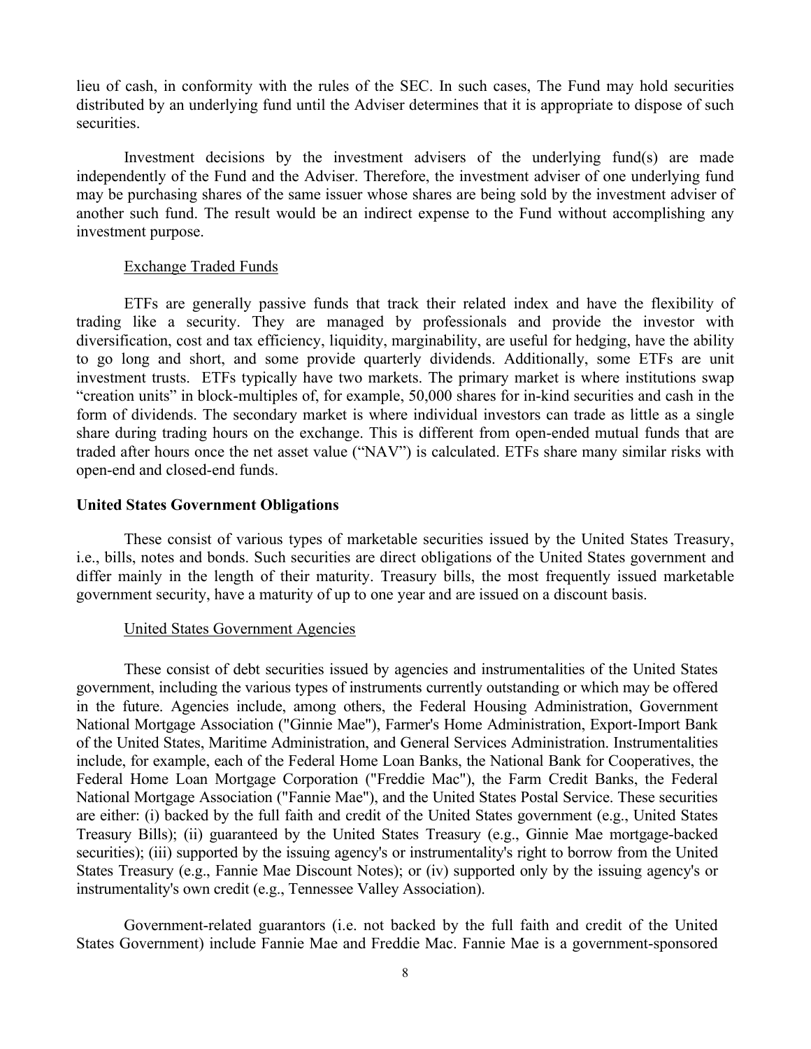lieu of cash, in conformity with the rules of the SEC. In such cases, The Fund may hold securities distributed by an underlying fund until the Adviser determines that it is appropriate to dispose of such securities.

Investment decisions by the investment advisers of the underlying fund(s) are made independently of the Fund and the Adviser. Therefore, the investment adviser of one underlying fund may be purchasing shares of the same issuer whose shares are being sold by the investment adviser of another such fund. The result would be an indirect expense to the Fund without accomplishing any investment purpose.

Exchange Traded Funds

ETFs are generally passive funds that track their related index and have the flexibility of trading like a security. They are managed by professionals and provide the investor with diversification, cost and tax efficiency, liquidity, marginability, are useful for hedging, have the ability to go long and short, and some provide quarterly dividends. Additionally, some ETFs are unit investment trusts. ETFs typically have two markets. The primary market is where institutions swap "creation units" in block-multiples of, for example, 50,000 shares for in-kind securities and cash in the form of dividends. The secondary market is where individual investors can trade as little as a single share during trading hours on the exchange. This is different from open-ended mutual funds that are traded after hours once the net asset value ("NAV") is calculated. ETFs share many similar risks with open-end and closed-end funds.

**United States Government Obligations**

These consist of various types of marketable securities issued by the United States Treasury, i.e., bills, notes and bonds. Such securities are direct obligations of the United States government and differ mainly in the length of their maturity. Treasury bills, the most frequently issued marketable government security, have a maturity of up to one year and are issued on a discount basis.

United States Government Agencies

These consist of debt securities issued by agencies and instrumentalities of the United States government, including the various types of instruments currently outstanding or which may be offered in the future. Agencies include, among others, the Federal Housing Administration, Government National Mortgage Association ("Ginnie Mae"), Farmer's Home Administration, Export-Import Bank of the United States, Maritime Administration, and General Services Administration. Instrumentalities include, for example, each of the Federal Home Loan Banks, the National Bank for Cooperatives, the Federal Home Loan Mortgage Corporation ("Freddie Mac"), the Farm Credit Banks, the Federal National Mortgage Association ("Fannie Mae"), and the United States Postal Service. These securities are either: (i) backed by the full faith and credit of the United States government (e.g., United States Treasury Bills); (ii) guaranteed by the United States Treasury (e.g., Ginnie Mae mortgage-backed securities); (iii) supported by the issuing agency's or instrumentality's right to borrow from the United States Treasury (e.g., Fannie Mae Discount Notes); or (iv) supported only by the issuing agency's or instrumentality's own credit (e.g., Tennessee Valley Association).

Government-related guarantors (i.e. not backed by the full faith and credit of the United States Government) include Fannie Mae and Freddie Mac. Fannie Mae is a government-sponsored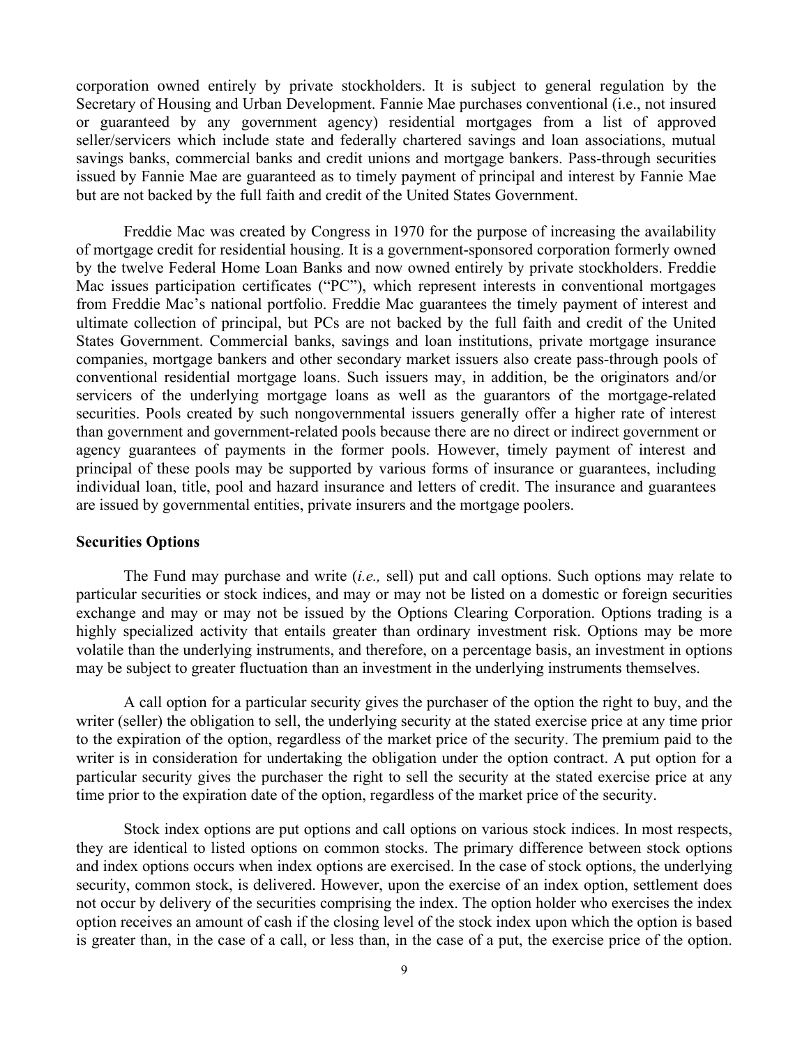corporation owned entirely by private stockholders. It is subject to general regulation by the Secretary of Housing and Urban Development. Fannie Mae purchases conventional (i.e., not insured or guaranteed by any government agency) residential mortgages from a list of approved seller/servicers which include state and federally chartered savings and loan associations, mutual savings banks, commercial banks and credit unions and mortgage bankers. Pass-through securities issued by Fannie Mae are guaranteed as to timely payment of principal and interest by Fannie Mae but are not backed by the full faith and credit of the United States Government.

Freddie Mac was created by Congress in 1970 for the purpose of increasing the availability of mortgage credit for residential housing. It is a government-sponsored corporation formerly owned by the twelve Federal Home Loan Banks and now owned entirely by private stockholders. Freddie Mac issues participation certificates ("PC"), which represent interests in conventional mortgages from Freddie Mac's national portfolio. Freddie Mac guarantees the timely payment of interest and ultimate collection of principal, but PCs are not backed by the full faith and credit of the United States Government. Commercial banks, savings and loan institutions, private mortgage insurance companies, mortgage bankers and other secondary market issuers also create pass-through pools of conventional residential mortgage loans. Such issuers may, in addition, be the originators and/or servicers of the underlying mortgage loans as well as the guarantors of the mortgage-related securities. Pools created by such nongovernmental issuers generally offer a higher rate of interest than government and government-related pools because there are no direct or indirect government or agency guarantees of payments in the former pools. However, timely payment of interest and principal of these pools may be supported by various forms of insurance or guarantees, including individual loan, title, pool and hazard insurance and letters of credit. The insurance and guarantees are issued by governmental entities, private insurers and the mortgage poolers.

**Securities Options**

The Fund may purchase and write (*i.e.,* sell) put and call options. Such options may relate to particular securities or stock indices, and may or may not be listed on a domestic or foreign securities exchange and may or may not be issued by the Options Clearing Corporation. Options trading is a highly specialized activity that entails greater than ordinary investment risk. Options may be more volatile than the underlying instruments, and therefore, on a percentage basis, an investment in options may be subject to greater fluctuation than an investment in the underlying instruments themselves.

A call option for a particular security gives the purchaser of the option the right to buy, and the writer (seller) the obligation to sell, the underlying security at the stated exercise price at any time prior to the expiration of the option, regardless of the market price of the security. The premium paid to the writer is in consideration for undertaking the obligation under the option contract. A put option for a particular security gives the purchaser the right to sell the security at the stated exercise price at any time prior to the expiration date of the option, regardless of the market price of the security.

Stock index options are put options and call options on various stock indices. In most respects, they are identical to listed options on common stocks. The primary difference between stock options and index options occurs when index options are exercised. In the case of stock options, the underlying security, common stock, is delivered. However, upon the exercise of an index option, settlement does not occur by delivery of the securities comprising the index. The option holder who exercises the index option receives an amount of cash if the closing level of the stock index upon which the option is based is greater than, in the case of a call, or less than, in the case of a put, the exercise price of the option.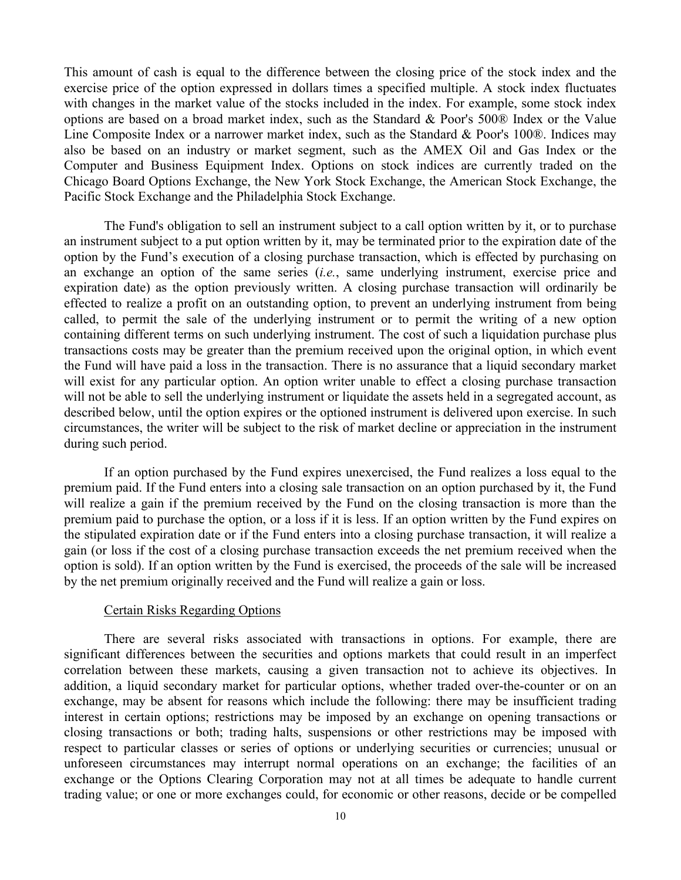This amount of cash is equal to the difference between the closing price of the stock index and the exercise price of the option expressed in dollars times a specified multiple. A stock index fluctuates with changes in the market value of the stocks included in the index. For example, some stock index options are based on a broad market index, such as the Standard & Poor's 500® Index or the Value Line Composite Index or a narrower market index, such as the Standard & Poor's 100®. Indices may also be based on an industry or market segment, such as the AMEX Oil and Gas Index or the Computer and Business Equipment Index. Options on stock indices are currently traded on the Chicago Board Options Exchange, the New York Stock Exchange, the American Stock Exchange, the Pacific Stock Exchange and the Philadelphia Stock Exchange.

The Fund's obligation to sell an instrument subject to a call option written by it, or to purchase an instrument subject to a put option written by it, may be terminated prior to the expiration date of the option by the Fund's execution of a closing purchase transaction, which is effected by purchasing on an exchange an option of the same series (*i.e.*, same underlying instrument, exercise price and expiration date) as the option previously written. A closing purchase transaction will ordinarily be effected to realize a profit on an outstanding option, to prevent an underlying instrument from being called, to permit the sale of the underlying instrument or to permit the writing of a new option containing different terms on such underlying instrument. The cost of such a liquidation purchase plus transactions costs may be greater than the premium received upon the original option, in which event the Fund will have paid a loss in the transaction. There is no assurance that a liquid secondary market will exist for any particular option. An option writer unable to effect a closing purchase transaction will not be able to sell the underlying instrument or liquidate the assets held in a segregated account, as described below, until the option expires or the optioned instrument is delivered upon exercise. In such circumstances, the writer will be subject to the risk of market decline or appreciation in the instrument during such period.

If an option purchased by the Fund expires unexercised, the Fund realizes a loss equal to the premium paid. If the Fund enters into a closing sale transaction on an option purchased by it, the Fund will realize a gain if the premium received by the Fund on the closing transaction is more than the premium paid to purchase the option, or a loss if it is less. If an option written by the Fund expires on the stipulated expiration date or if the Fund enters into a closing purchase transaction, it will realize a gain (or loss if the cost of a closing purchase transaction exceeds the net premium received when the option is sold). If an option written by the Fund is exercised, the proceeds of the sale will be increased by the net premium originally received and the Fund will realize a gain or loss.

Certain Risks Regarding Options

There are several risks associated with transactions in options. For example, there are significant differences between the securities and options markets that could result in an imperfect correlation between these markets, causing a given transaction not to achieve its objectives. In addition, a liquid secondary market for particular options, whether traded over-the-counter or on an exchange, may be absent for reasons which include the following: there may be insufficient trading interest in certain options; restrictions may be imposed by an exchange on opening transactions or closing transactions or both; trading halts, suspensions or other restrictions may be imposed with respect to particular classes or series of options or underlying securities or currencies; unusual or unforeseen circumstances may interrupt normal operations on an exchange; the facilities of an exchange or the Options Clearing Corporation may not at all times be adequate to handle current trading value; or one or more exchanges could, for economic or other reasons, decide or be compelled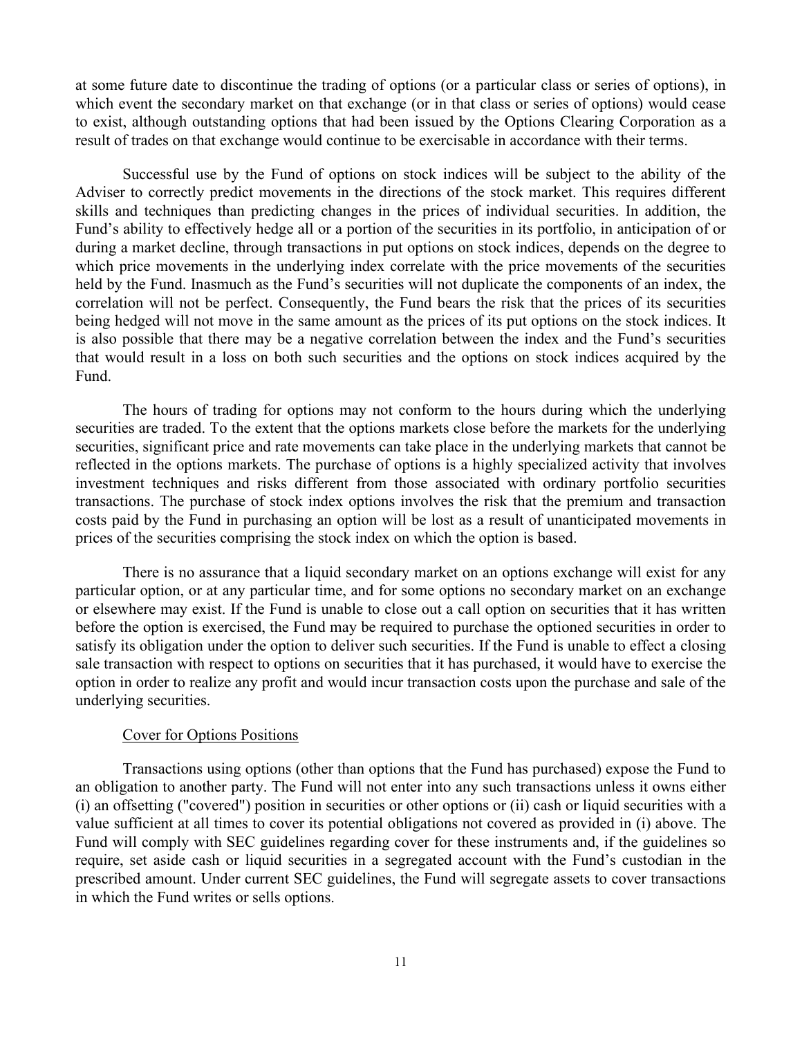at some future date to discontinue the trading of options (or a particular class or series of options), in which event the secondary market on that exchange (or in that class or series of options) would cease to exist, although outstanding options that had been issued by the Options Clearing Corporation as a result of trades on that exchange would continue to be exercisable in accordance with their terms.

Successful use by the Fund of options on stock indices will be subject to the ability of the Adviser to correctly predict movements in the directions of the stock market. This requires different skills and techniques than predicting changes in the prices of individual securities. In addition, the Fund's ability to effectively hedge all or a portion of the securities in its portfolio, in anticipation of or during a market decline, through transactions in put options on stock indices, depends on the degree to which price movements in the underlying index correlate with the price movements of the securities held by the Fund. Inasmuch as the Fund's securities will not duplicate the components of an index, the correlation will not be perfect. Consequently, the Fund bears the risk that the prices of its securities being hedged will not move in the same amount as the prices of its put options on the stock indices. It is also possible that there may be a negative correlation between the index and the Fund's securities that would result in a loss on both such securities and the options on stock indices acquired by the Fund.

The hours of trading for options may not conform to the hours during which the underlying securities are traded. To the extent that the options markets close before the markets for the underlying securities, significant price and rate movements can take place in the underlying markets that cannot be reflected in the options markets. The purchase of options is a highly specialized activity that involves investment techniques and risks different from those associated with ordinary portfolio securities transactions. The purchase of stock index options involves the risk that the premium and transaction costs paid by the Fund in purchasing an option will be lost as a result of unanticipated movements in prices of the securities comprising the stock index on which the option is based.

There is no assurance that a liquid secondary market on an options exchange will exist for any particular option, or at any particular time, and for some options no secondary market on an exchange or elsewhere may exist. If the Fund is unable to close out a call option on securities that it has written before the option is exercised, the Fund may be required to purchase the optioned securities in order to satisfy its obligation under the option to deliver such securities. If the Fund is unable to effect a closing sale transaction with respect to options on securities that it has purchased, it would have to exercise the option in order to realize any profit and would incur transaction costs upon the purchase and sale of the underlying securities.

Cover for Options Positions

Transactions using options (other than options that the Fund has purchased) expose the Fund to an obligation to another party. The Fund will not enter into any such transactions unless it owns either (i) an offsetting ("covered") position in securities or other options or (ii) cash or liquid securities with a value sufficient at all times to cover its potential obligations not covered as provided in (i) above. The Fund will comply with SEC guidelines regarding cover for these instruments and, if the guidelines so require, set aside cash or liquid securities in a segregated account with the Fund's custodian in the prescribed amount. Under current SEC guidelines, the Fund will segregate assets to cover transactions in which the Fund writes or sells options.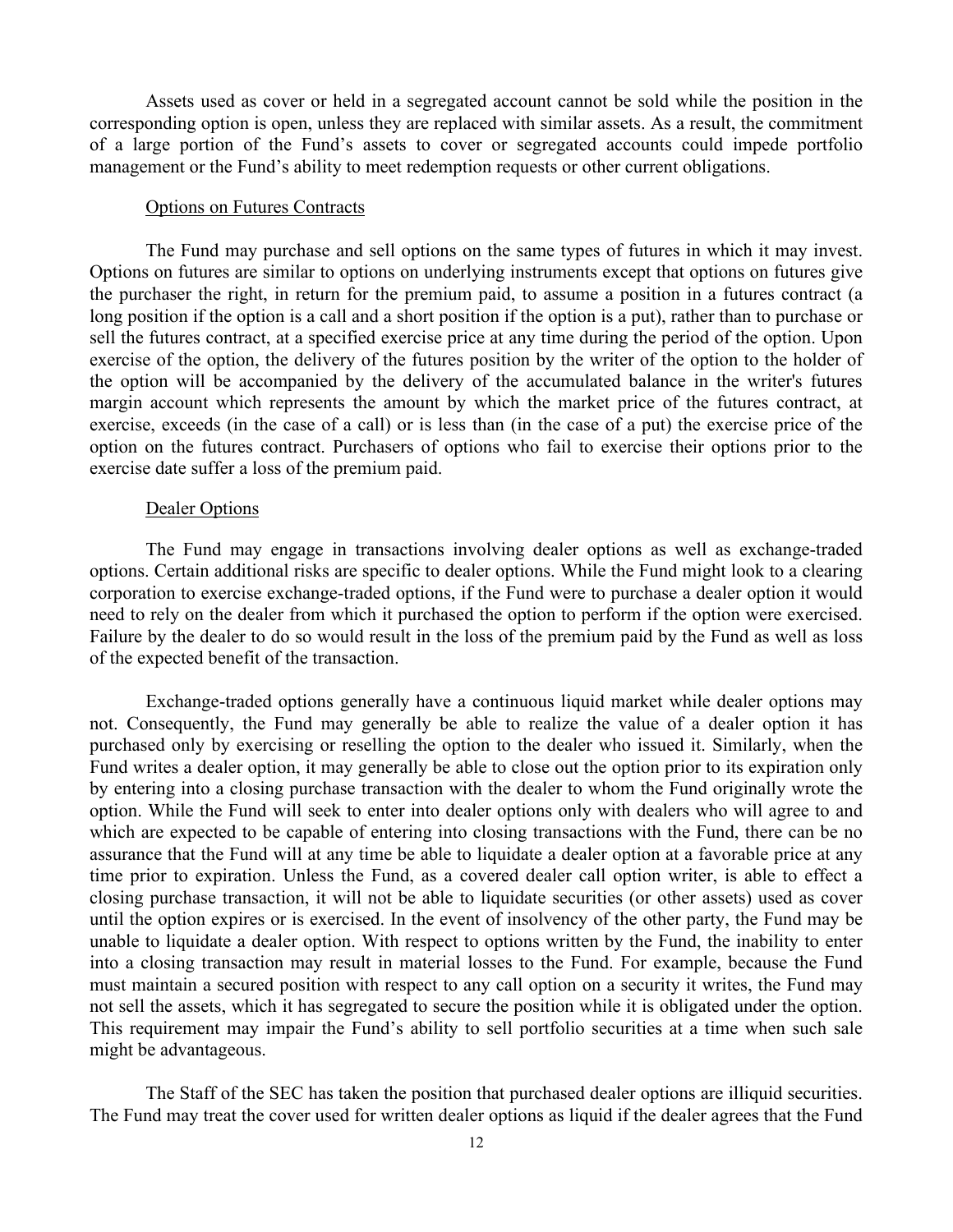Assets used as cover or held in a segregated account cannot be sold while the position in the corresponding option is open, unless they are replaced with similar assets. As a result, the commitment of a large portion of the Fund's assets to cover or segregated accounts could impede portfolio management or the Fund's ability to meet redemption requests or other current obligations.

### Options on Futures Contracts

The Fund may purchase and sell options on the same types of futures in which it may invest. Options on futures are similar to options on underlying instruments except that options on futures give the purchaser the right, in return for the premium paid, to assume a position in a futures contract (a long position if the option is a call and a short position if the option is a put), rather than to purchase or sell the futures contract, at a specified exercise price at any time during the period of the option. Upon exercise of the option, the delivery of the futures position by the writer of the option to the holder of the option will be accompanied by the delivery of the accumulated balance in the writer's futures margin account which represents the amount by which the market price of the futures contract, at exercise, exceeds (in the case of a call) or is less than (in the case of a put) the exercise price of the option on the futures contract. Purchasers of options who fail to exercise their options prior to the exercise date suffer a loss of the premium paid.

### Dealer Options

The Fund may engage in transactions involving dealer options as well as exchange-traded options. Certain additional risks are specific to dealer options. While the Fund might look to a clearing corporation to exercise exchange-traded options, if the Fund were to purchase a dealer option it would need to rely on the dealer from which it purchased the option to perform if the option were exercised. Failure by the dealer to do so would result in the loss of the premium paid by the Fund as well as loss of the expected benefit of the transaction.

Exchange-traded options generally have a continuous liquid market while dealer options may not. Consequently, the Fund may generally be able to realize the value of a dealer option it has purchased only by exercising or reselling the option to the dealer who issued it. Similarly, when the Fund writes a dealer option, it may generally be able to close out the option prior to its expiration only by entering into a closing purchase transaction with the dealer to whom the Fund originally wrote the option. While the Fund will seek to enter into dealer options only with dealers who will agree to and which are expected to be capable of entering into closing transactions with the Fund, there can be no assurance that the Fund will at any time be able to liquidate a dealer option at a favorable price at any time prior to expiration. Unless the Fund, as a covered dealer call option writer, is able to effect a closing purchase transaction, it will not be able to liquidate securities (or other assets) used as cover until the option expires or is exercised. In the event of insolvency of the other party, the Fund may be unable to liquidate a dealer option. With respect to options written by the Fund, the inability to enter into a closing transaction may result in material losses to the Fund. For example, because the Fund must maintain a secured position with respect to any call option on a security it writes, the Fund may not sell the assets, which it has segregated to secure the position while it is obligated under the option. This requirement may impair the Fund's ability to sell portfolio securities at a time when such sale might be advantageous.

The Staff of the SEC has taken the position that purchased dealer options are illiquid securities. The Fund may treat the cover used for written dealer options as liquid if the dealer agrees that the Fund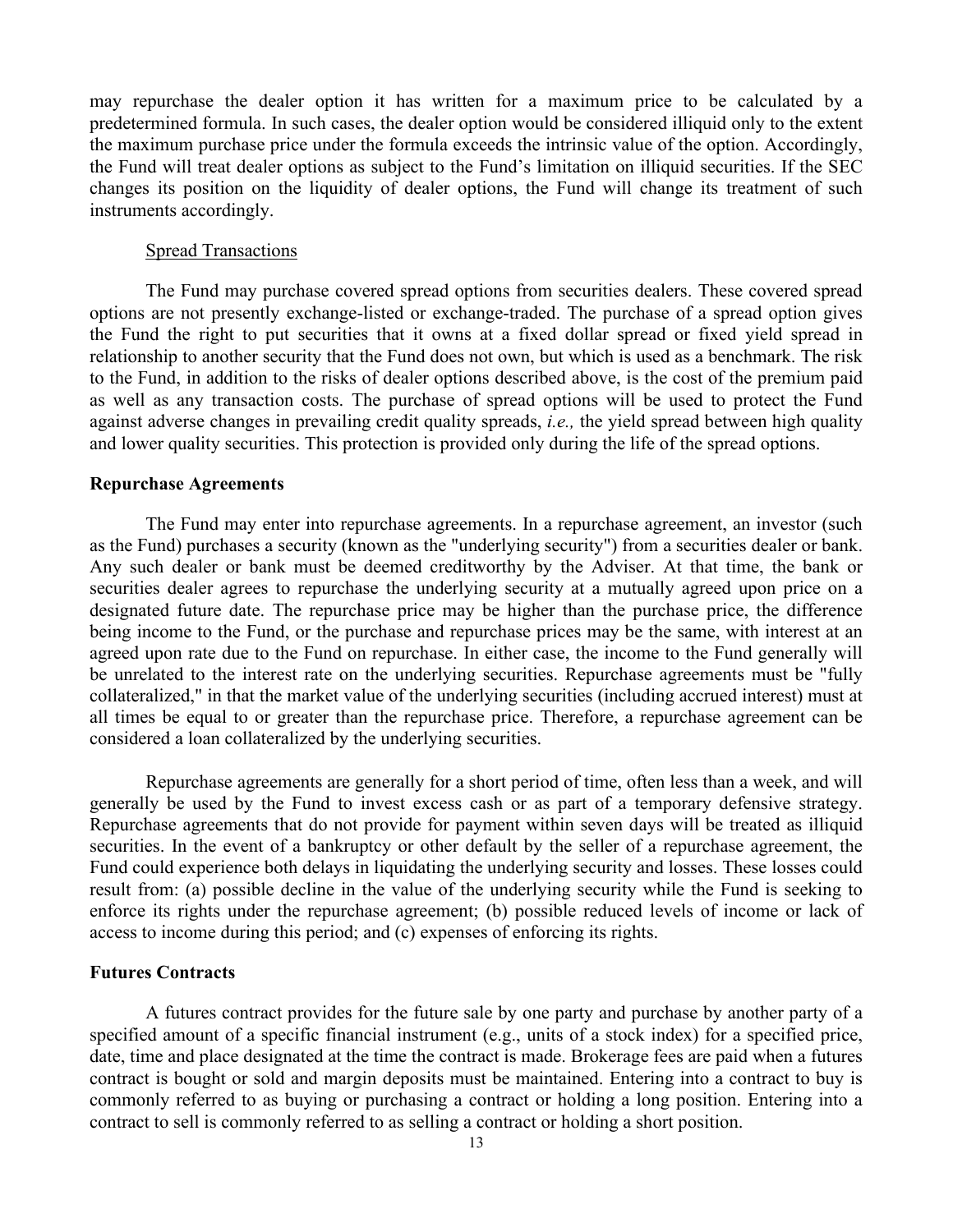may repurchase the dealer option it has written for a maximum price to be calculated by a predetermined formula. In such cases, the dealer option would be considered illiquid only to the extent the maximum purchase price under the formula exceeds the intrinsic value of the option. Accordingly, the Fund will treat dealer options as subject to the Fund's limitation on illiquid securities. If the SEC changes its position on the liquidity of dealer options, the Fund will change its treatment of such instruments accordingly.

Spread Transactions

The Fund may purchase covered spread options from securities dealers. These covered spread options are not presently exchange-listed or exchange-traded. The purchase of a spread option gives the Fund the right to put securities that it owns at a fixed dollar spread or fixed yield spread in relationship to another security that the Fund does not own, but which is used as a benchmark. The risk to the Fund, in addition to the risks of dealer options described above, is the cost of the premium paid as well as any transaction costs. The purchase of spread options will be used to protect the Fund against adverse changes in prevailing credit quality spreads, *i.e.,* the yield spread between high quality and lower quality securities. This protection is provided only during the life of the spread options.

**Repurchase Agreements**

The Fund may enter into repurchase agreements. In a repurchase agreement, an investor (such as the Fund) purchases a security (known as the "underlying security") from a securities dealer or bank. Any such dealer or bank must be deemed creditworthy by the Adviser. At that time, the bank or securities dealer agrees to repurchase the underlying security at a mutually agreed upon price on a designated future date. The repurchase price may be higher than the purchase price, the difference being income to the Fund, or the purchase and repurchase prices may be the same, with interest at an agreed upon rate due to the Fund on repurchase. In either case, the income to the Fund generally will be unrelated to the interest rate on the underlying securities. Repurchase agreements must be "fully collateralized," in that the market value of the underlying securities (including accrued interest) must at all times be equal to or greater than the repurchase price. Therefore, a repurchase agreement can be considered a loan collateralized by the underlying securities.

Repurchase agreements are generally for a short period of time, often less than a week, and will generally be used by the Fund to invest excess cash or as part of a temporary defensive strategy. Repurchase agreements that do not provide for payment within seven days will be treated as illiquid securities. In the event of a bankruptcy or other default by the seller of a repurchase agreement, the Fund could experience both delays in liquidating the underlying security and losses. These losses could result from: (a) possible decline in the value of the underlying security while the Fund is seeking to enforce its rights under the repurchase agreement; (b) possible reduced levels of income or lack of access to income during this period; and (c) expenses of enforcing its rights.

**Futures Contracts**

A futures contract provides for the future sale by one party and purchase by another party of a specified amount of a specific financial instrument (e.g., units of a stock index) for a specified price, date, time and place designated at the time the contract is made. Brokerage fees are paid when a futures contract is bought or sold and margin deposits must be maintained. Entering into a contract to buy is commonly referred to as buying or purchasing a contract or holding a long position. Entering into a contract to sell is commonly referred to as selling a contract or holding a short position.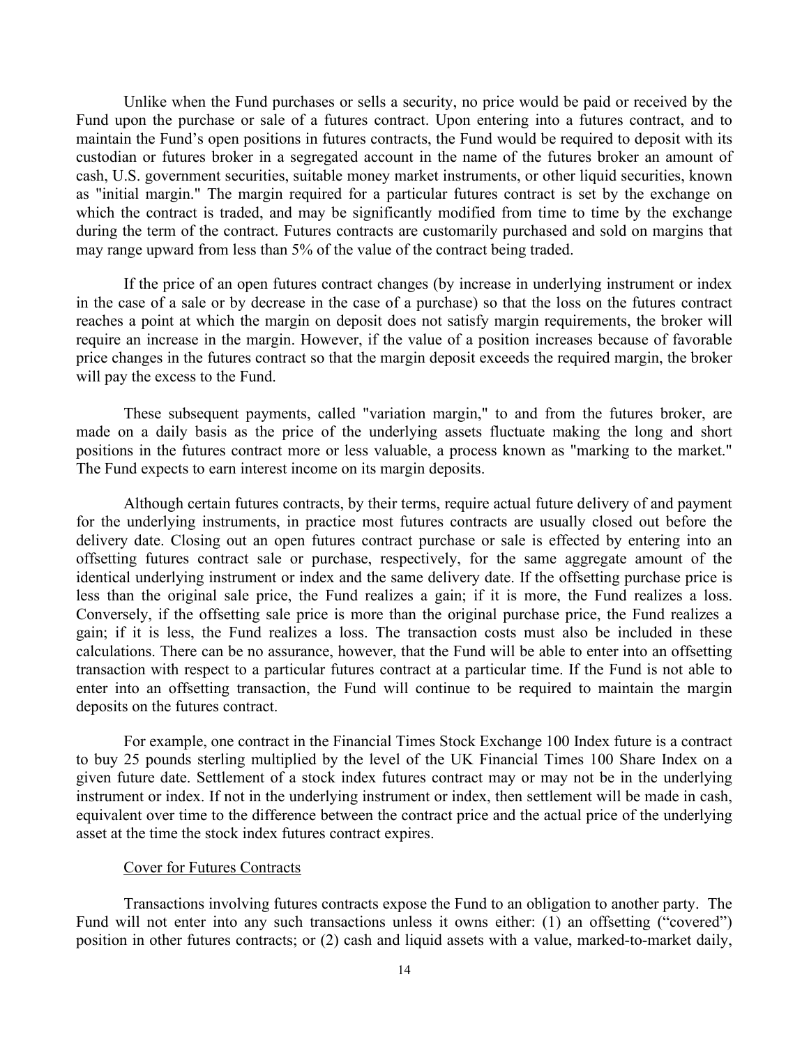Unlike when the Fund purchases or sells a security, no price would be paid or received by the Fund upon the purchase or sale of a futures contract. Upon entering into a futures contract, and to maintain the Fund's open positions in futures contracts, the Fund would be required to deposit with its custodian or futures broker in a segregated account in the name of the futures broker an amount of cash, U.S. government securities, suitable money market instruments, or other liquid securities, known as "initial margin." The margin required for a particular futures contract is set by the exchange on which the contract is traded, and may be significantly modified from time to time by the exchange during the term of the contract. Futures contracts are customarily purchased and sold on margins that may range upward from less than 5% of the value of the contract being traded.

If the price of an open futures contract changes (by increase in underlying instrument or index in the case of a sale or by decrease in the case of a purchase) so that the loss on the futures contract reaches a point at which the margin on deposit does not satisfy margin requirements, the broker will require an increase in the margin. However, if the value of a position increases because of favorable price changes in the futures contract so that the margin deposit exceeds the required margin, the broker will pay the excess to the Fund.

These subsequent payments, called "variation margin," to and from the futures broker, are made on a daily basis as the price of the underlying assets fluctuate making the long and short positions in the futures contract more or less valuable, a process known as "marking to the market." The Fund expects to earn interest income on its margin deposits.

Although certain futures contracts, by their terms, require actual future delivery of and payment for the underlying instruments, in practice most futures contracts are usually closed out before the delivery date. Closing out an open futures contract purchase or sale is effected by entering into an offsetting futures contract sale or purchase, respectively, for the same aggregate amount of the identical underlying instrument or index and the same delivery date. If the offsetting purchase price is less than the original sale price, the Fund realizes a gain; if it is more, the Fund realizes a loss. Conversely, if the offsetting sale price is more than the original purchase price, the Fund realizes a gain; if it is less, the Fund realizes a loss. The transaction costs must also be included in these calculations. There can be no assurance, however, that the Fund will be able to enter into an offsetting transaction with respect to a particular futures contract at a particular time. If the Fund is not able to enter into an offsetting transaction, the Fund will continue to be required to maintain the margin deposits on the futures contract.

For example, one contract in the Financial Times Stock Exchange 100 Index future is a contract to buy 25 pounds sterling multiplied by the level of the UK Financial Times 100 Share Index on a given future date. Settlement of a stock index futures contract may or may not be in the underlying instrument or index. If not in the underlying instrument or index, then settlement will be made in cash, equivalent over time to the difference between the contract price and the actual price of the underlying asset at the time the stock index futures contract expires.

Cover for Futures Contracts

Transactions involving futures contracts expose the Fund to an obligation to another party. The Fund will not enter into any such transactions unless it owns either: (1) an offsetting ("covered") position in other futures contracts; or (2) cash and liquid assets with a value, marked-to-market daily,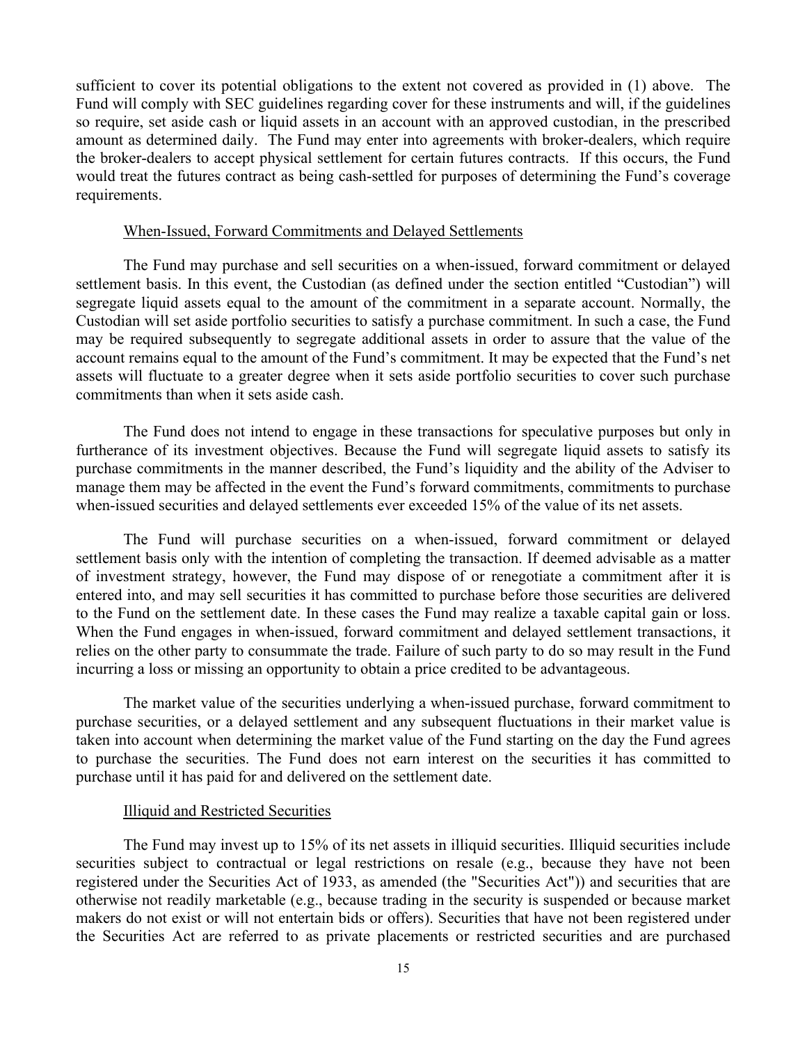sufficient to cover its potential obligations to the extent not covered as provided in (1) above. The Fund will comply with SEC guidelines regarding cover for these instruments and will, if the guidelines so require, set aside cash or liquid assets in an account with an approved custodian, in the prescribed amount as determined daily. The Fund may enter into agreements with broker-dealers, which require the broker-dealers to accept physical settlement for certain futures contracts. If this occurs, the Fund would treat the futures contract as being cash-settled for purposes of determining the Fund's coverage requirements.

### When-Issued, Forward Commitments and Delayed Settlements

The Fund may purchase and sell securities on a when-issued, forward commitment or delayed settlement basis. In this event, the Custodian (as defined under the section entitled "Custodian") will segregate liquid assets equal to the amount of the commitment in a separate account. Normally, the Custodian will set aside portfolio securities to satisfy a purchase commitment. In such a case, the Fund may be required subsequently to segregate additional assets in order to assure that the value of the account remains equal to the amount of the Fund's commitment. It may be expected that the Fund's net assets will fluctuate to a greater degree when it sets aside portfolio securities to cover such purchase commitments than when it sets aside cash.

The Fund does not intend to engage in these transactions for speculative purposes but only in furtherance of its investment objectives. Because the Fund will segregate liquid assets to satisfy its purchase commitments in the manner described, the Fund's liquidity and the ability of the Adviser to manage them may be affected in the event the Fund's forward commitments, commitments to purchase when-issued securities and delayed settlements ever exceeded 15% of the value of its net assets.

The Fund will purchase securities on a when-issued, forward commitment or delayed settlement basis only with the intention of completing the transaction. If deemed advisable as a matter of investment strategy, however, the Fund may dispose of or renegotiate a commitment after it is entered into, and may sell securities it has committed to purchase before those securities are delivered to the Fund on the settlement date. In these cases the Fund may realize a taxable capital gain or loss. When the Fund engages in when-issued, forward commitment and delayed settlement transactions, it relies on the other party to consummate the trade. Failure of such party to do so may result in the Fund incurring a loss or missing an opportunity to obtain a price credited to be advantageous.

The market value of the securities underlying a when-issued purchase, forward commitment to purchase securities, or a delayed settlement and any subsequent fluctuations in their market value is taken into account when determining the market value of the Fund starting on the day the Fund agrees to purchase the securities. The Fund does not earn interest on the securities it has committed to purchase until it has paid for and delivered on the settlement date.

### Illiquid and Restricted Securities

The Fund may invest up to 15% of its net assets in illiquid securities. Illiquid securities include securities subject to contractual or legal restrictions on resale (e.g., because they have not been registered under the Securities Act of 1933, as amended (the "Securities Act")) and securities that are otherwise not readily marketable (e.g., because trading in the security is suspended or because market makers do not exist or will not entertain bids or offers). Securities that have not been registered under the Securities Act are referred to as private placements or restricted securities and are purchased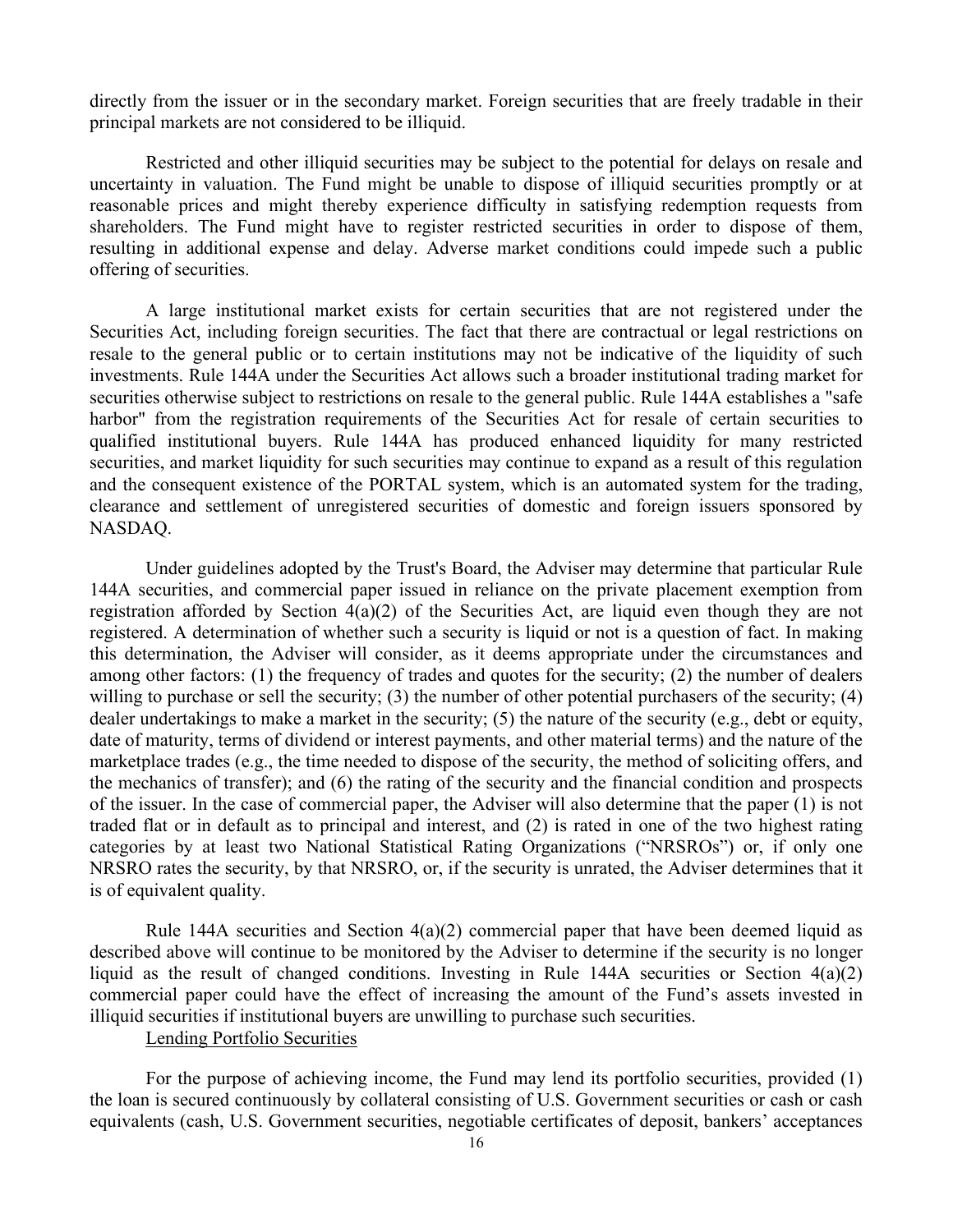directly from the issuer or in the secondary market. Foreign securities that are freely tradable in their principal markets are not considered to be illiquid.

Restricted and other illiquid securities may be subject to the potential for delays on resale and uncertainty in valuation. The Fund might be unable to dispose of illiquid securities promptly or at reasonable prices and might thereby experience difficulty in satisfying redemption requests from shareholders. The Fund might have to register restricted securities in order to dispose of them, resulting in additional expense and delay. Adverse market conditions could impede such a public offering of securities.

A large institutional market exists for certain securities that are not registered under the Securities Act, including foreign securities. The fact that there are contractual or legal restrictions on resale to the general public or to certain institutions may not be indicative of the liquidity of such investments. Rule 144A under the Securities Act allows such a broader institutional trading market for securities otherwise subject to restrictions on resale to the general public. Rule 144A establishes a "safe harbor" from the registration requirements of the Securities Act for resale of certain securities to qualified institutional buyers. Rule 144A has produced enhanced liquidity for many restricted securities, and market liquidity for such securities may continue to expand as a result of this regulation and the consequent existence of the PORTAL system, which is an automated system for the trading, clearance and settlement of unregistered securities of domestic and foreign issuers sponsored by NASDAQ.

Under guidelines adopted by the Trust's Board, the Adviser may determine that particular Rule 144A securities, and commercial paper issued in reliance on the private placement exemption from registration afforded by Section 4(a)(2) of the Securities Act, are liquid even though they are not registered. A determination of whether such a security is liquid or not is a question of fact. In making this determination, the Adviser will consider, as it deems appropriate under the circumstances and among other factors: (1) the frequency of trades and quotes for the security; (2) the number of dealers willing to purchase or sell the security; (3) the number of other potential purchasers of the security; (4) dealer undertakings to make a market in the security; (5) the nature of the security (e.g., debt or equity, date of maturity, terms of dividend or interest payments, and other material terms) and the nature of the marketplace trades (e.g., the time needed to dispose of the security, the method of soliciting offers, and the mechanics of transfer); and (6) the rating of the security and the financial condition and prospects of the issuer. In the case of commercial paper, the Adviser will also determine that the paper (1) is not traded flat or in default as to principal and interest, and (2) is rated in one of the two highest rating categories by at least two National Statistical Rating Organizations ("NRSROs") or, if only one NRSRO rates the security, by that NRSRO, or, if the security is unrated, the Adviser determines that it is of equivalent quality.

Rule 144A securities and Section 4(a)(2) commercial paper that have been deemed liquid as described above will continue to be monitored by the Adviser to determine if the security is no longer liquid as the result of changed conditions. Investing in Rule 144A securities or Section 4(a)(2) commercial paper could have the effect of increasing the amount of the Fund's assets invested in illiquid securities if institutional buyers are unwilling to purchase such securities.

Lending Portfolio Securities

For the purpose of achieving income, the Fund may lend its portfolio securities, provided (1) the loan is secured continuously by collateral consisting of U.S. Government securities or cash or cash equivalents (cash, U.S. Government securities, negotiable certificates of deposit, bankers' acceptances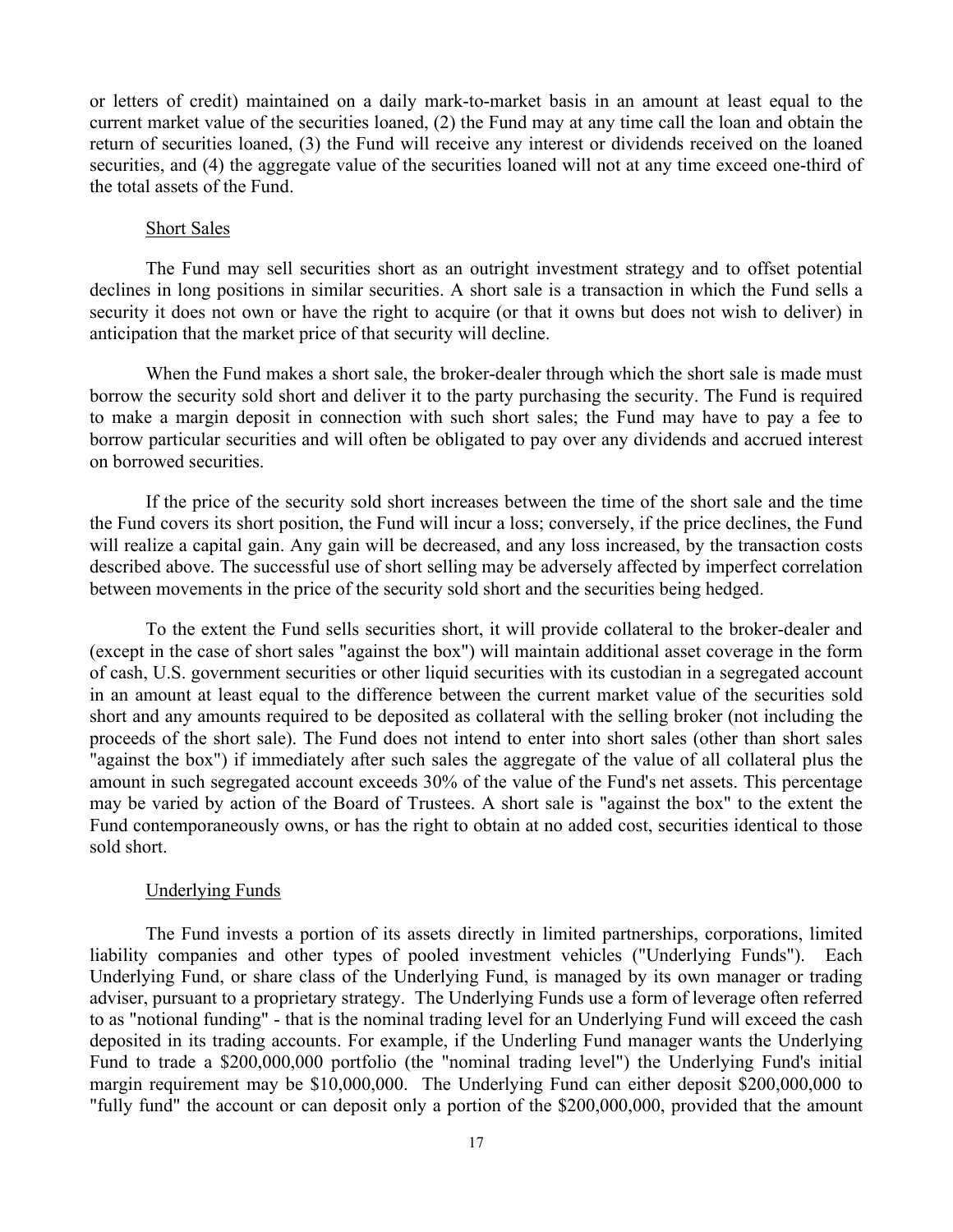or letters of credit) maintained on a daily mark-to-market basis in an amount at least equal to the current market value of the securities loaned, (2) the Fund may at any time call the loan and obtain the return of securities loaned, (3) the Fund will receive any interest or dividends received on the loaned securities, and (4) the aggregate value of the securities loaned will not at any time exceed one-third of the total assets of the Fund.

### Short Sales

The Fund may sell securities short as an outright investment strategy and to offset potential declines in long positions in similar securities. A short sale is a transaction in which the Fund sells a security it does not own or have the right to acquire (or that it owns but does not wish to deliver) in anticipation that the market price of that security will decline.

When the Fund makes a short sale, the broker-dealer through which the short sale is made must borrow the security sold short and deliver it to the party purchasing the security. The Fund is required to make a margin deposit in connection with such short sales; the Fund may have to pay a fee to borrow particular securities and will often be obligated to pay over any dividends and accrued interest on borrowed securities.

If the price of the security sold short increases between the time of the short sale and the time the Fund covers its short position, the Fund will incur a loss; conversely, if the price declines, the Fund will realize a capital gain. Any gain will be decreased, and any loss increased, by the transaction costs described above. The successful use of short selling may be adversely affected by imperfect correlation between movements in the price of the security sold short and the securities being hedged.

To the extent the Fund sells securities short, it will provide collateral to the broker-dealer and (except in the case of short sales "against the box") will maintain additional asset coverage in the form of cash, U.S. government securities or other liquid securities with its custodian in a segregated account in an amount at least equal to the difference between the current market value of the securities sold short and any amounts required to be deposited as collateral with the selling broker (not including the proceeds of the short sale). The Fund does not intend to enter into short sales (other than short sales "against the box") if immediately after such sales the aggregate of the value of all collateral plus the amount in such segregated account exceeds 30% of the value of the Fund's net assets. This percentage may be varied by action of the Board of Trustees. A short sale is "against the box" to the extent the Fund contemporaneously owns, or has the right to obtain at no added cost, securities identical to those sold short.

### Underlying Funds

The Fund invests a portion of its assets directly in limited partnerships, corporations, limited liability companies and other types of pooled investment vehicles ("Underlying Funds"). Each Underlying Fund, or share class of the Underlying Fund, is managed by its own manager or trading adviser, pursuant to a proprietary strategy. The Underlying Funds use a form of leverage often referred to as "notional funding" - that is the nominal trading level for an Underlying Fund will exceed the cash deposited in its trading accounts. For example, if the Underling Fund manager wants the Underlying Fund to trade a $200,000,000 portfolio (the "nominal trading level") the Underlying Fund's initial margin requirement may be $10,000,000. The Underlying Fund can either deposit $200,000,000 to "fully fund" the account or can deposit only a portion of the $200,000,000, provided that the amount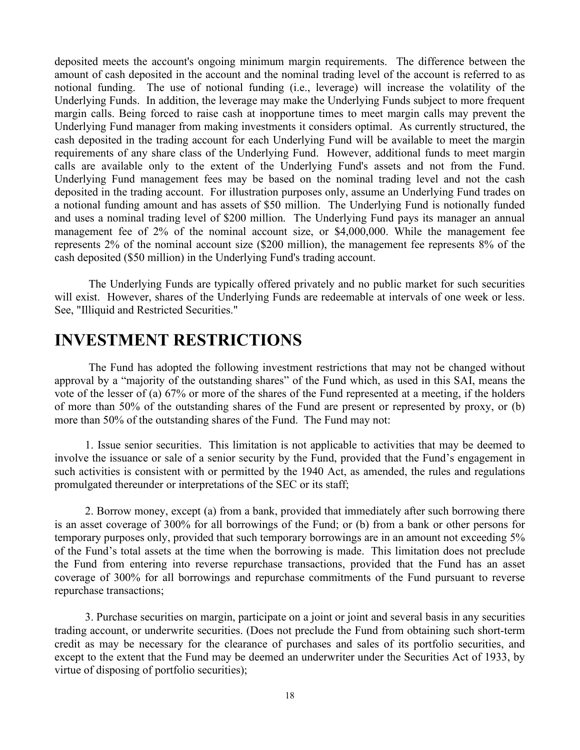deposited meets the account's ongoing minimum margin requirements. The difference between the amount of cash deposited in the account and the nominal trading level of the account is referred to as notional funding. The use of notional funding (i.e., leverage) will increase the volatility of the Underlying Funds. In addition, the leverage may make the Underlying Funds subject to more frequent margin calls. Being forced to raise cash at inopportune times to meet margin calls may prevent the Underlying Fund manager from making investments it considers optimal. As currently structured, the cash deposited in the trading account for each Underlying Fund will be available to meet the margin requirements of any share class of the Underlying Fund. However, additional funds to meet margin calls are available only to the extent of the Underlying Fund's assets and not from the Fund. Underlying Fund management fees may be based on the nominal trading level and not the cash deposited in the trading account. For illustration purposes only, assume an Underlying Fund trades on a notional funding amount and has assets of $50 million. The Underlying Fund is notionally funded and uses a nominal trading level of $200 million. The Underlying Fund pays its manager an annual management fee of 2% of the nominal account size, or $4,000,000. While the management fee represents 2% of the nominal account size ($200 million), the management fee represents 8% of the cash deposited ($50 million) in the Underlying Fund's trading account.

The Underlying Funds are typically offered privately and no public market for such securities will exist. However, shares of the Underlying Funds are redeemable at intervals of one week or less. See, "Illiquid and Restricted Securities."

# INVESTMENT RESTRICTIONS

The Fund has adopted the following investment restrictions that may not be changed without approval by a "majority of the outstanding shares" of the Fund which, as used in this SAI, means the vote of the lesser of (a) 67% or more of the shares of the Fund represented at a meeting, if the holders of more than 50% of the outstanding shares of the Fund are present or represented by proxy, or (b) more than 50% of the outstanding shares of the Fund. The Fund may not:

1. Issue senior securities. This limitation is not applicable to activities that may be deemed to involve the issuance or sale of a senior security by the Fund, provided that the Fund's engagement in such activities is consistent with or permitted by the 1940 Act, as amended, the rules and regulations promulgated thereunder or interpretations of the SEC or its staff;

2. Borrow money, except (a) from a bank, provided that immediately after such borrowing there is an asset coverage of 300% for all borrowings of the Fund; or (b) from a bank or other persons for temporary purposes only, provided that such temporary borrowings are in an amount not exceeding 5% of the Fund's total assets at the time when the borrowing is made. This limitation does not preclude the Fund from entering into reverse repurchase transactions, provided that the Fund has an asset coverage of 300% for all borrowings and repurchase commitments of the Fund pursuant to reverse repurchase transactions;

3. Purchase securities on margin, participate on a joint or joint and several basis in any securities trading account, or underwrite securities. (Does not preclude the Fund from obtaining such short-term credit as may be necessary for the clearance of purchases and sales of its portfolio securities, and except to the extent that the Fund may be deemed an underwriter under the Securities Act of 1933, by virtue of disposing of portfolio securities);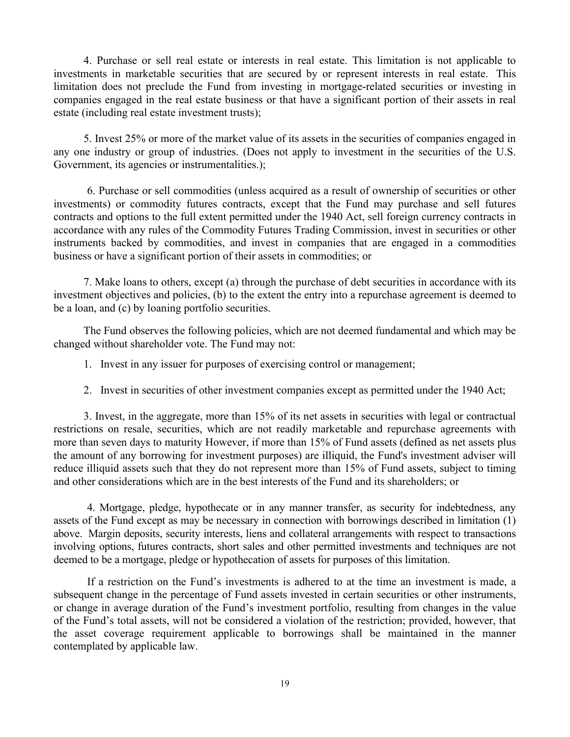4. Purchase or sell real estate or interests in real estate. This limitation is not applicable to investments in marketable securities that are secured by or represent interests in real estate. This limitation does not preclude the Fund from investing in mortgage-related securities or investing in companies engaged in the real estate business or that have a significant portion of their assets in real estate (including real estate investment trusts);

5. Invest 25% or more of the market value of its assets in the securities of companies engaged in any one industry or group of industries. (Does not apply to investment in the securities of the U.S. Government, its agencies or instrumentalities.);

6. Purchase or sell commodities (unless acquired as a result of ownership of securities or other investments) or commodity futures contracts, except that the Fund may purchase and sell futures contracts and options to the full extent permitted under the 1940 Act, sell foreign currency contracts in accordance with any rules of the Commodity Futures Trading Commission, invest in securities or other instruments backed by commodities, and invest in companies that are engaged in a commodities business or have a significant portion of their assets in commodities; or

7. Make loans to others, except (a) through the purchase of debt securities in accordance with its investment objectives and policies, (b) to the extent the entry into a repurchase agreement is deemed to be a loan, and (c) by loaning portfolio securities.

The Fund observes the following policies, which are not deemed fundamental and which may be changed without shareholder vote. The Fund may not:

1. Invest in any issuer for purposes of exercising control or management;

2. Invest in securities of other investment companies except as permitted under the 1940 Act;

3. Invest, in the aggregate, more than 15% of its net assets in securities with legal or contractual restrictions on resale, securities, which are not readily marketable and repurchase agreements with more than seven days to maturity However, if more than 15% of Fund assets (defined as net assets plus the amount of any borrowing for investment purposes) are illiquid, the Fund's investment adviser will reduce illiquid assets such that they do not represent more than 15% of Fund assets, subject to timing and other considerations which are in the best interests of the Fund and its shareholders; or

4. Mortgage, pledge, hypothecate or in any manner transfer, as security for indebtedness, any assets of the Fund except as may be necessary in connection with borrowings described in limitation (1) above. Margin deposits, security interests, liens and collateral arrangements with respect to transactions involving options, futures contracts, short sales and other permitted investments and techniques are not deemed to be a mortgage, pledge or hypothecation of assets for purposes of this limitation.

If a restriction on the Fund's investments is adhered to at the time an investment is made, a subsequent change in the percentage of Fund assets invested in certain securities or other instruments, or change in average duration of the Fund's investment portfolio, resulting from changes in the value of the Fund's total assets, will not be considered a violation of the restriction; provided, however, that the asset coverage requirement applicable to borrowings shall be maintained in the manner contemplated by applicable law.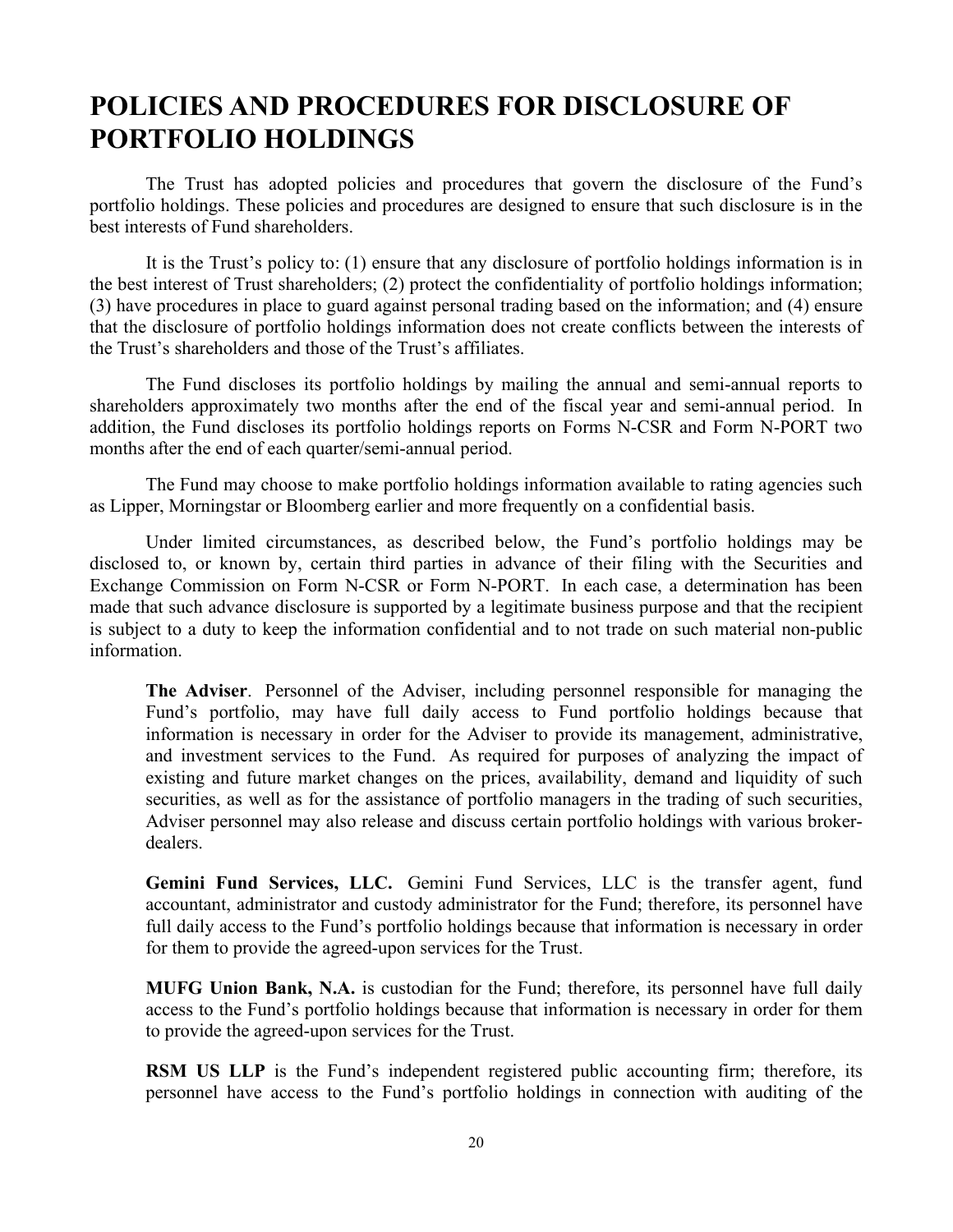# POLICIES AND PROCEDURES FOR DISCLOSURE OF PORTFOLIO HOLDINGS

The Trust has adopted policies and procedures that govern the disclosure of the Fund's portfolio holdings. These policies and procedures are designed to ensure that such disclosure is in the best interests of Fund shareholders.

It is the Trust's policy to: (1) ensure that any disclosure of portfolio holdings information is in the best interest of Trust shareholders; (2) protect the confidentiality of portfolio holdings information; (3) have procedures in place to guard against personal trading based on the information; and (4) ensure that the disclosure of portfolio holdings information does not create conflicts between the interests of the Trust's shareholders and those of the Trust's affiliates.

The Fund discloses its portfolio holdings by mailing the annual and semi-annual reports to shareholders approximately two months after the end of the fiscal year and semi-annual period. In addition, the Fund discloses its portfolio holdings reports on Forms N-CSR and Form N-PORT two months after the end of each quarter/semi-annual period.

The Fund may choose to make portfolio holdings information available to rating agencies such as Lipper, Morningstar or Bloomberg earlier and more frequently on a confidential basis.

Under limited circumstances, as described below, the Fund's portfolio holdings may be disclosed to, or known by, certain third parties in advance of their filing with the Securities and Exchange Commission on Form N-CSR or Form N-PORT. In each case, a determination has been made that such advance disclosure is supported by a legitimate business purpose and that the recipient is subject to a duty to keep the information confidential and to not trade on such material non-public information.

**The Adviser**. Personnel of the Adviser, including personnel responsible for managing the Fund's portfolio, may have full daily access to Fund portfolio holdings because that information is necessary in order for the Adviser to provide its management, administrative, and investment services to the Fund. As required for purposes of analyzing the impact of existing and future market changes on the prices, availability, demand and liquidity of such securities, as well as for the assistance of portfolio managers in the trading of such securities, Adviser personnel may also release and discuss certain portfolio holdings with various broker-dealers.

**Gemini Fund Services, LLC.** Gemini Fund Services, LLC is the transfer agent, fund accountant, administrator and custody administrator for the Fund; therefore, its personnel have full daily access to the Fund's portfolio holdings because that information is necessary in order for them to provide the agreed-upon services for the Trust.

**MUFG Union Bank, N.A.** is custodian for the Fund; therefore, its personnel have full daily access to the Fund's portfolio holdings because that information is necessary in order for them to provide the agreed-upon services for the Trust.

**RSM US LLP** is the Fund's independent registered public accounting firm; therefore, its personnel have access to the Fund's portfolio holdings in connection with auditing of the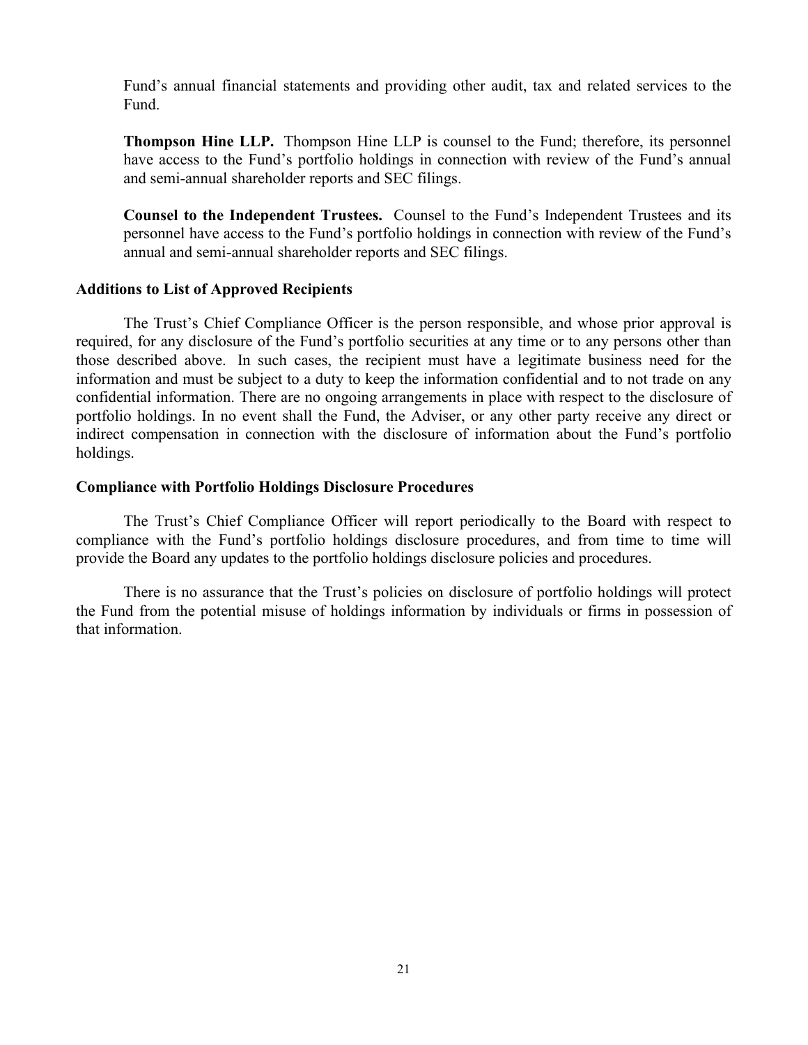Fund's annual financial statements and providing other audit, tax and related services to the Fund.

**Thompson Hine LLP.** Thompson Hine LLP is counsel to the Fund; therefore, its personnel have access to the Fund's portfolio holdings in connection with review of the Fund's annual and semi-annual shareholder reports and SEC filings.

**Counsel to the Independent Trustees.** Counsel to the Fund's Independent Trustees and its personnel have access to the Fund's portfolio holdings in connection with review of the Fund's annual and semi-annual shareholder reports and SEC filings.

**Additions to List of Approved Recipients**

The Trust's Chief Compliance Officer is the person responsible, and whose prior approval is required, for any disclosure of the Fund's portfolio securities at any time or to any persons other than those described above. In such cases, the recipient must have a legitimate business need for the information and must be subject to a duty to keep the information confidential and to not trade on any confidential information. There are no ongoing arrangements in place with respect to the disclosure of portfolio holdings. In no event shall the Fund, the Adviser, or any other party receive any direct or indirect compensation in connection with the disclosure of information about the Fund's portfolio holdings.

**Compliance with Portfolio Holdings Disclosure Procedures**

The Trust's Chief Compliance Officer will report periodically to the Board with respect to compliance with the Fund's portfolio holdings disclosure procedures, and from time to time will provide the Board any updates to the portfolio holdings disclosure policies and procedures.

There is no assurance that the Trust's policies on disclosure of portfolio holdings will protect the Fund from the potential misuse of holdings information by individuals or firms in possession of that information.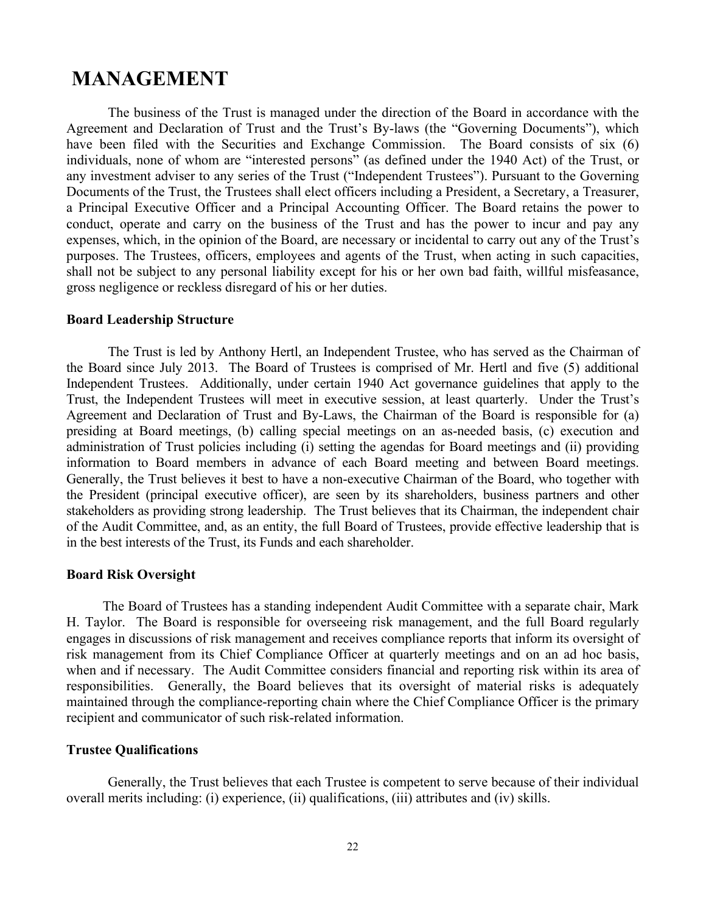# MANAGEMENT

The business of the Trust is managed under the direction of the Board in accordance with the Agreement and Declaration of Trust and the Trust's By-laws (the "Governing Documents"), which have been filed with the Securities and Exchange Commission. The Board consists of six (6) individuals, none of whom are "interested persons" (as defined under the 1940 Act) of the Trust, or any investment adviser to any series of the Trust ("Independent Trustees"). Pursuant to the Governing Documents of the Trust, the Trustees shall elect officers including a President, a Secretary, a Treasurer, a Principal Executive Officer and a Principal Accounting Officer. The Board retains the power to conduct, operate and carry on the business of the Trust and has the power to incur and pay any expenses, which, in the opinion of the Board, are necessary or incidental to carry out any of the Trust's purposes. The Trustees, officers, employees and agents of the Trust, when acting in such capacities, shall not be subject to any personal liability except for his or her own bad faith, willful misfeasance, gross negligence or reckless disregard of his or her duties.

**Board Leadership Structure**

The Trust is led by Anthony Hertl, an Independent Trustee, who has served as the Chairman of the Board since July 2013. The Board of Trustees is comprised of Mr. Hertl and five (5) additional Independent Trustees. Additionally, under certain 1940 Act governance guidelines that apply to the Trust, the Independent Trustees will meet in executive session, at least quarterly. Under the Trust's Agreement and Declaration of Trust and By-Laws, the Chairman of the Board is responsible for (a) presiding at Board meetings, (b) calling special meetings on an as-needed basis, (c) execution and administration of Trust policies including (i) setting the agendas for Board meetings and (ii) providing information to Board members in advance of each Board meeting and between Board meetings. Generally, the Trust believes it best to have a non-executive Chairman of the Board, who together with the President (principal executive officer), are seen by its shareholders, business partners and other stakeholders as providing strong leadership. The Trust believes that its Chairman, the independent chair of the Audit Committee, and, as an entity, the full Board of Trustees, provide effective leadership that is in the best interests of the Trust, its Funds and each shareholder.

**Board Risk Oversight**

The Board of Trustees has a standing independent Audit Committee with a separate chair, Mark H. Taylor. The Board is responsible for overseeing risk management, and the full Board regularly engages in discussions of risk management and receives compliance reports that inform its oversight of risk management from its Chief Compliance Officer at quarterly meetings and on an ad hoc basis, when and if necessary. The Audit Committee considers financial and reporting risk within its area of responsibilities. Generally, the Board believes that its oversight of material risks is adequately maintained through the compliance-reporting chain where the Chief Compliance Officer is the primary recipient and communicator of such risk-related information.

**Trustee Qualifications**

Generally, the Trust believes that each Trustee is competent to serve because of their individual overall merits including: (i) experience, (ii) qualifications, (iii) attributes and (iv) skills.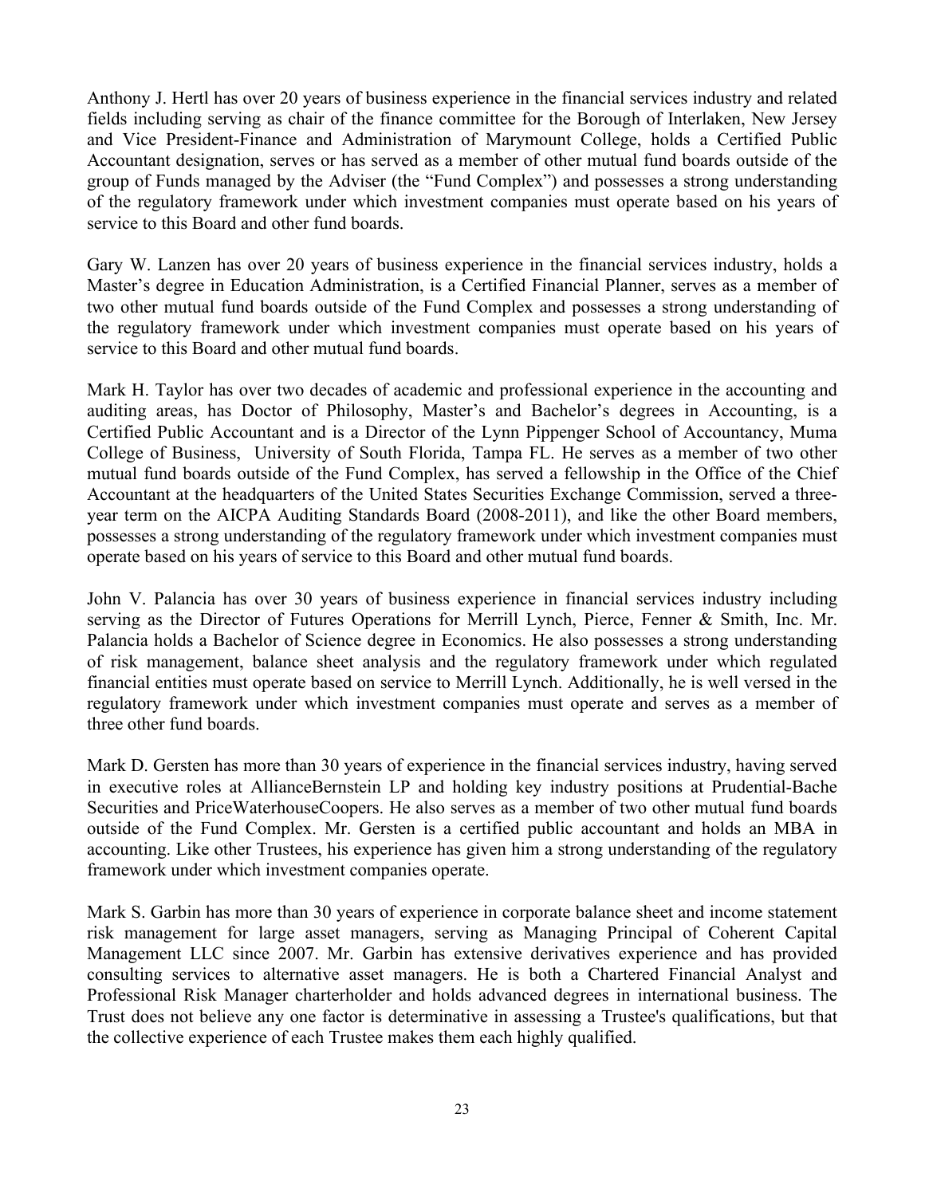Anthony J. Hertl has over 20 years of business experience in the financial services industry and related fields including serving as chair of the finance committee for the Borough of Interlaken, New Jersey and Vice President-Finance and Administration of Marymount College, holds a Certified Public Accountant designation, serves or has served as a member of other mutual fund boards outside of the group of Funds managed by the Adviser (the "Fund Complex") and possesses a strong understanding of the regulatory framework under which investment companies must operate based on his years of service to this Board and other fund boards.

Gary W. Lanzen has over 20 years of business experience in the financial services industry, holds a Master's degree in Education Administration, is a Certified Financial Planner, serves as a member of two other mutual fund boards outside of the Fund Complex and possesses a strong understanding of the regulatory framework under which investment companies must operate based on his years of service to this Board and other mutual fund boards.

Mark H. Taylor has over two decades of academic and professional experience in the accounting and auditing areas, has Doctor of Philosophy, Master's and Bachelor's degrees in Accounting, is a Certified Public Accountant and is a Director of the Lynn Pippenger School of Accountancy, Muma College of Business, University of South Florida, Tampa FL. He serves as a member of two other mutual fund boards outside of the Fund Complex, has served a fellowship in the Office of the Chief Accountant at the headquarters of the United States Securities Exchange Commission, served a three-year term on the AICPA Auditing Standards Board (2008-2011), and like the other Board members, possesses a strong understanding of the regulatory framework under which investment companies must operate based on his years of service to this Board and other mutual fund boards.

John V. Palancia has over 30 years of business experience in financial services industry including serving as the Director of Futures Operations for Merrill Lynch, Pierce, Fenner & Smith, Inc. Mr. Palancia holds a Bachelor of Science degree in Economics. He also possesses a strong understanding of risk management, balance sheet analysis and the regulatory framework under which regulated financial entities must operate based on service to Merrill Lynch. Additionally, he is well versed in the regulatory framework under which investment companies must operate and serves as a member of three other fund boards.

Mark D. Gersten has more than 30 years of experience in the financial services industry, having served in executive roles at AllianceBernstein LP and holding key industry positions at Prudential-Bache Securities and PriceWaterhouseCoopers. He also serves as a member of two other mutual fund boards outside of the Fund Complex. Mr. Gersten is a certified public accountant and holds an MBA in accounting. Like other Trustees, his experience has given him a strong understanding of the regulatory framework under which investment companies operate.

Mark S. Garbin has more than 30 years of experience in corporate balance sheet and income statement risk management for large asset managers, serving as Managing Principal of Coherent Capital Management LLC since 2007. Mr. Garbin has extensive derivatives experience and has provided consulting services to alternative asset managers. He is both a Chartered Financial Analyst and Professional Risk Manager charterholder and holds advanced degrees in international business. The Trust does not believe any one factor is determinative in assessing a Trustee's qualifications, but that the collective experience of each Trustee makes them each highly qualified.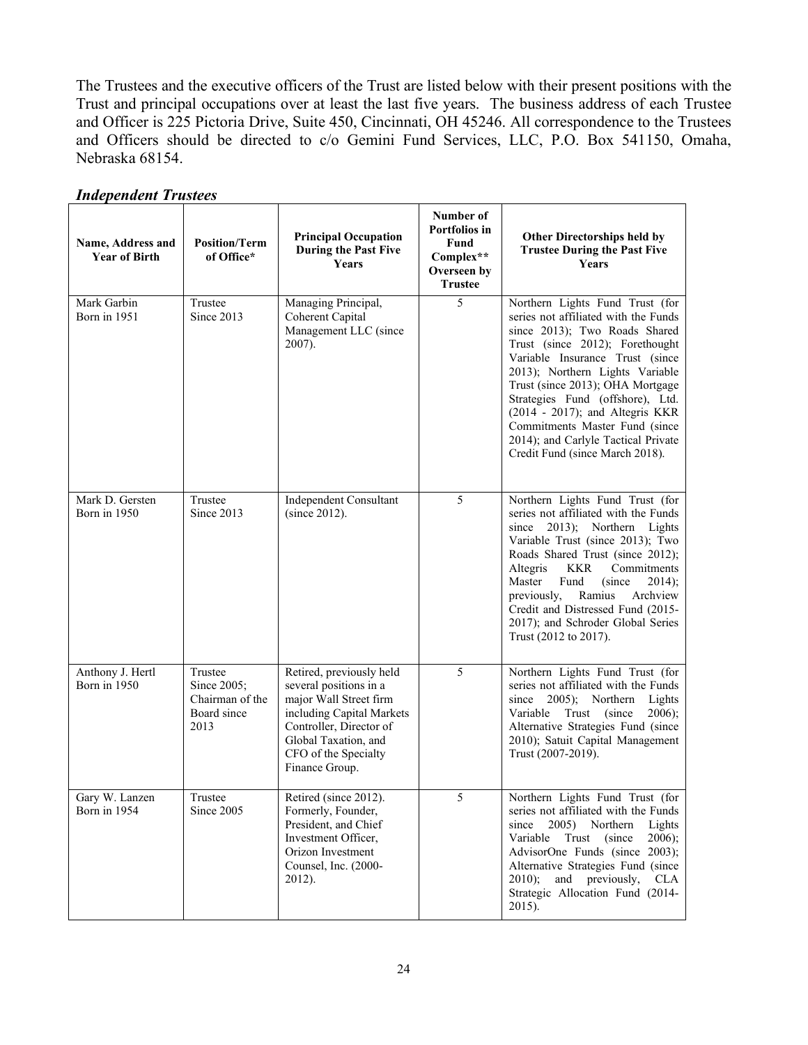The Trustees and the executive officers of the Trust are listed below with their present positions with the Trust and principal occupations over at least the last five years. The business address of each Trustee and Officer is 225 Pictoria Drive, Suite 450, Cincinnati, OH 45246. All correspondence to the Trustees and Officers should be directed to c/o Gemini Fund Services, LLC, P.O. Box 541150, Omaha, Nebraska 68154.

***Independent Trustees***

| Name, Address and Year of Birth | Position/Term of Office* | Principal Occupation During the Past Five Years | Number of Portfolios in Fund Complex** Overseen by Trustee | Other Directorships held by Trustee During the Past Five Years |
|---|---|---|---|---|
| Mark Garbin Born in 1951 | Trustee Since 2013 | Managing Principal, Coherent Capital Management LLC (since 2007). | 5 | Northern Lights Fund Trust (for series not affiliated with the Funds since 2013); Two Roads Shared Trust (since 2012); Forethought Variable Insurance Trust (since 2013); Northern Lights Variable Trust (since 2013); OHA Mortgage Strategies Fund (offshore), Ltd. (2014 - 2017); and Altegris KKR Commitments Master Fund (since 2014); and Carlyle Tactical Private Credit Fund (since March 2018). |
| Mark D. Gersten Born in 1950 | Trustee Since 2013 | Independent Consultant (since 2012). | 5 | Northern Lights Fund Trust (for series not affiliated with the Funds since 2013); Northern Lights Variable Trust (since 2013); Two Roads Shared Trust (since 2012); Altegris KKR Commitments Master Fund (since 2014); previously, Ramius Archview Credit and Distressed Fund (2015-2017); and Schroder Global Series Trust (2012 to 2017). |
| Anthony J. Hertl Born in 1950 | Trustee Since 2005; Chairman of the Board since 2013 | Retired, previously held several positions in a major Wall Street firm including Capital Markets Controller, Director of Global Taxation, and CFO of the Specialty Finance Group. | 5 | Northern Lights Fund Trust (for series not affiliated with the Funds since 2005); Northern Lights Variable Trust (since 2006); Alternative Strategies Fund (since 2010); Satuit Capital Management Trust (2007-2019). |
| Gary W. Lanzen Born in 1954 | Trustee Since 2005 | Retired (since 2012). Formerly, Founder, President, and Chief Investment Officer, Orizon Investment Counsel, Inc. (2000-2012). | 5 | Northern Lights Fund Trust (for series not affiliated with the Funds since 2005) Northern Lights Variable Trust (since 2006); AdvisorOne Funds (since 2003); Alternative Strategies Fund (since 2010); and previously, CLA Strategic Allocation Fund (2014-2015). |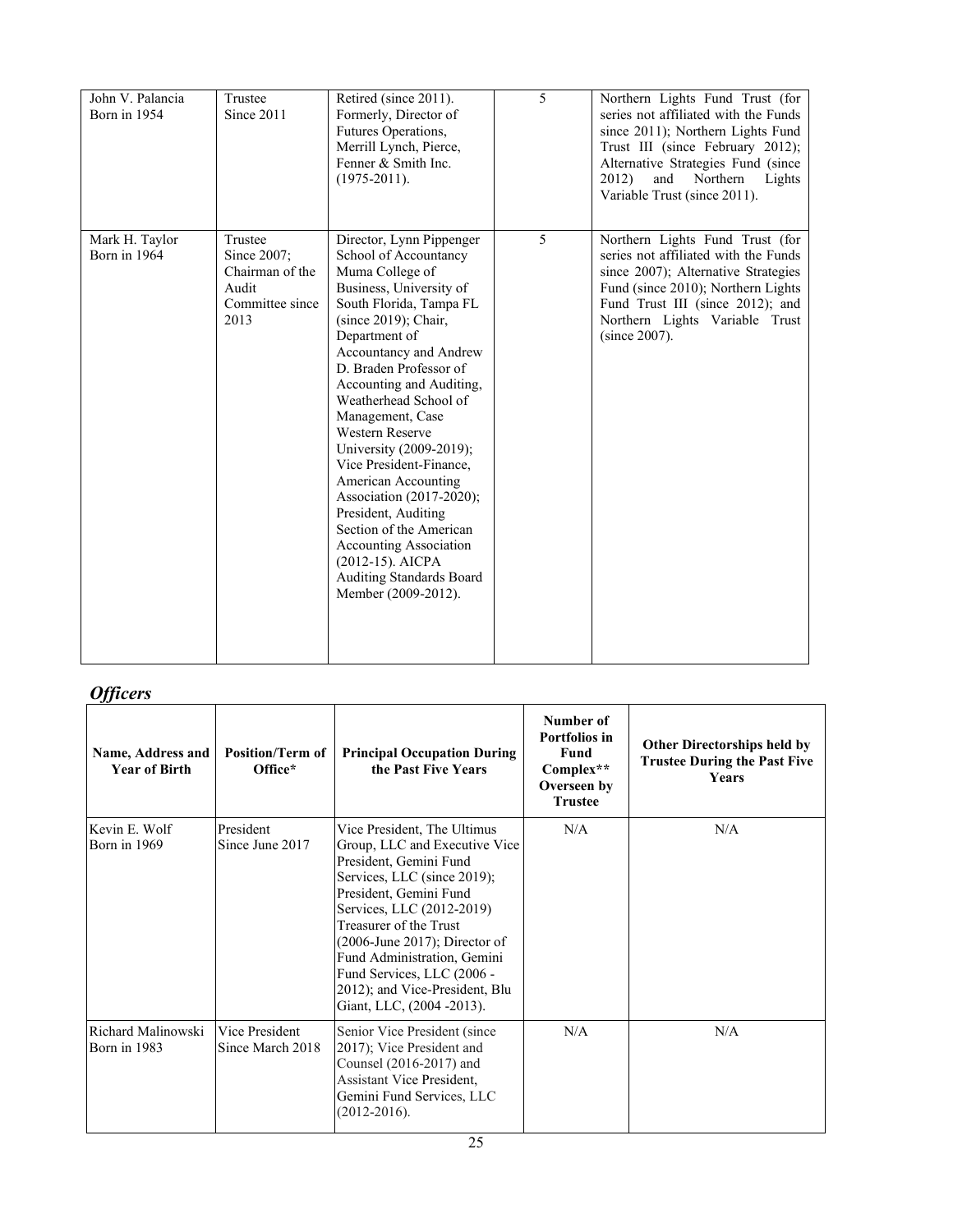| | | | | |
|---|---|---|---|---|
| John V. Palancia<br>Born in 1954 | Trustee<br>Since 2011 | Retired (since 2011). Formerly, Director of Futures Operations, Merrill Lynch, Pierce, Fenner & Smith Inc. (1975-2011). | 5 | Northern Lights Fund Trust (for series not affiliated with the Funds since 2011); Northern Lights Fund Trust III (since February 2012); Alternative Strategies Fund (since 2012) and Northern Lights Variable Trust (since 2011). |
| Mark H. Taylor<br>Born in 1964 | Trustee<br>Since 2007; Chairman of the Audit Committee since 2013 | Director, Lynn Pippenger School of Accountancy Muma College of Business, University of South Florida, Tampa FL (since 2019); Chair, Department of Accountancy and Andrew D. Braden Professor of Accounting and Auditing, Weatherhead School of Management, Case Western Reserve University (2009-2019); Vice President-Finance, American Accounting Association (2017-2020); President, Auditing Section of the American Accounting Association (2012-15). AICPA Auditing Standards Board Member (2009-2012). | 5 | Northern Lights Fund Trust (for series not affiliated with the Funds since 2007); Alternative Strategies Fund (since 2010); Northern Lights Fund Trust III (since 2012); and Northern Lights Variable Trust (since 2007). |

## *Officers*

| Name, Address and Year of Birth | Position/Term of Office* | Principal Occupation During the Past Five Years | Number of Portfolios in Fund Complex** Overseen by Trustee | Other Directorships held by Trustee During the Past Five Years |
|---|---|---|---|---|
| Kevin E. Wolf<br>Born in 1969 | President<br>Since June 2017 | Vice President, The Ultimus Group, LLC and Executive Vice President, Gemini Fund Services, LLC (since 2019); President, Gemini Fund Services, LLC (2012-2019) Treasurer of the Trust (2006-June 2017); Director of Fund Administration, Gemini Fund Services, LLC (2006 - 2012); and Vice-President, Blu Giant, LLC, (2004 -2013). | N/A | N/A |
| Richard Malinowski<br>Born in 1983 | Vice President<br>Since March 2018 | Senior Vice President (since 2017); Vice President and Counsel (2016-2017) and Assistant Vice President, Gemini Fund Services, LLC (2012-2016). | N/A | N/A |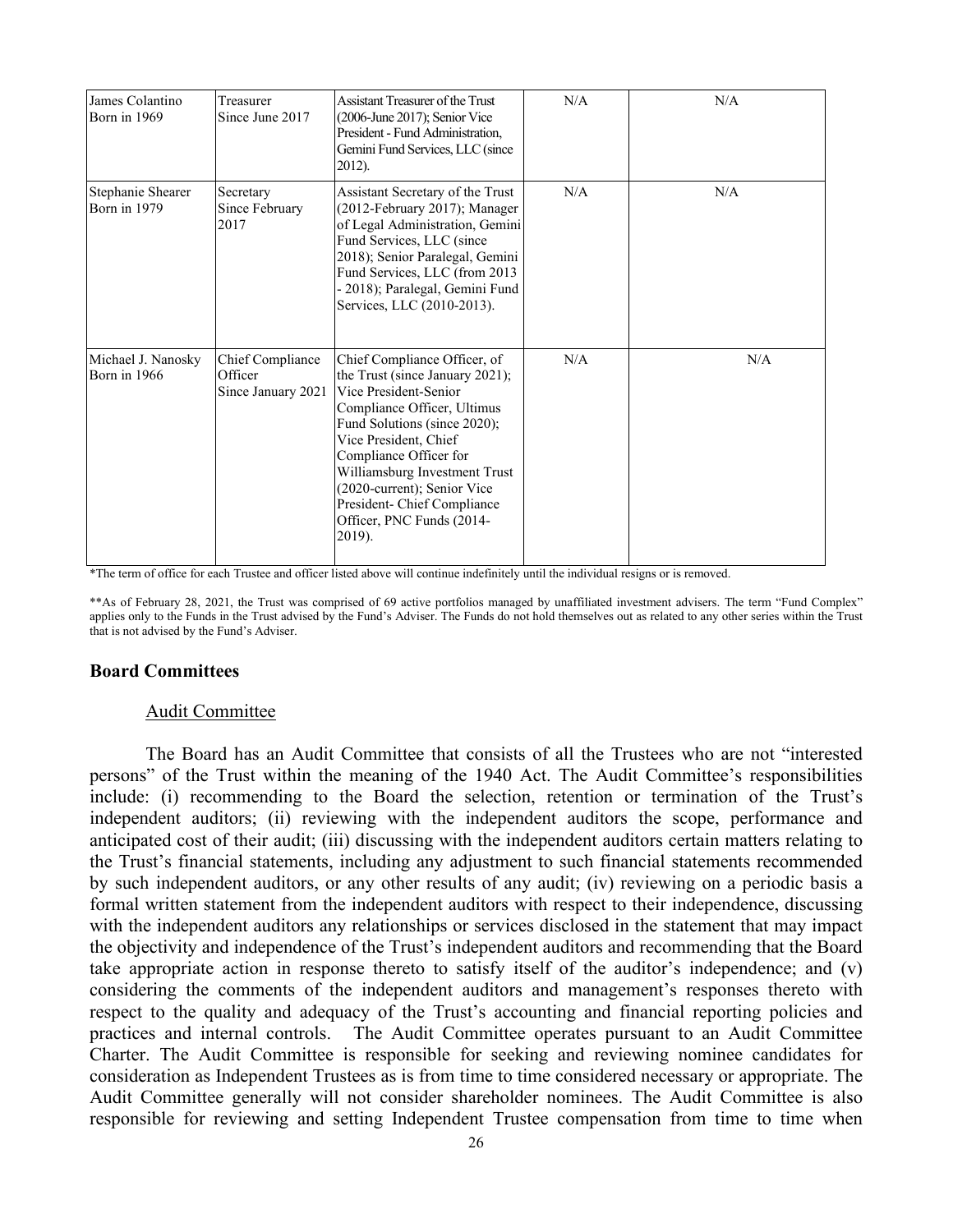| | | | | |
|---|---|---|---|---|
| James Colantino<br>Born in 1969 | Treasurer<br>Since June 2017 | Assistant Treasurer of the Trust (2006-June 2017); Senior Vice President - Fund Administration, Gemini Fund Services, LLC (since 2012). | N/A | N/A |
| Stephanie Shearer<br>Born in 1979 | Secretary<br>Since February 2017 | Assistant Secretary of the Trust (2012-February 2017); Manager of Legal Administration, Gemini Fund Services, LLC (since 2018); Senior Paralegal, Gemini Fund Services, LLC (from 2013 - 2018); Paralegal, Gemini Fund Services, LLC (2010-2013). | N/A | N/A |
| Michael J. Nanosky<br>Born in 1966 | Chief Compliance Officer<br>Since January 2021 | Chief Compliance Officer, of the Trust (since January 2021); Vice President-Senior Compliance Officer, Ultimus Fund Solutions (since 2020); Vice President, Chief Compliance Officer for Williamsburg Investment Trust (2020-current); Senior Vice President- Chief Compliance Officer, PNC Funds (2014-2019). | N/A | N/A |

*The term of office for each Trustee and officer listed above will continue indefinitely until the individual resigns or is removed.

**As of February 28, 2021, the Trust was comprised of 69 active portfolios managed by unaffiliated investment advisers. The term "Fund Complex" applies only to the Funds in the Trust advised by the Fund's Adviser. The Funds do not hold themselves out as related to any other series within the Trust that is not advised by the Fund's Adviser.

## Board Committees

### Audit Committee

The Board has an Audit Committee that consists of all the Trustees who are not "interested persons" of the Trust within the meaning of the 1940 Act. The Audit Committee's responsibilities include: (i) recommending to the Board the selection, retention or termination of the Trust's independent auditors; (ii) reviewing with the independent auditors the scope, performance and anticipated cost of their audit; (iii) discussing with the independent auditors certain matters relating to the Trust's financial statements, including any adjustment to such financial statements recommended by such independent auditors, or any other results of any audit; (iv) reviewing on a periodic basis a formal written statement from the independent auditors with respect to their independence, discussing with the independent auditors any relationships or services disclosed in the statement that may impact the objectivity and independence of the Trust's independent auditors and recommending that the Board take appropriate action in response thereto to satisfy itself of the auditor's independence; and (v) considering the comments of the independent auditors and management's responses thereto with respect to the quality and adequacy of the Trust's accounting and financial reporting policies and practices and internal controls. The Audit Committee operates pursuant to an Audit Committee Charter. The Audit Committee is responsible for seeking and reviewing nominee candidates for consideration as Independent Trustees as is from time to time considered necessary or appropriate. The Audit Committee generally will not consider shareholder nominees. The Audit Committee is also responsible for reviewing and setting Independent Trustee compensation from time to time when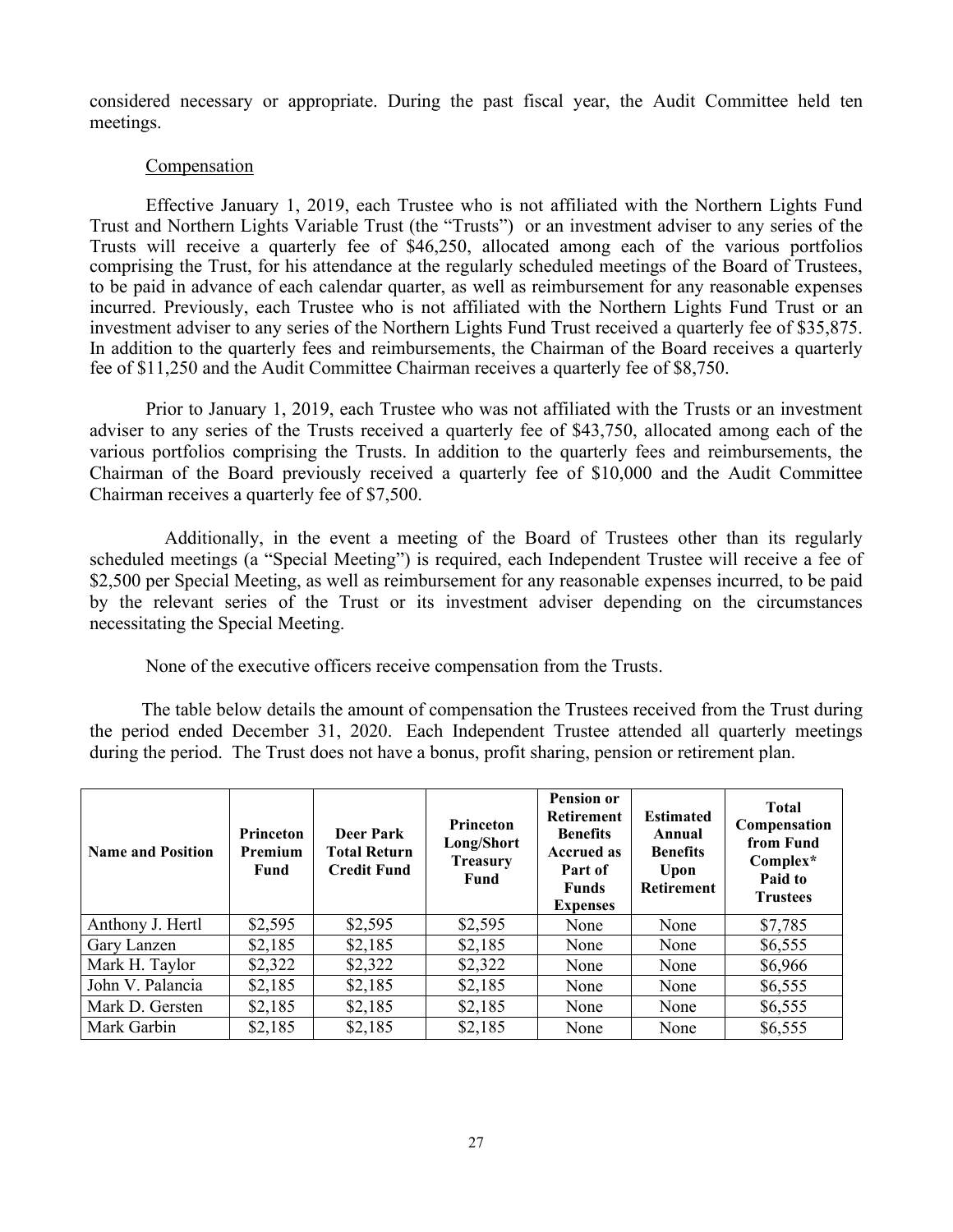considered necessary or appropriate. During the past fiscal year, the Audit Committee held ten meetings.

Compensation

Effective January 1, 2019, each Trustee who is not affiliated with the Northern Lights Fund Trust and Northern Lights Variable Trust (the "Trusts") or an investment adviser to any series of the Trusts will receive a quarterly fee of $46,250, allocated among each of the various portfolios comprising the Trust, for his attendance at the regularly scheduled meetings of the Board of Trustees, to be paid in advance of each calendar quarter, as well as reimbursement for any reasonable expenses incurred. Previously, each Trustee who is not affiliated with the Northern Lights Fund Trust or an investment adviser to any series of the Northern Lights Fund Trust received a quarterly fee of $35,875. In addition to the quarterly fees and reimbursements, the Chairman of the Board receives a quarterly fee of $11,250 and the Audit Committee Chairman receives a quarterly fee of $8,750.

Prior to January 1, 2019, each Trustee who was not affiliated with the Trusts or an investment adviser to any series of the Trusts received a quarterly fee of $43,750, allocated among each of the various portfolios comprising the Trusts. In addition to the quarterly fees and reimbursements, the Chairman of the Board previously received a quarterly fee of $10,000 and the Audit Committee Chairman receives a quarterly fee of $7,500.

Additionally, in the event a meeting of the Board of Trustees other than its regularly scheduled meetings (a "Special Meeting") is required, each Independent Trustee will receive a fee of $2,500 per Special Meeting, as well as reimbursement for any reasonable expenses incurred, to be paid by the relevant series of the Trust or its investment adviser depending on the circumstances necessitating the Special Meeting.

None of the executive officers receive compensation from the Trusts.

The table below details the amount of compensation the Trustees received from the Trust during the period ended December 31, 2020. Each Independent Trustee attended all quarterly meetings during the period. The Trust does not have a bonus, profit sharing, pension or retirement plan.

| Name and Position | Princeton Premium Fund | Deer Park Total Return Credit Fund | Princeton Long/Short Treasury Fund | Pension or Retirement Benefits Accrued as Part of Funds Expenses | Estimated Annual Benefits Upon Retirement | Total Compensation from Fund Complex* Paid to Trustees |
|---|---|---|---|---|---|---|
| Anthony J. Hertl | $2,595 | $2,595 | $2,595 | None | None | $7,785 |
| Gary Lanzen | $2,185 | $2,185 | $2,185 | None | None | $6,555 |
| Mark H. Taylor | $2,322 | $2,322 | $2,322 | None | None | $6,966 |
| John V. Palancia | $2,185 | $2,185 | $2,185 | None | None | $6,555 |
| Mark D. Gersten | $2,185 | $2,185 | $2,185 | None | None | $6,555 |
| Mark Garbin | $2,185 | $2,185 | $2,185 | None | None | $6,555 |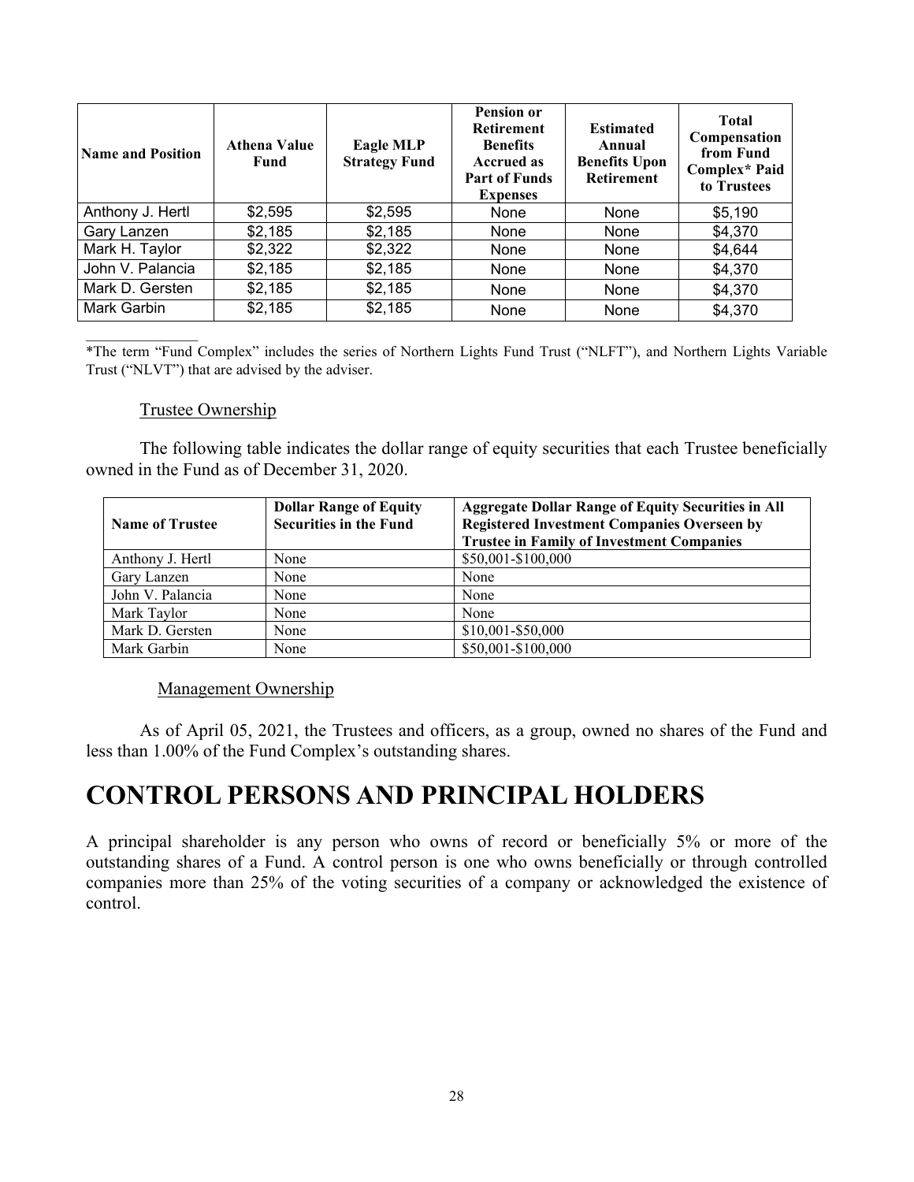| Name and Position | Athena Value Fund | Eagle MLP Strategy Fund | Pension or Retirement Benefits Accrued as Part of Funds Expenses | Estimated Annual Benefits Upon Retirement | Total Compensation from Fund Complex* Paid to Trustees |
|---|---|---|---|---|---|
| Anthony J. Hertl | $2,595 | $2,595 | None | None | $5,190 |
| Gary Lanzen | $2,185 | $2,185 | None | None | $4,370 |
| Mark H. Taylor | $2,322 | $2,322 | None | None | $4,644 |
| John V. Palancia | $2,185 | $2,185 | None | None | $4,370 |
| Mark D. Gersten | $2,185 | $2,185 | None | None | $4,370 |
| Mark Garbin | $2,185 | $2,185 | None | None | $4,370 |

*The term "Fund Complex" includes the series of Northern Lights Fund Trust ("NLFT"), and Northern Lights Variable Trust ("NLVT") that are advised by the adviser.

Trustee Ownership

The following table indicates the dollar range of equity securities that each Trustee beneficially owned in the Fund as of December 31, 2020.

| Name of Trustee | Dollar Range of Equity Securities in the Fund | Aggregate Dollar Range of Equity Securities in All Registered Investment Companies Overseen by Trustee in Family of Investment Companies |
|---|---|---|
| Anthony J. Hertl | None | $50,001-$100,000 |
| Gary Lanzen | None | None |
| John V. Palancia | None | None |
| Mark Taylor | None | None |
| Mark D. Gersten | None | $10,001-$50,000 |
| Mark Garbin | None | $50,001-$100,000 |

Management Ownership

As of April 05, 2021, the Trustees and officers, as a group, owned no shares of the Fund and less than 1.00% of the Fund Complex's outstanding shares.

# CONTROL PERSONS AND PRINCIPAL HOLDERS

A principal shareholder is any person who owns of record or beneficially 5% or more of the outstanding shares of a Fund. A control person is one who owns beneficially or through controlled companies more than 25% of the voting securities of a company or acknowledged the existence of control.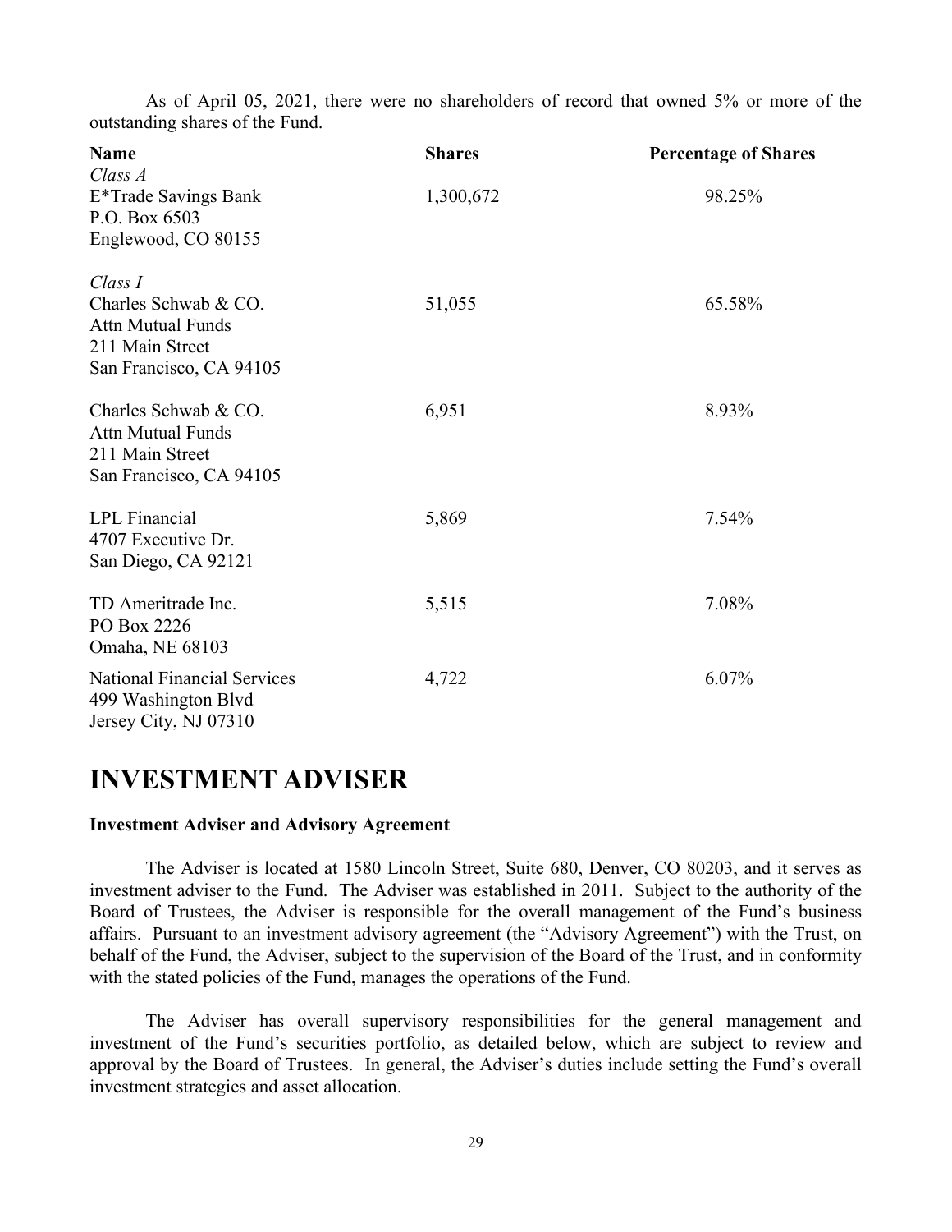As of April 05, 2021, there were no shareholders of record that owned 5% or more of the outstanding shares of the Fund.

| Name | Shares | Percentage of Shares |
|---|---|---|
| *Class A* | | |
| E*Trade Savings Bank<br>P.O. Box 6503<br>Englewood, CO 80155 | 1,300,672 | 98.25% |
| *Class I* | | |
| Charles Schwab & CO.<br>Attn Mutual Funds<br>211 Main Street<br>San Francisco, CA 94105 | 51,055 | 65.58% |
| Charles Schwab & CO.<br>Attn Mutual Funds<br>211 Main Street<br>San Francisco, CA 94105 | 6,951 | 8.93% |
| LPL Financial<br>4707 Executive Dr.<br>San Diego, CA 92121 | 5,869 | 7.54% |
| TD Ameritrade Inc.<br>PO Box 2226<br>Omaha, NE 68103 | 5,515 | 7.08% |
| National Financial Services<br>499 Washington Blvd<br>Jersey City, NJ 07310 | 4,722 | 6.07% |

# INVESTMENT ADVISER

**Investment Adviser and Advisory Agreement**

The Adviser is located at 1580 Lincoln Street, Suite 680, Denver, CO 80203, and it serves as investment adviser to the Fund. The Adviser was established in 2011. Subject to the authority of the Board of Trustees, the Adviser is responsible for the overall management of the Fund's business affairs. Pursuant to an investment advisory agreement (the "Advisory Agreement") with the Trust, on behalf of the Fund, the Adviser, subject to the supervision of the Board of the Trust, and in conformity with the stated policies of the Fund, manages the operations of the Fund.

The Adviser has overall supervisory responsibilities for the general management and investment of the Fund's securities portfolio, as detailed below, which are subject to review and approval by the Board of Trustees. In general, the Adviser's duties include setting the Fund's overall investment strategies and asset allocation.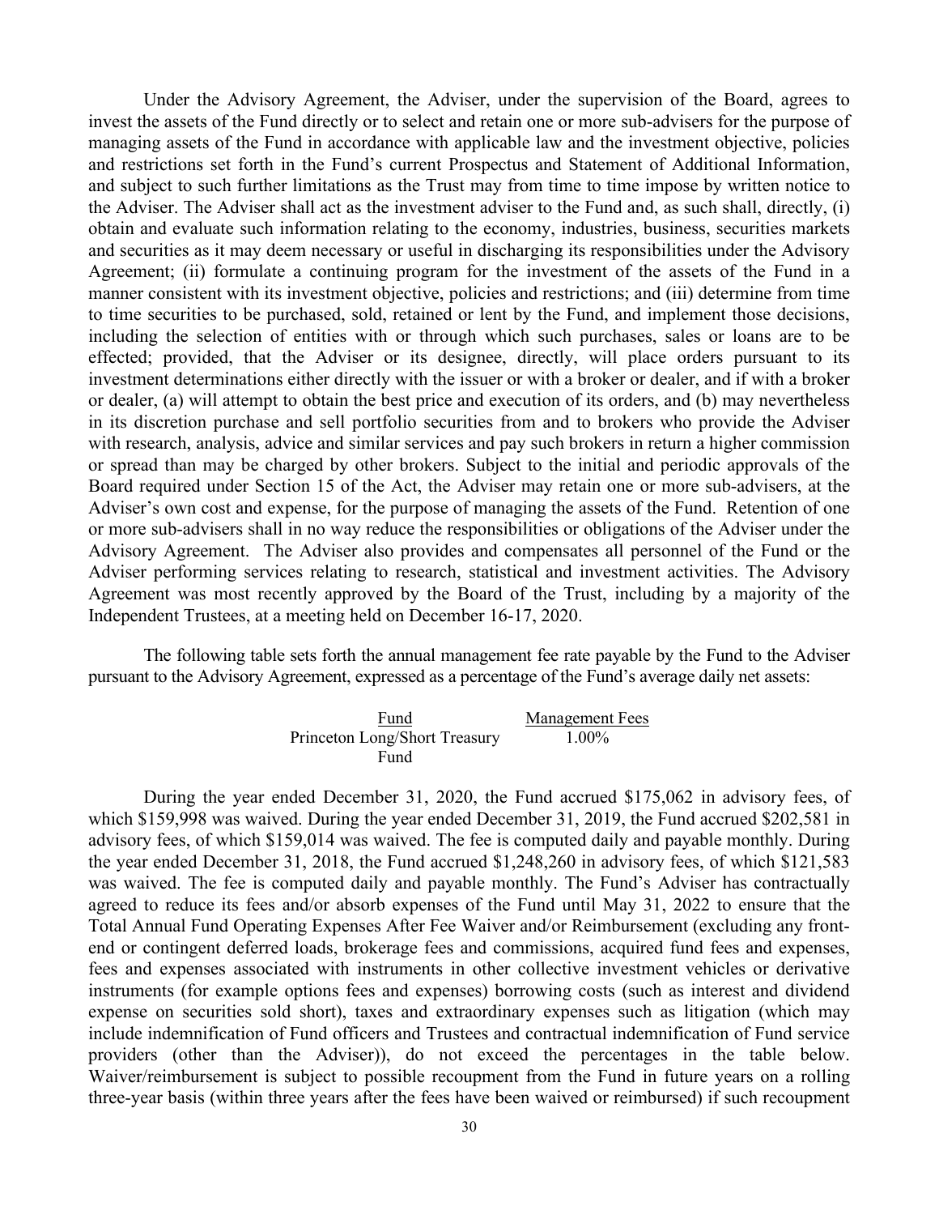Under the Advisory Agreement, the Adviser, under the supervision of the Board, agrees to invest the assets of the Fund directly or to select and retain one or more sub-advisers for the purpose of managing assets of the Fund in accordance with applicable law and the investment objective, policies and restrictions set forth in the Fund's current Prospectus and Statement of Additional Information, and subject to such further limitations as the Trust may from time to time impose by written notice to the Adviser. The Adviser shall act as the investment adviser to the Fund and, as such shall, directly, (i) obtain and evaluate such information relating to the economy, industries, business, securities markets and securities as it may deem necessary or useful in discharging its responsibilities under the Advisory Agreement; (ii) formulate a continuing program for the investment of the assets of the Fund in a manner consistent with its investment objective, policies and restrictions; and (iii) determine from time to time securities to be purchased, sold, retained or lent by the Fund, and implement those decisions, including the selection of entities with or through which such purchases, sales or loans are to be effected; provided, that the Adviser or its designee, directly, will place orders pursuant to its investment determinations either directly with the issuer or with a broker or dealer, and if with a broker or dealer, (a) will attempt to obtain the best price and execution of its orders, and (b) may nevertheless in its discretion purchase and sell portfolio securities from and to brokers who provide the Adviser with research, analysis, advice and similar services and pay such brokers in return a higher commission or spread than may be charged by other brokers. Subject to the initial and periodic approvals of the Board required under Section 15 of the Act, the Adviser may retain one or more sub-advisers, at the Adviser's own cost and expense, for the purpose of managing the assets of the Fund. Retention of one or more sub-advisers shall in no way reduce the responsibilities or obligations of the Adviser under the Advisory Agreement. The Adviser also provides and compensates all personnel of the Fund or the Adviser performing services relating to research, statistical and investment activities. The Advisory Agreement was most recently approved by the Board of the Trust, including by a majority of the Independent Trustees, at a meeting held on December 16-17, 2020.

The following table sets forth the annual management fee rate payable by the Fund to the Adviser pursuant to the Advisory Agreement, expressed as a percentage of the Fund's average daily net assets:

| Fund | Management Fees |
|---|---|
| Princeton Long/Short Treasury Fund | 1.00% |

During the year ended December 31, 2020, the Fund accrued $175,062 in advisory fees, of which $159,998 was waived. During the year ended December 31, 2019, the Fund accrued $202,581 in advisory fees, of which $159,014 was waived. The fee is computed daily and payable monthly. During the year ended December 31, 2018, the Fund accrued $1,248,260 in advisory fees, of which $121,583 was waived. The fee is computed daily and payable monthly. The Fund's Adviser has contractually agreed to reduce its fees and/or absorb expenses of the Fund until May 31, 2022 to ensure that the Total Annual Fund Operating Expenses After Fee Waiver and/or Reimbursement (excluding any front-end or contingent deferred loads, brokerage fees and commissions, acquired fund fees and expenses, fees and expenses associated with instruments in other collective investment vehicles or derivative instruments (for example options fees and expenses) borrowing costs (such as interest and dividend expense on securities sold short), taxes and extraordinary expenses such as litigation (which may include indemnification of Fund officers and Trustees and contractual indemnification of Fund service providers (other than the Adviser)), do not exceed the percentages in the table below. Waiver/reimbursement is subject to possible recoupment from the Fund in future years on a rolling three-year basis (within three years after the fees have been waived or reimbursed) if such recoupment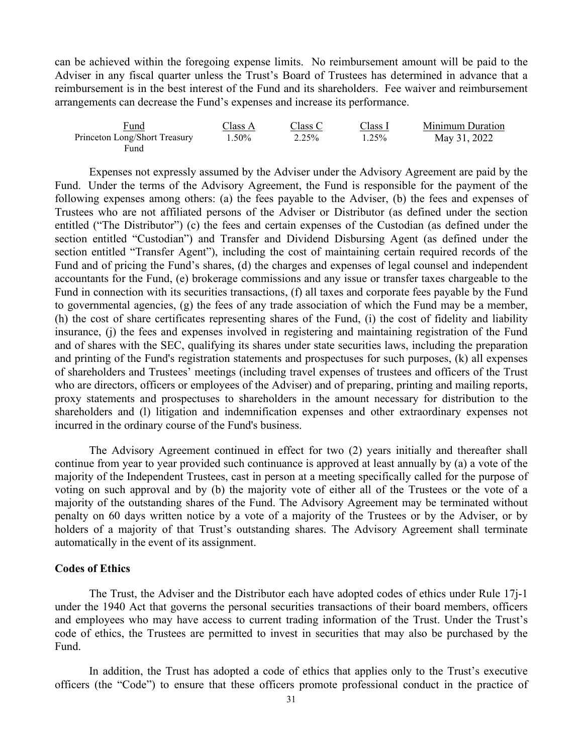can be achieved within the foregoing expense limits. No reimbursement amount will be paid to the Adviser in any fiscal quarter unless the Trust's Board of Trustees has determined in advance that a reimbursement is in the best interest of the Fund and its shareholders. Fee waiver and reimbursement arrangements can decrease the Fund's expenses and increase its performance.

| Fund | Class A | Class C | Class I | Minimum Duration |
|---|---|---|---|---|
| Princeton Long/Short Treasury Fund | 1.50% | 2.25% | 1.25% | May 31, 2022 |

Expenses not expressly assumed by the Adviser under the Advisory Agreement are paid by the Fund. Under the terms of the Advisory Agreement, the Fund is responsible for the payment of the following expenses among others: (a) the fees payable to the Adviser, (b) the fees and expenses of Trustees who are not affiliated persons of the Adviser or Distributor (as defined under the section entitled ("The Distributor") (c) the fees and certain expenses of the Custodian (as defined under the section entitled "Custodian") and Transfer and Dividend Disbursing Agent (as defined under the section entitled "Transfer Agent"), including the cost of maintaining certain required records of the Fund and of pricing the Fund's shares, (d) the charges and expenses of legal counsel and independent accountants for the Fund, (e) brokerage commissions and any issue or transfer taxes chargeable to the Fund in connection with its securities transactions, (f) all taxes and corporate fees payable by the Fund to governmental agencies, (g) the fees of any trade association of which the Fund may be a member, (h) the cost of share certificates representing shares of the Fund, (i) the cost of fidelity and liability insurance, (j) the fees and expenses involved in registering and maintaining registration of the Fund and of shares with the SEC, qualifying its shares under state securities laws, including the preparation and printing of the Fund's registration statements and prospectuses for such purposes, (k) all expenses of shareholders and Trustees' meetings (including travel expenses of trustees and officers of the Trust who are directors, officers or employees of the Adviser) and of preparing, printing and mailing reports, proxy statements and prospectuses to shareholders in the amount necessary for distribution to the shareholders and (l) litigation and indemnification expenses and other extraordinary expenses not incurred in the ordinary course of the Fund's business.

The Advisory Agreement continued in effect for two (2) years initially and thereafter shall continue from year to year provided such continuance is approved at least annually by (a) a vote of the majority of the Independent Trustees, cast in person at a meeting specifically called for the purpose of voting on such approval and by (b) the majority vote of either all of the Trustees or the vote of a majority of the outstanding shares of the Fund. The Advisory Agreement may be terminated without penalty on 60 days written notice by a vote of a majority of the Trustees or by the Adviser, or by holders of a majority of that Trust's outstanding shares. The Advisory Agreement shall terminate automatically in the event of its assignment.

**Codes of Ethics**

The Trust, the Adviser and the Distributor each have adopted codes of ethics under Rule 17j-1 under the 1940 Act that governs the personal securities transactions of their board members, officers and employees who may have access to current trading information of the Trust. Under the Trust's code of ethics, the Trustees are permitted to invest in securities that may also be purchased by the Fund.

In addition, the Trust has adopted a code of ethics that applies only to the Trust's executive officers (the "Code") to ensure that these officers promote professional conduct in the practice of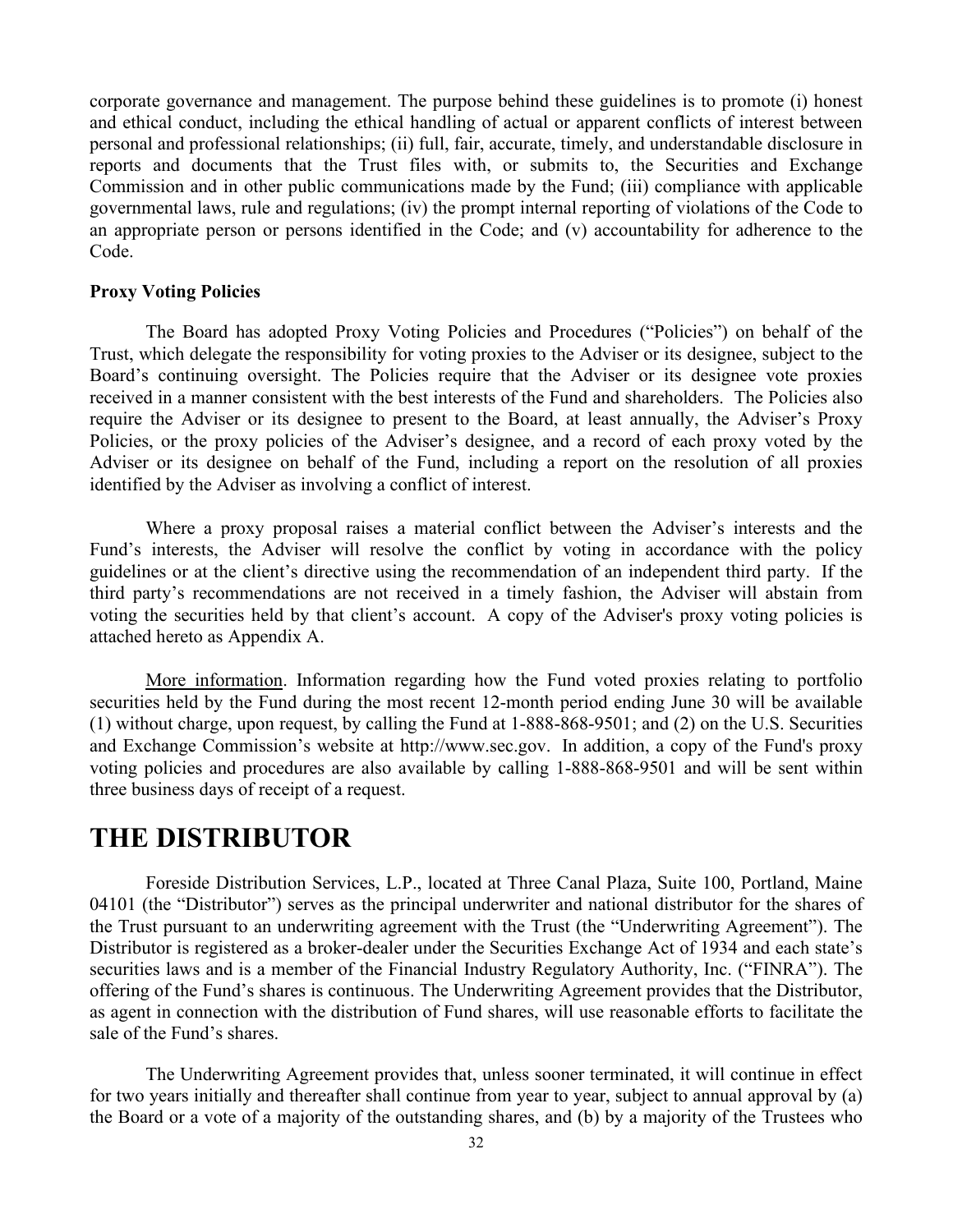corporate governance and management. The purpose behind these guidelines is to promote (i) honest and ethical conduct, including the ethical handling of actual or apparent conflicts of interest between personal and professional relationships; (ii) full, fair, accurate, timely, and understandable disclosure in reports and documents that the Trust files with, or submits to, the Securities and Exchange Commission and in other public communications made by the Fund; (iii) compliance with applicable governmental laws, rule and regulations; (iv) the prompt internal reporting of violations of the Code to an appropriate person or persons identified in the Code; and (v) accountability for adherence to the Code.

**Proxy Voting Policies**

The Board has adopted Proxy Voting Policies and Procedures ("Policies") on behalf of the Trust, which delegate the responsibility for voting proxies to the Adviser or its designee, subject to the Board's continuing oversight. The Policies require that the Adviser or its designee vote proxies received in a manner consistent with the best interests of the Fund and shareholders. The Policies also require the Adviser or its designee to present to the Board, at least annually, the Adviser's Proxy Policies, or the proxy policies of the Adviser's designee, and a record of each proxy voted by the Adviser or its designee on behalf of the Fund, including a report on the resolution of all proxies identified by the Adviser as involving a conflict of interest.

Where a proxy proposal raises a material conflict between the Adviser's interests and the Fund's interests, the Adviser will resolve the conflict by voting in accordance with the policy guidelines or at the client's directive using the recommendation of an independent third party. If the third party's recommendations are not received in a timely fashion, the Adviser will abstain from voting the securities held by that client's account. A copy of the Adviser's proxy voting policies is attached hereto as Appendix A.

More information. Information regarding how the Fund voted proxies relating to portfolio securities held by the Fund during the most recent 12-month period ending June 30 will be available (1) without charge, upon request, by calling the Fund at 1-888-868-9501; and (2) on the U.S. Securities and Exchange Commission's website at http://www.sec.gov. In addition, a copy of the Fund's proxy voting policies and procedures are also available by calling 1-888-868-9501 and will be sent within three business days of receipt of a request.

# THE DISTRIBUTOR

Foreside Distribution Services, L.P., located at Three Canal Plaza, Suite 100, Portland, Maine 04101 (the "Distributor") serves as the principal underwriter and national distributor for the shares of the Trust pursuant to an underwriting agreement with the Trust (the "Underwriting Agreement"). The Distributor is registered as a broker-dealer under the Securities Exchange Act of 1934 and each state's securities laws and is a member of the Financial Industry Regulatory Authority, Inc. ("FINRA"). The offering of the Fund's shares is continuous. The Underwriting Agreement provides that the Distributor, as agent in connection with the distribution of Fund shares, will use reasonable efforts to facilitate the sale of the Fund's shares.

The Underwriting Agreement provides that, unless sooner terminated, it will continue in effect for two years initially and thereafter shall continue from year to year, subject to annual approval by (a) the Board or a vote of a majority of the outstanding shares, and (b) by a majority of the Trustees who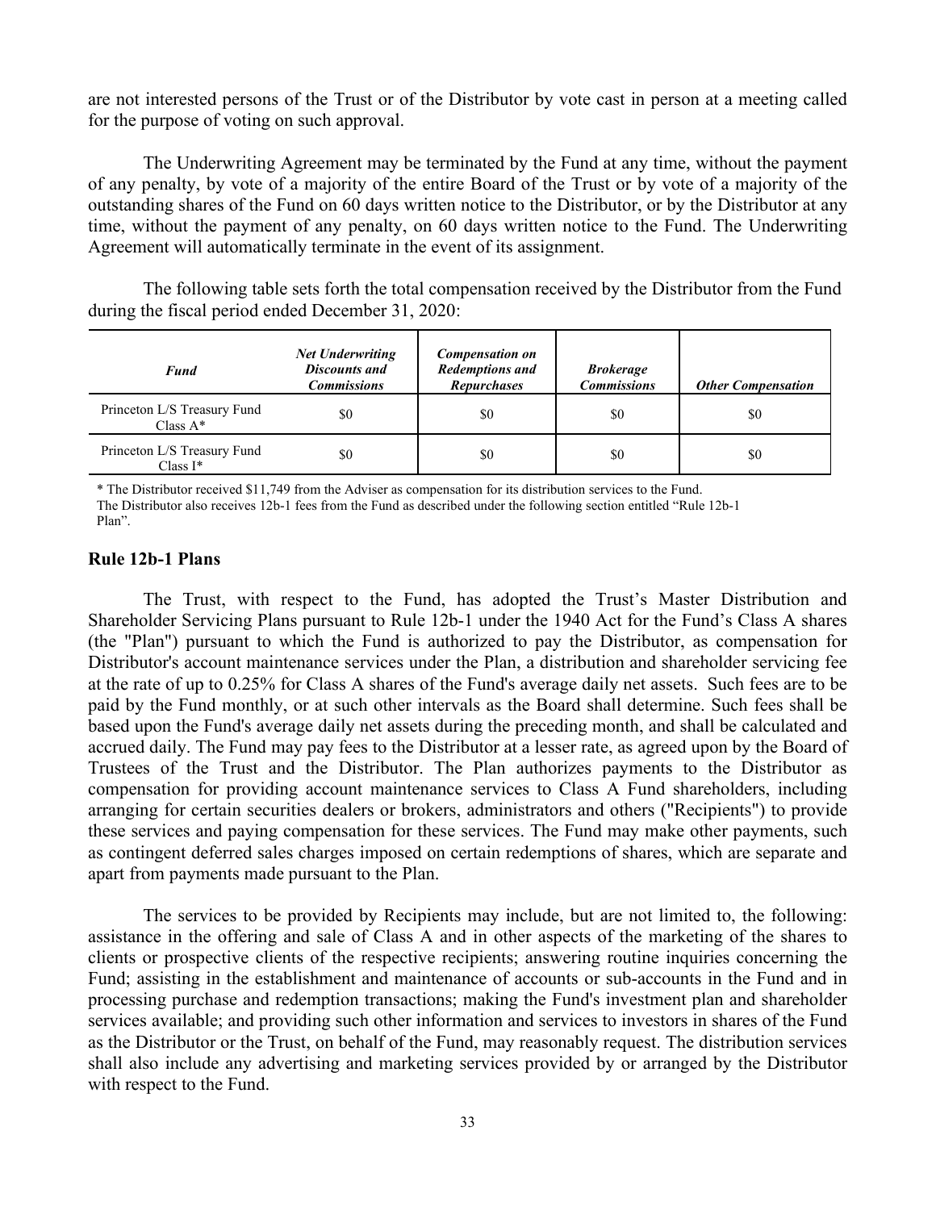are not interested persons of the Trust or of the Distributor by vote cast in person at a meeting called for the purpose of voting on such approval.

The Underwriting Agreement may be terminated by the Fund at any time, without the payment of any penalty, by vote of a majority of the entire Board of the Trust or by vote of a majority of the outstanding shares of the Fund on 60 days written notice to the Distributor, or by the Distributor at any time, without the payment of any penalty, on 60 days written notice to the Fund. The Underwriting Agreement will automatically terminate in the event of its assignment.

The following table sets forth the total compensation received by the Distributor from the Fund during the fiscal period ended December 31, 2020:

| ***Fund*** | ***Net Underwriting Discounts and Commissions*** | ***Compensation on Redemptions and Repurchases*** | ***Brokerage Commissions*** | ***Other Compensation*** |
|---|---|---|---|---|
| Princeton L/S Treasury Fund Class A* | $0 | $0 | $0 | $0 |
| Princeton L/S Treasury Fund Class I* | $0 | $0 | $0 | $0 |

\* The Distributor received $11,749 from the Adviser as compensation for its distribution services to the Fund. The Distributor also receives 12b-1 fees from the Fund as described under the following section entitled "Rule 12b-1 Plan".

### Rule 12b-1 Plans

The Trust, with respect to the Fund, has adopted the Trust's Master Distribution and Shareholder Servicing Plans pursuant to Rule 12b-1 under the 1940 Act for the Fund's Class A shares (the "Plan") pursuant to which the Fund is authorized to pay the Distributor, as compensation for Distributor's account maintenance services under the Plan, a distribution and shareholder servicing fee at the rate of up to 0.25% for Class A shares of the Fund's average daily net assets. Such fees are to be paid by the Fund monthly, or at such other intervals as the Board shall determine. Such fees shall be based upon the Fund's average daily net assets during the preceding month, and shall be calculated and accrued daily. The Fund may pay fees to the Distributor at a lesser rate, as agreed upon by the Board of Trustees of the Trust and the Distributor. The Plan authorizes payments to the Distributor as compensation for providing account maintenance services to Class A Fund shareholders, including arranging for certain securities dealers or brokers, administrators and others ("Recipients") to provide these services and paying compensation for these services. The Fund may make other payments, such as contingent deferred sales charges imposed on certain redemptions of shares, which are separate and apart from payments made pursuant to the Plan.

The services to be provided by Recipients may include, but are not limited to, the following: assistance in the offering and sale of Class A and in other aspects of the marketing of the shares to clients or prospective clients of the respective recipients; answering routine inquiries concerning the Fund; assisting in the establishment and maintenance of accounts or sub-accounts in the Fund and in processing purchase and redemption transactions; making the Fund's investment plan and shareholder services available; and providing such other information and services to investors in shares of the Fund as the Distributor or the Trust, on behalf of the Fund, may reasonably request. The distribution services shall also include any advertising and marketing services provided by or arranged by the Distributor with respect to the Fund.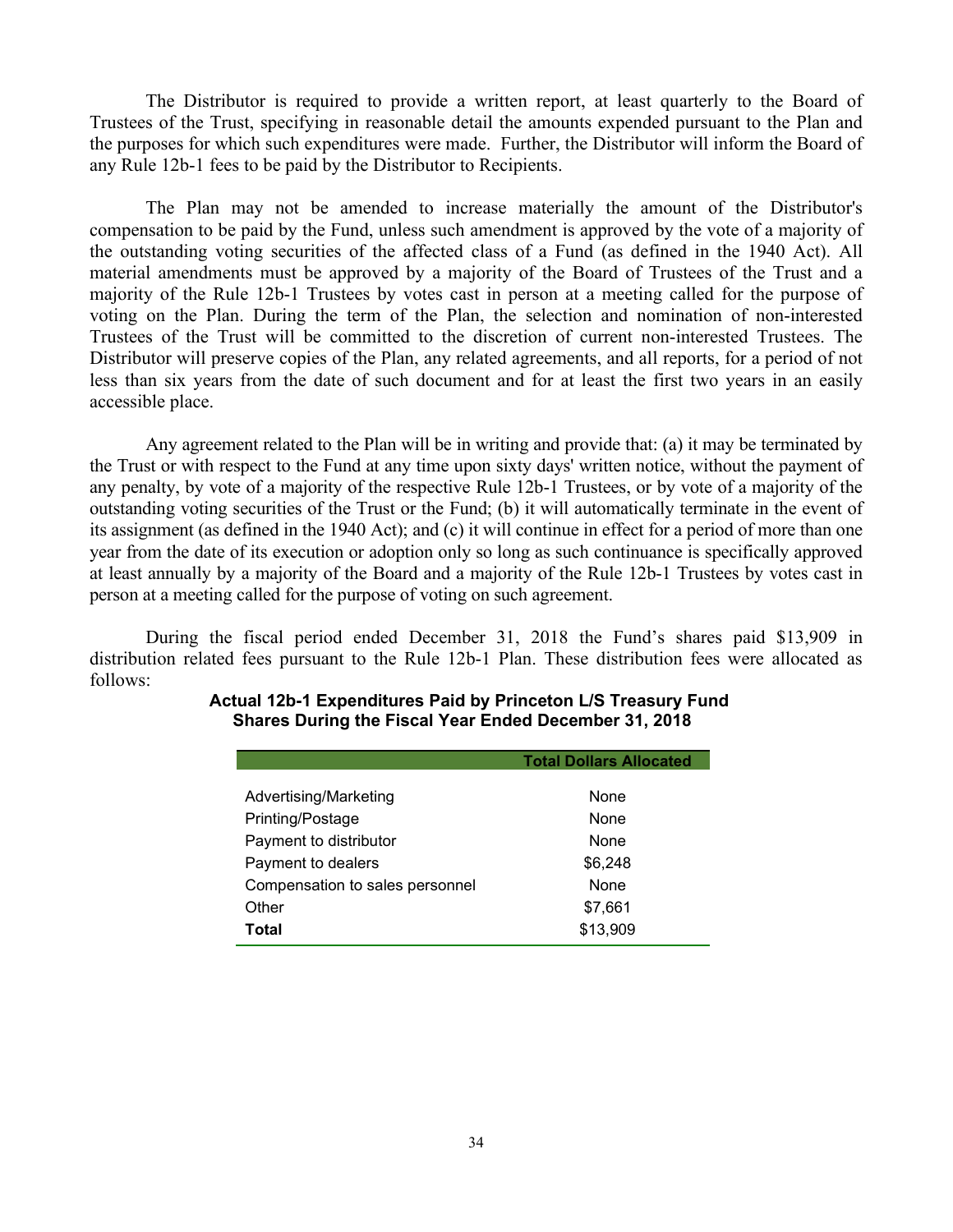The Distributor is required to provide a written report, at least quarterly to the Board of Trustees of the Trust, specifying in reasonable detail the amounts expended pursuant to the Plan and the purposes for which such expenditures were made. Further, the Distributor will inform the Board of any Rule 12b-1 fees to be paid by the Distributor to Recipients.

The Plan may not be amended to increase materially the amount of the Distributor's compensation to be paid by the Fund, unless such amendment is approved by the vote of a majority of the outstanding voting securities of the affected class of a Fund (as defined in the 1940 Act). All material amendments must be approved by a majority of the Board of Trustees of the Trust and a majority of the Rule 12b-1 Trustees by votes cast in person at a meeting called for the purpose of voting on the Plan. During the term of the Plan, the selection and nomination of non-interested Trustees of the Trust will be committed to the discretion of current non-interested Trustees. The Distributor will preserve copies of the Plan, any related agreements, and all reports, for a period of not less than six years from the date of such document and for at least the first two years in an easily accessible place.

Any agreement related to the Plan will be in writing and provide that: (a) it may be terminated by the Trust or with respect to the Fund at any time upon sixty days' written notice, without the payment of any penalty, by vote of a majority of the respective Rule 12b-1 Trustees, or by vote of a majority of the outstanding voting securities of the Trust or the Fund; (b) it will automatically terminate in the event of its assignment (as defined in the 1940 Act); and (c) it will continue in effect for a period of more than one year from the date of its execution or adoption only so long as such continuance is specifically approved at least annually by a majority of the Board and a majority of the Rule 12b-1 Trustees by votes cast in person at a meeting called for the purpose of voting on such agreement.

During the fiscal period ended December 31, 2018 the Fund's shares paid $13,909 in distribution related fees pursuant to the Rule 12b-1 Plan. These distribution fees were allocated as follows:

**Actual 12b-1 Expenditures Paid by Princeton L/S Treasury Fund Shares During the Fiscal Year Ended December 31, 2018**

| | Total Dollars Allocated |
|---|---|
| Advertising/Marketing | None |
| Printing/Postage | None |
| Payment to distributor | None |
| Payment to dealers | $6,248 |
| Compensation to sales personnel | None |
| Other | $7,661 |
| **Total** | $13,909 |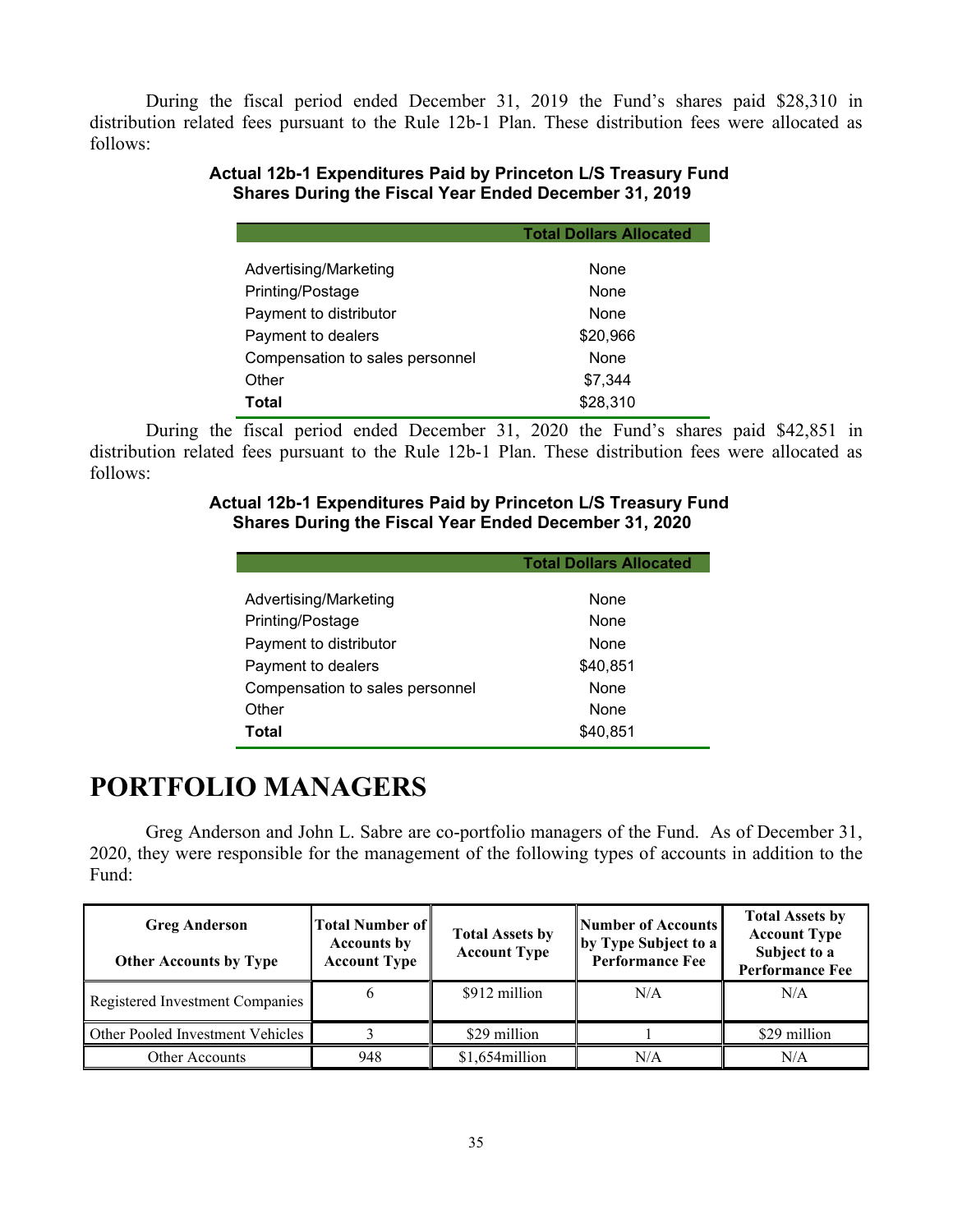During the fiscal period ended December 31, 2019 the Fund's shares paid $28,310 in distribution related fees pursuant to the Rule 12b-1 Plan. These distribution fees were allocated as follows:

**Actual 12b-1 Expenditures Paid by Princeton L/S Treasury Fund Shares During the Fiscal Year Ended December 31, 2019**

| | Total Dollars Allocated |
|---|---|
| Advertising/Marketing | None |
| Printing/Postage | None |
| Payment to distributor | None |
| Payment to dealers | $20,966 |
| Compensation to sales personnel | None |
| Other | $7,344 |
| **Total** | $28,310 |

During the fiscal period ended December 31, 2020 the Fund's shares paid $42,851 in distribution related fees pursuant to the Rule 12b-1 Plan. These distribution fees were allocated as follows:

**Actual 12b-1 Expenditures Paid by Princeton L/S Treasury Fund Shares During the Fiscal Year Ended December 31, 2020**

| | Total Dollars Allocated |
|---|---|
| Advertising/Marketing | None |
| Printing/Postage | None |
| Payment to distributor | None |
| Payment to dealers | $40,851 |
| Compensation to sales personnel | None |
| Other | None |
| **Total** | $40,851 |

# PORTFOLIO MANAGERS

Greg Anderson and John L. Sabre are co-portfolio managers of the Fund. As of December 31, 2020, they were responsible for the management of the following types of accounts in addition to the Fund:

| Greg Anderson<br><br>Other Accounts by Type | Total Number of Accounts by Account Type | Total Assets by Account Type | Number of Accounts by Type Subject to a Performance Fee | Total Assets by Account Type Subject to a Performance Fee |
|---|---|---|---|---|
| Registered Investment Companies | 6 | $912 million | N/A | N/A |
| Other Pooled Investment Vehicles | 3 | $29 million | 1 | $29 million |
| Other Accounts | 948 | $1,654million | N/A | N/A |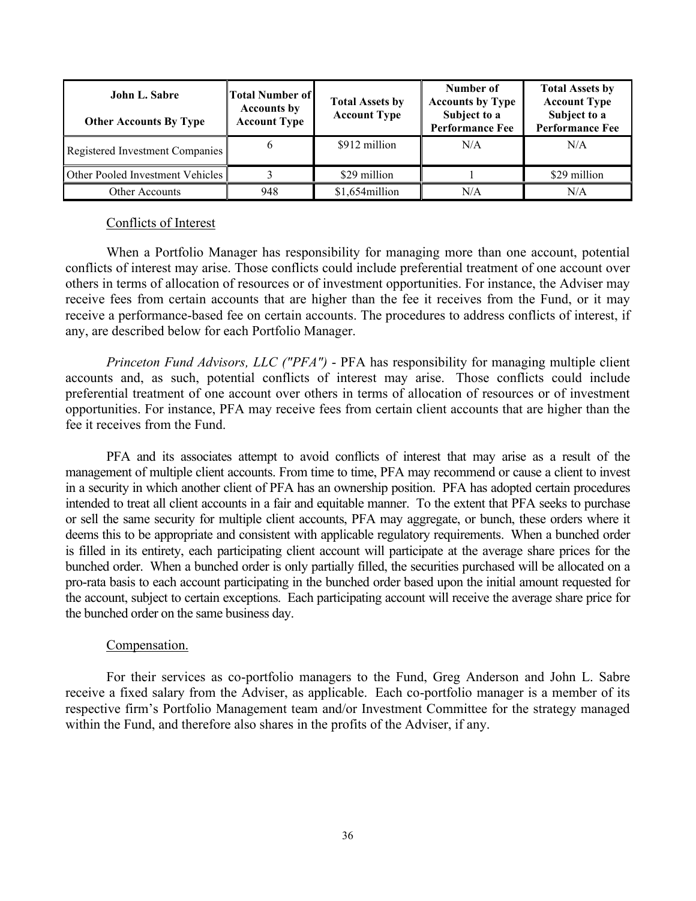| John L. Sabre<br><br>Other Accounts By Type | Total Number of Accounts by Account Type | Total Assets by Account Type | Number of Accounts by Type Subject to a Performance Fee | Total Assets by Account Type Subject to a Performance Fee |
|---|---|---|---|---|
| Registered Investment Companies | 6 | $912 million | N/A | N/A |
| Other Pooled Investment Vehicles | 3 | $29 million | 1 | $29 million |
| Other Accounts | 948 | $1,654million | N/A | N/A |

Conflicts of Interest

When a Portfolio Manager has responsibility for managing more than one account, potential conflicts of interest may arise. Those conflicts could include preferential treatment of one account over others in terms of allocation of resources or of investment opportunities. For instance, the Adviser may receive fees from certain accounts that are higher than the fee it receives from the Fund, or it may receive a performance-based fee on certain accounts. The procedures to address conflicts of interest, if any, are described below for each Portfolio Manager.

*Princeton Fund Advisors, LLC ("PFA")* - PFA has responsibility for managing multiple client accounts and, as such, potential conflicts of interest may arise. Those conflicts could include preferential treatment of one account over others in terms of allocation of resources or of investment opportunities. For instance, PFA may receive fees from certain client accounts that are higher than the fee it receives from the Fund.

PFA and its associates attempt to avoid conflicts of interest that may arise as a result of the management of multiple client accounts. From time to time, PFA may recommend or cause a client to invest in a security in which another client of PFA has an ownership position. PFA has adopted certain procedures intended to treat all client accounts in a fair and equitable manner. To the extent that PFA seeks to purchase or sell the same security for multiple client accounts, PFA may aggregate, or bunch, these orders where it deems this to be appropriate and consistent with applicable regulatory requirements. When a bunched order is filled in its entirety, each participating client account will participate at the average share prices for the bunched order. When a bunched order is only partially filled, the securities purchased will be allocated on a pro-rata basis to each account participating in the bunched order based upon the initial amount requested for the account, subject to certain exceptions. Each participating account will receive the average share price for the bunched order on the same business day.

Compensation.

For their services as co-portfolio managers to the Fund, Greg Anderson and John L. Sabre receive a fixed salary from the Adviser, as applicable. Each co-portfolio manager is a member of its respective firm's Portfolio Management team and/or Investment Committee for the strategy managed within the Fund, and therefore also shares in the profits of the Adviser, if any.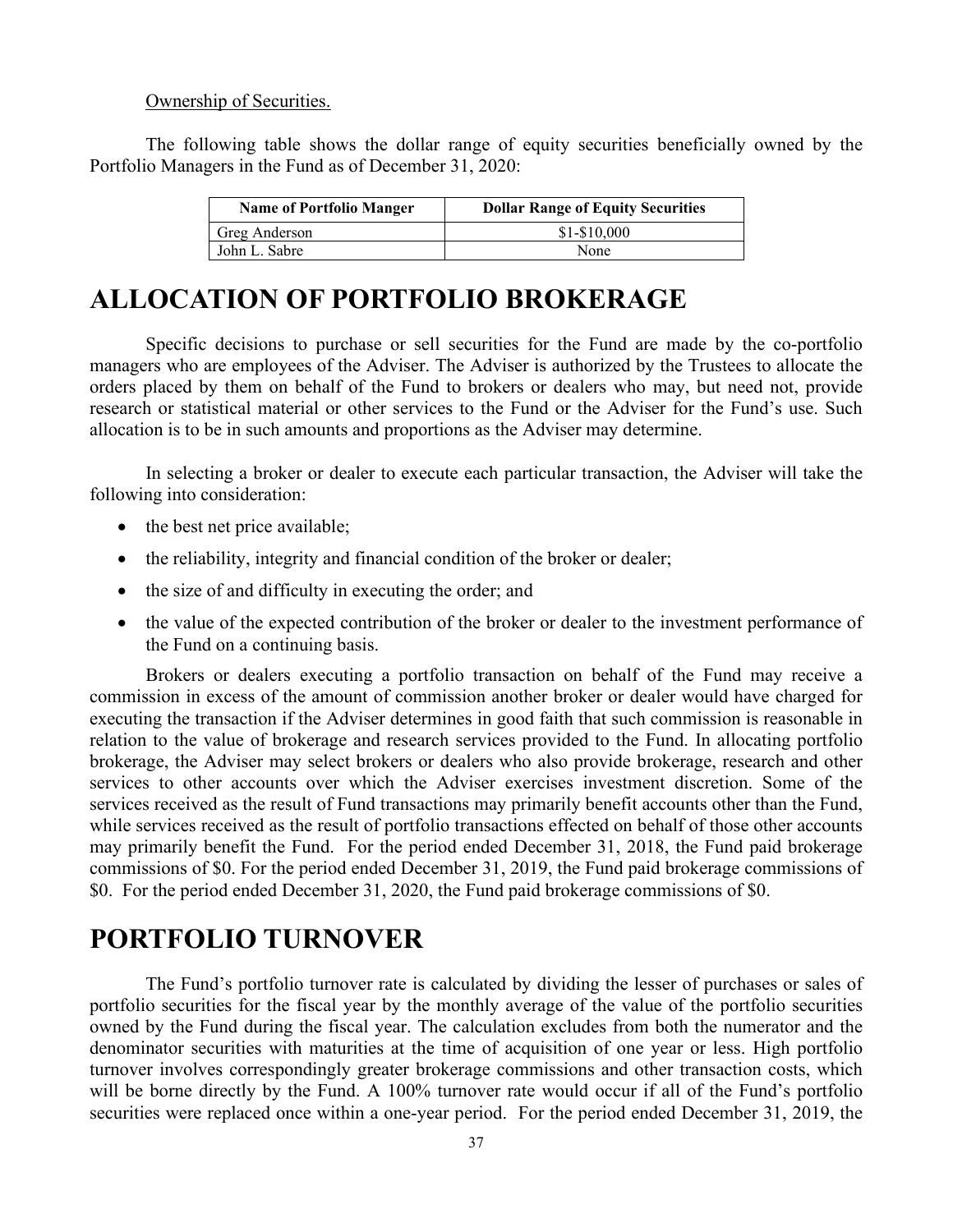Ownership of Securities.

The following table shows the dollar range of equity securities beneficially owned by the Portfolio Managers in the Fund as of December 31, 2020:

| Name of Portfolio Manger | Dollar Range of Equity Securities |
|---|---|
| Greg Anderson | $1-$10,000 |
| John L. Sabre | None |

# ALLOCATION OF PORTFOLIO BROKERAGE

Specific decisions to purchase or sell securities for the Fund are made by the co-portfolio managers who are employees of the Adviser. The Adviser is authorized by the Trustees to allocate the orders placed by them on behalf of the Fund to brokers or dealers who may, but need not, provide research or statistical material or other services to the Fund or the Adviser for the Fund's use. Such allocation is to be in such amounts and proportions as the Adviser may determine.

In selecting a broker or dealer to execute each particular transaction, the Adviser will take the following into consideration:

- the best net price available;
- the reliability, integrity and financial condition of the broker or dealer;
- the size of and difficulty in executing the order; and
- the value of the expected contribution of the broker or dealer to the investment performance of the Fund on a continuing basis.

Brokers or dealers executing a portfolio transaction on behalf of the Fund may receive a commission in excess of the amount of commission another broker or dealer would have charged for executing the transaction if the Adviser determines in good faith that such commission is reasonable in relation to the value of brokerage and research services provided to the Fund. In allocating portfolio brokerage, the Adviser may select brokers or dealers who also provide brokerage, research and other services to other accounts over which the Adviser exercises investment discretion. Some of the services received as the result of Fund transactions may primarily benefit accounts other than the Fund, while services received as the result of portfolio transactions effected on behalf of those other accounts may primarily benefit the Fund. For the period ended December 31, 2018, the Fund paid brokerage commissions of $0. For the period ended December 31, 2019, the Fund paid brokerage commissions of $0. For the period ended December 31, 2020, the Fund paid brokerage commissions of $0.

# PORTFOLIO TURNOVER

The Fund's portfolio turnover rate is calculated by dividing the lesser of purchases or sales of portfolio securities for the fiscal year by the monthly average of the value of the portfolio securities owned by the Fund during the fiscal year. The calculation excludes from both the numerator and the denominator securities with maturities at the time of acquisition of one year or less. High portfolio turnover involves correspondingly greater brokerage commissions and other transaction costs, which will be borne directly by the Fund. A 100% turnover rate would occur if all of the Fund's portfolio securities were replaced once within a one-year period. For the period ended December 31, 2019, the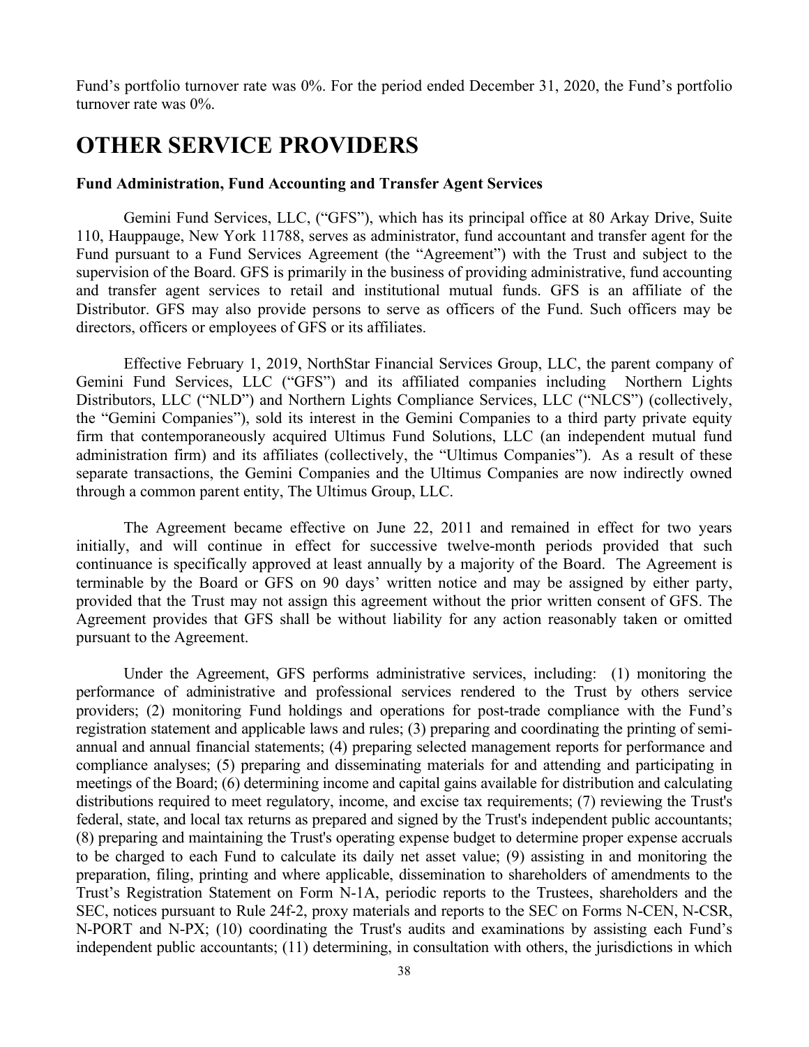Fund's portfolio turnover rate was 0%. For the period ended December 31, 2020, the Fund's portfolio turnover rate was 0%.

# OTHER SERVICE PROVIDERS

**Fund Administration, Fund Accounting and Transfer Agent Services**

Gemini Fund Services, LLC, ("GFS"), which has its principal office at 80 Arkay Drive, Suite 110, Hauppauge, New York 11788, serves as administrator, fund accountant and transfer agent for the Fund pursuant to a Fund Services Agreement (the "Agreement") with the Trust and subject to the supervision of the Board. GFS is primarily in the business of providing administrative, fund accounting and transfer agent services to retail and institutional mutual funds. GFS is an affiliate of the Distributor. GFS may also provide persons to serve as officers of the Fund. Such officers may be directors, officers or employees of GFS or its affiliates.

Effective February 1, 2019, NorthStar Financial Services Group, LLC, the parent company of Gemini Fund Services, LLC ("GFS") and its affiliated companies including Northern Lights Distributors, LLC ("NLD") and Northern Lights Compliance Services, LLC ("NLCS") (collectively, the "Gemini Companies"), sold its interest in the Gemini Companies to a third party private equity firm that contemporaneously acquired Ultimus Fund Solutions, LLC (an independent mutual fund administration firm) and its affiliates (collectively, the "Ultimus Companies"). As a result of these separate transactions, the Gemini Companies and the Ultimus Companies are now indirectly owned through a common parent entity, The Ultimus Group, LLC.

The Agreement became effective on June 22, 2011 and remained in effect for two years initially, and will continue in effect for successive twelve-month periods provided that such continuance is specifically approved at least annually by a majority of the Board. The Agreement is terminable by the Board or GFS on 90 days' written notice and may be assigned by either party, provided that the Trust may not assign this agreement without the prior written consent of GFS. The Agreement provides that GFS shall be without liability for any action reasonably taken or omitted pursuant to the Agreement.

Under the Agreement, GFS performs administrative services, including: (1) monitoring the performance of administrative and professional services rendered to the Trust by others service providers; (2) monitoring Fund holdings and operations for post-trade compliance with the Fund's registration statement and applicable laws and rules; (3) preparing and coordinating the printing of semi-annual and annual financial statements; (4) preparing selected management reports for performance and compliance analyses; (5) preparing and disseminating materials for and attending and participating in meetings of the Board; (6) determining income and capital gains available for distribution and calculating distributions required to meet regulatory, income, and excise tax requirements; (7) reviewing the Trust's federal, state, and local tax returns as prepared and signed by the Trust's independent public accountants; (8) preparing and maintaining the Trust's operating expense budget to determine proper expense accruals to be charged to each Fund to calculate its daily net asset value; (9) assisting in and monitoring the preparation, filing, printing and where applicable, dissemination to shareholders of amendments to the Trust's Registration Statement on Form N-1A, periodic reports to the Trustees, shareholders and the SEC, notices pursuant to Rule 24f-2, proxy materials and reports to the SEC on Forms N-CEN, N-CSR, N-PORT and N-PX; (10) coordinating the Trust's audits and examinations by assisting each Fund's independent public accountants; (11) determining, in consultation with others, the jurisdictions in which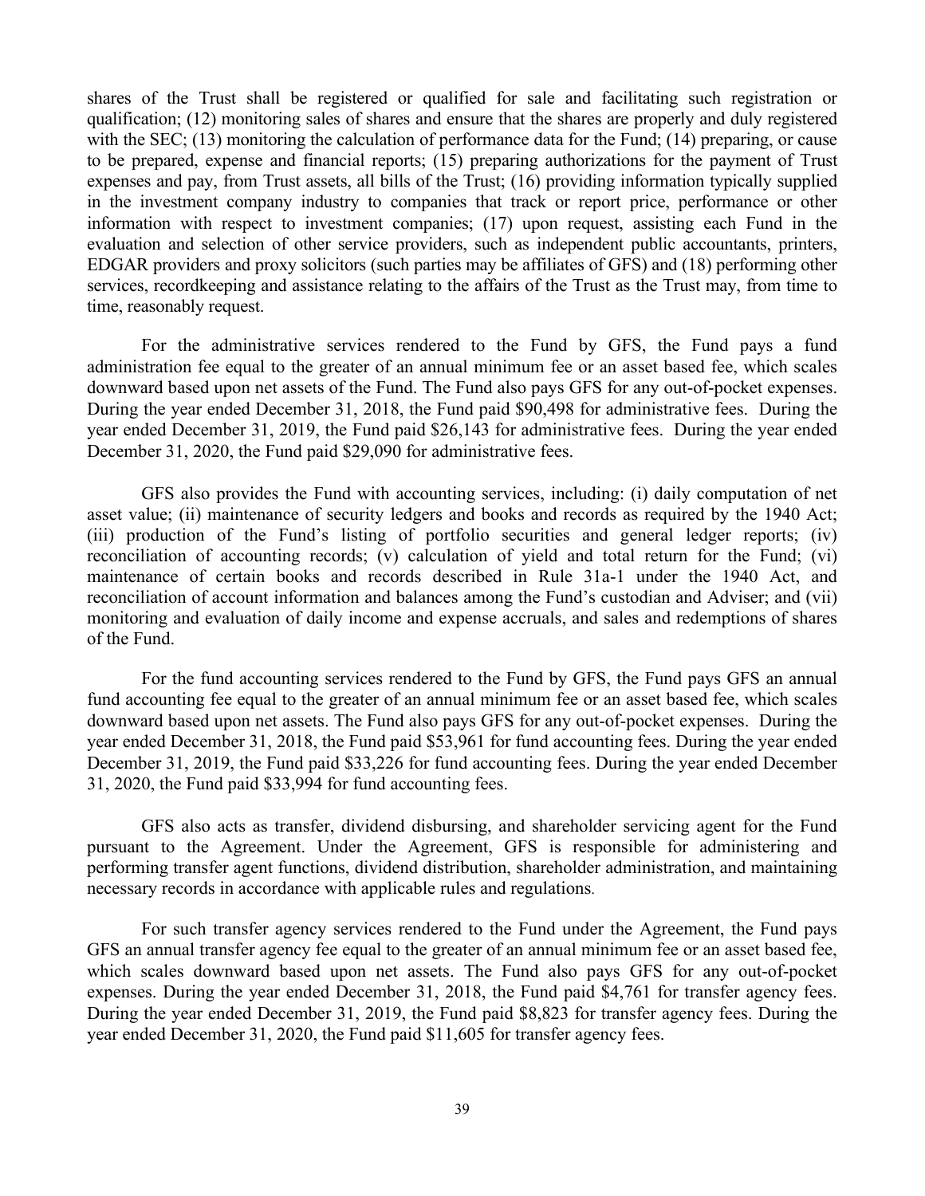shares of the Trust shall be registered or qualified for sale and facilitating such registration or qualification; (12) monitoring sales of shares and ensure that the shares are properly and duly registered with the SEC; (13) monitoring the calculation of performance data for the Fund; (14) preparing, or cause to be prepared, expense and financial reports; (15) preparing authorizations for the payment of Trust expenses and pay, from Trust assets, all bills of the Trust; (16) providing information typically supplied in the investment company industry to companies that track or report price, performance or other information with respect to investment companies; (17) upon request, assisting each Fund in the evaluation and selection of other service providers, such as independent public accountants, printers, EDGAR providers and proxy solicitors (such parties may be affiliates of GFS) and (18) performing other services, recordkeeping and assistance relating to the affairs of the Trust as the Trust may, from time to time, reasonably request.

For the administrative services rendered to the Fund by GFS, the Fund pays a fund administration fee equal to the greater of an annual minimum fee or an asset based fee, which scales downward based upon net assets of the Fund. The Fund also pays GFS for any out-of-pocket expenses. During the year ended December 31, 2018, the Fund paid $90,498 for administrative fees. During the year ended December 31, 2019, the Fund paid $26,143 for administrative fees. During the year ended December 31, 2020, the Fund paid $29,090 for administrative fees.

GFS also provides the Fund with accounting services, including: (i) daily computation of net asset value; (ii) maintenance of security ledgers and books and records as required by the 1940 Act; (iii) production of the Fund's listing of portfolio securities and general ledger reports; (iv) reconciliation of accounting records; (v) calculation of yield and total return for the Fund; (vi) maintenance of certain books and records described in Rule 31a-1 under the 1940 Act, and reconciliation of account information and balances among the Fund's custodian and Adviser; and (vii) monitoring and evaluation of daily income and expense accruals, and sales and redemptions of shares of the Fund.

For the fund accounting services rendered to the Fund by GFS, the Fund pays GFS an annual fund accounting fee equal to the greater of an annual minimum fee or an asset based fee, which scales downward based upon net assets. The Fund also pays GFS for any out-of-pocket expenses. During the year ended December 31, 2018, the Fund paid $53,961 for fund accounting fees. During the year ended December 31, 2019, the Fund paid $33,226 for fund accounting fees. During the year ended December 31, 2020, the Fund paid $33,994 for fund accounting fees.

GFS also acts as transfer, dividend disbursing, and shareholder servicing agent for the Fund pursuant to the Agreement. Under the Agreement, GFS is responsible for administering and performing transfer agent functions, dividend distribution, shareholder administration, and maintaining necessary records in accordance with applicable rules and regulations.

For such transfer agency services rendered to the Fund under the Agreement, the Fund pays GFS an annual transfer agency fee equal to the greater of an annual minimum fee or an asset based fee, which scales downward based upon net assets. The Fund also pays GFS for any out-of-pocket expenses. During the year ended December 31, 2018, the Fund paid $4,761 for transfer agency fees. During the year ended December 31, 2019, the Fund paid $8,823 for transfer agency fees. During the year ended December 31, 2020, the Fund paid $11,605 for transfer agency fees.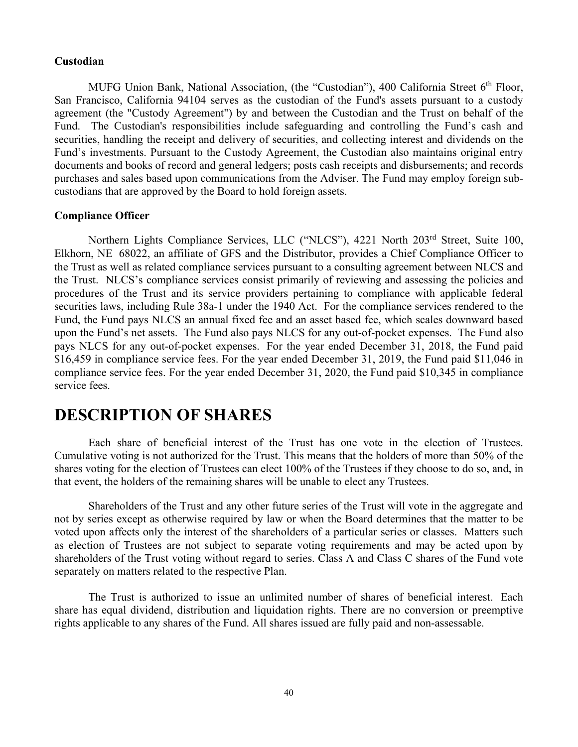### Custodian

MUFG Union Bank, National Association, (the “Custodian”), 400 California Street 6th Floor, San Francisco, California 94104 serves as the custodian of the Fund's assets pursuant to a custody agreement (the "Custody Agreement") by and between the Custodian and the Trust on behalf of the Fund. The Custodian's responsibilities include safeguarding and controlling the Fund’s cash and securities, handling the receipt and delivery of securities, and collecting interest and dividends on the Fund’s investments. Pursuant to the Custody Agreement, the Custodian also maintains original entry documents and books of record and general ledgers; posts cash receipts and disbursements; and records purchases and sales based upon communications from the Adviser. The Fund may employ foreign sub-custodians that are approved by the Board to hold foreign assets.

### Compliance Officer

Northern Lights Compliance Services, LLC (“NLCS”), 4221 North 203rd Street, Suite 100, Elkhorn, NE 68022, an affiliate of GFS and the Distributor, provides a Chief Compliance Officer to the Trust as well as related compliance services pursuant to a consulting agreement between NLCS and the Trust. NLCS’s compliance services consist primarily of reviewing and assessing the policies and procedures of the Trust and its service providers pertaining to compliance with applicable federal securities laws, including Rule 38a-1 under the 1940 Act. For the compliance services rendered to the Fund, the Fund pays NLCS an annual fixed fee and an asset based fee, which scales downward based upon the Fund’s net assets. The Fund also pays NLCS for any out-of-pocket expenses. The Fund also pays NLCS for any out-of-pocket expenses. For the year ended December 31, 2018, the Fund paid $16,459 in compliance service fees. For the year ended December 31, 2019, the Fund paid $11,046 in compliance service fees. For the year ended December 31, 2020, the Fund paid $10,345 in compliance service fees.

# DESCRIPTION OF SHARES

Each share of beneficial interest of the Trust has one vote in the election of Trustees. Cumulative voting is not authorized for the Trust. This means that the holders of more than 50% of the shares voting for the election of Trustees can elect 100% of the Trustees if they choose to do so, and, in that event, the holders of the remaining shares will be unable to elect any Trustees.

Shareholders of the Trust and any other future series of the Trust will vote in the aggregate and not by series except as otherwise required by law or when the Board determines that the matter to be voted upon affects only the interest of the shareholders of a particular series or classes. Matters such as election of Trustees are not subject to separate voting requirements and may be acted upon by shareholders of the Trust voting without regard to series. Class A and Class C shares of the Fund vote separately on matters related to the respective Plan.

The Trust is authorized to issue an unlimited number of shares of beneficial interest. Each share has equal dividend, distribution and liquidation rights. There are no conversion or preemptive rights applicable to any shares of the Fund. All shares issued are fully paid and non-assessable.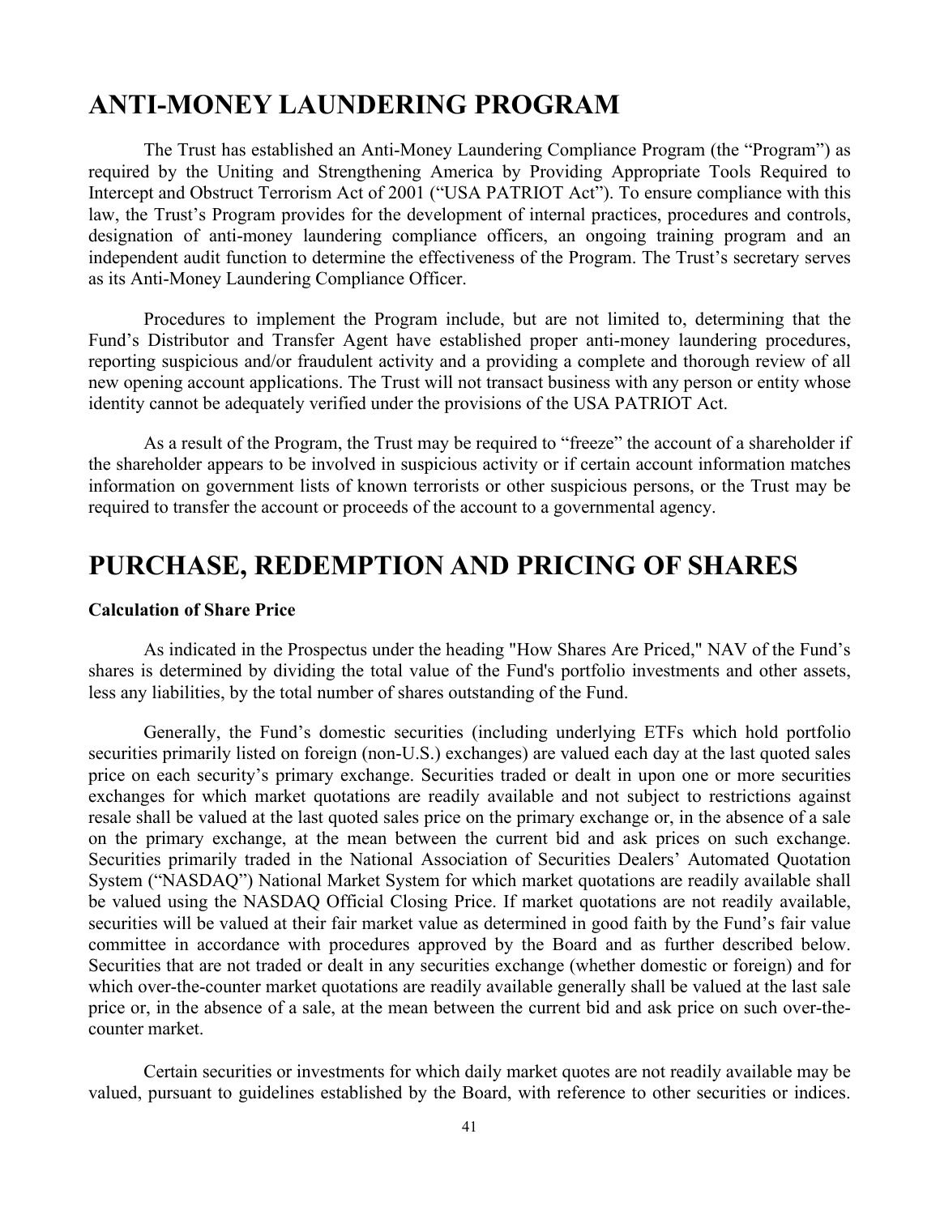## ANTI-MONEY LAUNDERING PROGRAM

The Trust has established an Anti-Money Laundering Compliance Program (the "Program") as required by the Uniting and Strengthening America by Providing Appropriate Tools Required to Intercept and Obstruct Terrorism Act of 2001 ("USA PATRIOT Act"). To ensure compliance with this law, the Trust's Program provides for the development of internal practices, procedures and controls, designation of anti-money laundering compliance officers, an ongoing training program and an independent audit function to determine the effectiveness of the Program. The Trust's secretary serves as its Anti-Money Laundering Compliance Officer.

Procedures to implement the Program include, but are not limited to, determining that the Fund's Distributor and Transfer Agent have established proper anti-money laundering procedures, reporting suspicious and/or fraudulent activity and a providing a complete and thorough review of all new opening account applications. The Trust will not transact business with any person or entity whose identity cannot be adequately verified under the provisions of the USA PATRIOT Act.

As a result of the Program, the Trust may be required to "freeze" the account of a shareholder if the shareholder appears to be involved in suspicious activity or if certain account information matches information on government lists of known terrorists or other suspicious persons, or the Trust may be required to transfer the account or proceeds of the account to a governmental agency.

## PURCHASE, REDEMPTION AND PRICING OF SHARES

**Calculation of Share Price**

As indicated in the Prospectus under the heading "How Shares Are Priced," NAV of the Fund's shares is determined by dividing the total value of the Fund's portfolio investments and other assets, less any liabilities, by the total number of shares outstanding of the Fund.

Generally, the Fund's domestic securities (including underlying ETFs which hold portfolio securities primarily listed on foreign (non-U.S.) exchanges) are valued each day at the last quoted sales price on each security's primary exchange. Securities traded or dealt in upon one or more securities exchanges for which market quotations are readily available and not subject to restrictions against resale shall be valued at the last quoted sales price on the primary exchange or, in the absence of a sale on the primary exchange, at the mean between the current bid and ask prices on such exchange. Securities primarily traded in the National Association of Securities Dealers' Automated Quotation System ("NASDAQ") National Market System for which market quotations are readily available shall be valued using the NASDAQ Official Closing Price. If market quotations are not readily available, securities will be valued at their fair market value as determined in good faith by the Fund's fair value committee in accordance with procedures approved by the Board and as further described below. Securities that are not traded or dealt in any securities exchange (whether domestic or foreign) and for which over-the-counter market quotations are readily available generally shall be valued at the last sale price or, in the absence of a sale, at the mean between the current bid and ask price on such over-the-counter market.

Certain securities or investments for which daily market quotes are not readily available may be valued, pursuant to guidelines established by the Board, with reference to other securities or indices.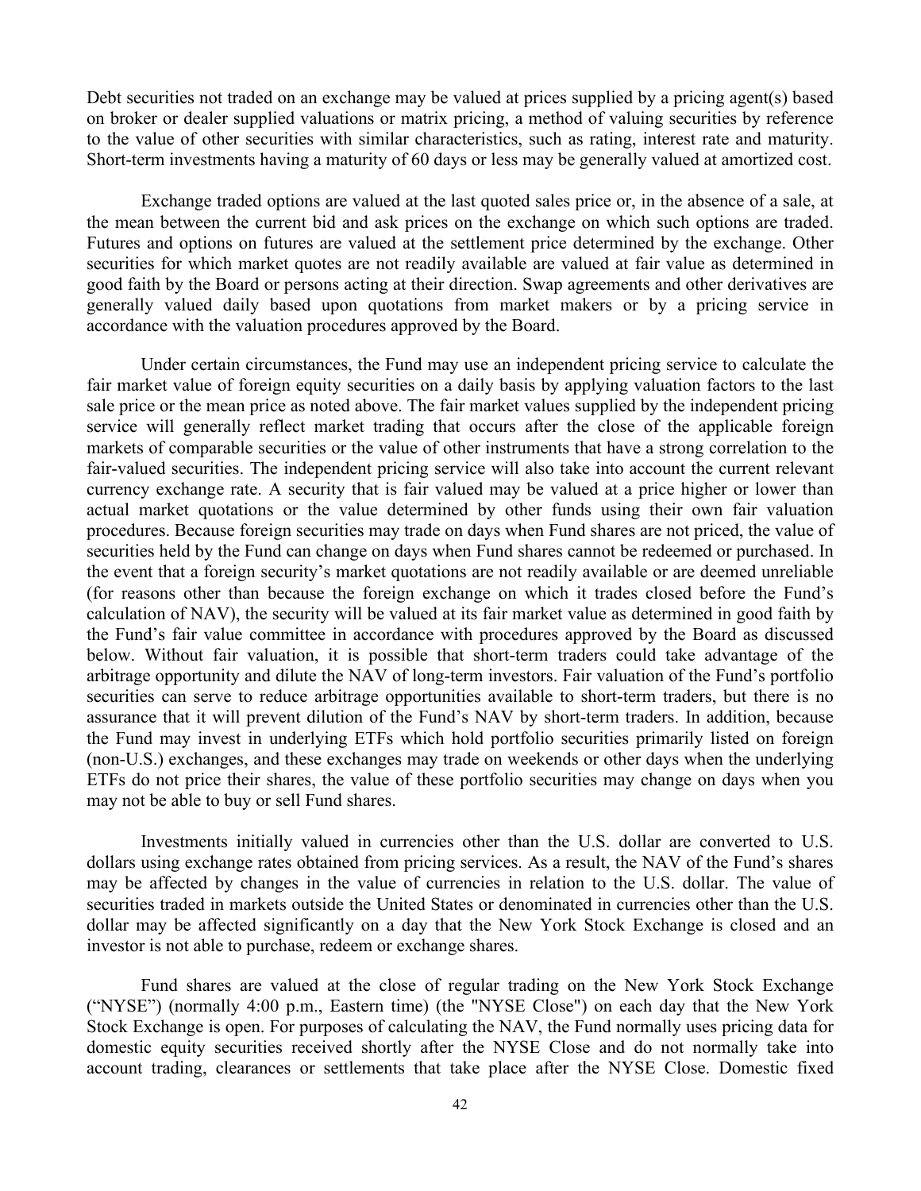Debt securities not traded on an exchange may be valued at prices supplied by a pricing agent(s) based on broker or dealer supplied valuations or matrix pricing, a method of valuing securities by reference to the value of other securities with similar characteristics, such as rating, interest rate and maturity. Short-term investments having a maturity of 60 days or less may be generally valued at amortized cost.

Exchange traded options are valued at the last quoted sales price or, in the absence of a sale, at the mean between the current bid and ask prices on the exchange on which such options are traded. Futures and options on futures are valued at the settlement price determined by the exchange. Other securities for which market quotes are not readily available are valued at fair value as determined in good faith by the Board or persons acting at their direction. Swap agreements and other derivatives are generally valued daily based upon quotations from market makers or by a pricing service in accordance with the valuation procedures approved by the Board.

Under certain circumstances, the Fund may use an independent pricing service to calculate the fair market value of foreign equity securities on a daily basis by applying valuation factors to the last sale price or the mean price as noted above. The fair market values supplied by the independent pricing service will generally reflect market trading that occurs after the close of the applicable foreign markets of comparable securities or the value of other instruments that have a strong correlation to the fair-valued securities. The independent pricing service will also take into account the current relevant currency exchange rate. A security that is fair valued may be valued at a price higher or lower than actual market quotations or the value determined by other funds using their own fair valuation procedures. Because foreign securities may trade on days when Fund shares are not priced, the value of securities held by the Fund can change on days when Fund shares cannot be redeemed or purchased. In the event that a foreign security's market quotations are not readily available or are deemed unreliable (for reasons other than because the foreign exchange on which it trades closed before the Fund's calculation of NAV), the security will be valued at its fair market value as determined in good faith by the Fund's fair value committee in accordance with procedures approved by the Board as discussed below. Without fair valuation, it is possible that short-term traders could take advantage of the arbitrage opportunity and dilute the NAV of long-term investors. Fair valuation of the Fund's portfolio securities can serve to reduce arbitrage opportunities available to short-term traders, but there is no assurance that it will prevent dilution of the Fund's NAV by short-term traders. In addition, because the Fund may invest in underlying ETFs which hold portfolio securities primarily listed on foreign (non-U.S.) exchanges, and these exchanges may trade on weekends or other days when the underlying ETFs do not price their shares, the value of these portfolio securities may change on days when you may not be able to buy or sell Fund shares.

Investments initially valued in currencies other than the U.S. dollar are converted to U.S. dollars using exchange rates obtained from pricing services. As a result, the NAV of the Fund's shares may be affected by changes in the value of currencies in relation to the U.S. dollar. The value of securities traded in markets outside the United States or denominated in currencies other than the U.S. dollar may be affected significantly on a day that the New York Stock Exchange is closed and an investor is not able to purchase, redeem or exchange shares.

Fund shares are valued at the close of regular trading on the New York Stock Exchange ("NYSE") (normally 4:00 p.m., Eastern time) (the "NYSE Close") on each day that the New York Stock Exchange is open. For purposes of calculating the NAV, the Fund normally uses pricing data for domestic equity securities received shortly after the NYSE Close and do not normally take into account trading, clearances or settlements that take place after the NYSE Close. Domestic fixed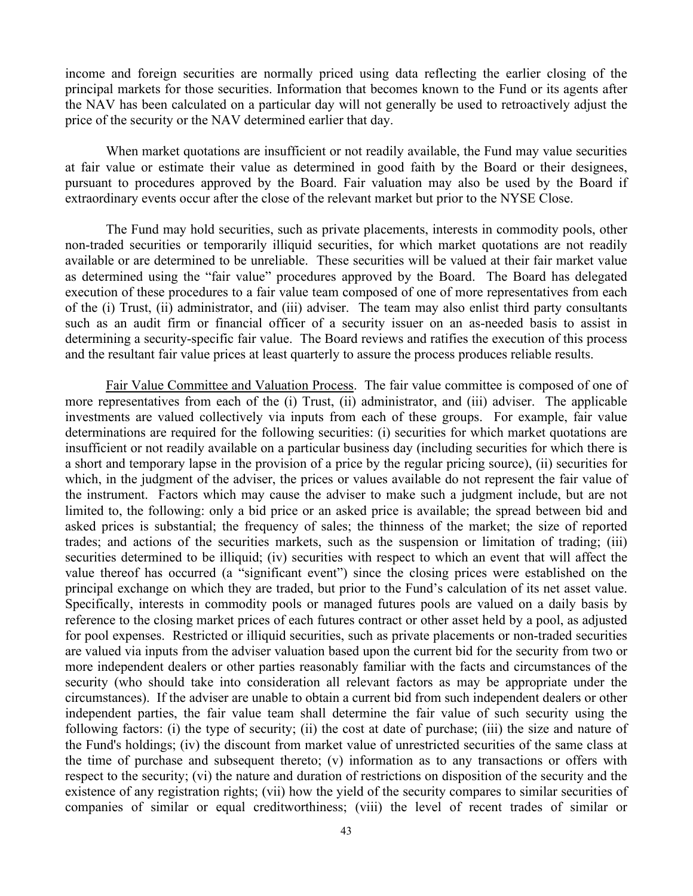income and foreign securities are normally priced using data reflecting the earlier closing of the principal markets for those securities. Information that becomes known to the Fund or its agents after the NAV has been calculated on a particular day will not generally be used to retroactively adjust the price of the security or the NAV determined earlier that day.

When market quotations are insufficient or not readily available, the Fund may value securities at fair value or estimate their value as determined in good faith by the Board or their designees, pursuant to procedures approved by the Board. Fair valuation may also be used by the Board if extraordinary events occur after the close of the relevant market but prior to the NYSE Close.

The Fund may hold securities, such as private placements, interests in commodity pools, other non-traded securities or temporarily illiquid securities, for which market quotations are not readily available or are determined to be unreliable. These securities will be valued at their fair market value as determined using the "fair value" procedures approved by the Board. The Board has delegated execution of these procedures to a fair value team composed of one of more representatives from each of the (i) Trust, (ii) administrator, and (iii) adviser. The team may also enlist third party consultants such as an audit firm or financial officer of a security issuer on an as-needed basis to assist in determining a security-specific fair value. The Board reviews and ratifies the execution of this process and the resultant fair value prices at least quarterly to assure the process produces reliable results.

Fair Value Committee and Valuation Process. The fair value committee is composed of one of more representatives from each of the (i) Trust, (ii) administrator, and (iii) adviser. The applicable investments are valued collectively via inputs from each of these groups. For example, fair value determinations are required for the following securities: (i) securities for which market quotations are insufficient or not readily available on a particular business day (including securities for which there is a short and temporary lapse in the provision of a price by the regular pricing source), (ii) securities for which, in the judgment of the adviser, the prices or values available do not represent the fair value of the instrument. Factors which may cause the adviser to make such a judgment include, but are not limited to, the following: only a bid price or an asked price is available; the spread between bid and asked prices is substantial; the frequency of sales; the thinness of the market; the size of reported trades; and actions of the securities markets, such as the suspension or limitation of trading; (iii) securities determined to be illiquid; (iv) securities with respect to which an event that will affect the value thereof has occurred (a "significant event") since the closing prices were established on the principal exchange on which they are traded, but prior to the Fund's calculation of its net asset value. Specifically, interests in commodity pools or managed futures pools are valued on a daily basis by reference to the closing market prices of each futures contract or other asset held by a pool, as adjusted for pool expenses. Restricted or illiquid securities, such as private placements or non-traded securities are valued via inputs from the adviser valuation based upon the current bid for the security from two or more independent dealers or other parties reasonably familiar with the facts and circumstances of the security (who should take into consideration all relevant factors as may be appropriate under the circumstances). If the adviser are unable to obtain a current bid from such independent dealers or other independent parties, the fair value team shall determine the fair value of such security using the following factors: (i) the type of security; (ii) the cost at date of purchase; (iii) the size and nature of the Fund's holdings; (iv) the discount from market value of unrestricted securities of the same class at the time of purchase and subsequent thereto; (v) information as to any transactions or offers with respect to the security; (vi) the nature and duration of restrictions on disposition of the security and the existence of any registration rights; (vii) how the yield of the security compares to similar securities of companies of similar or equal creditworthiness; (viii) the level of recent trades of similar or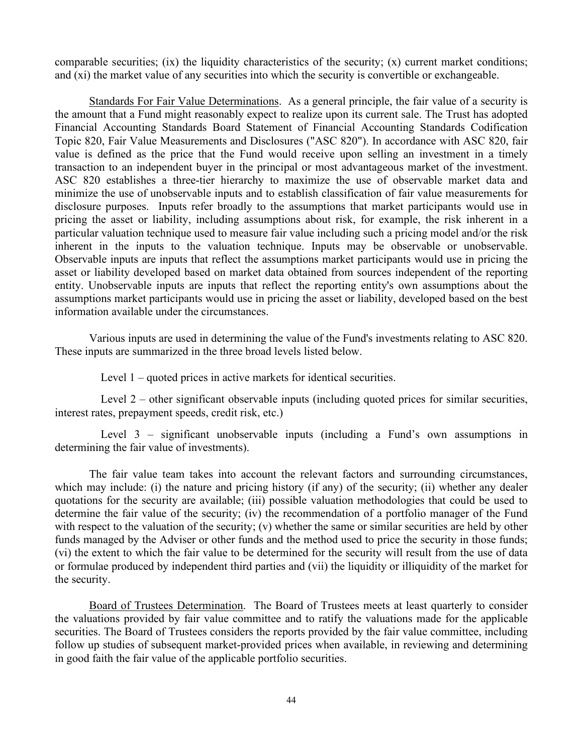comparable securities; (ix) the liquidity characteristics of the security; (x) current market conditions; and (xi) the market value of any securities into which the security is convertible or exchangeable.

Standards For Fair Value Determinations. As a general principle, the fair value of a security is the amount that a Fund might reasonably expect to realize upon its current sale. The Trust has adopted Financial Accounting Standards Board Statement of Financial Accounting Standards Codification Topic 820, Fair Value Measurements and Disclosures ("ASC 820"). In accordance with ASC 820, fair value is defined as the price that the Fund would receive upon selling an investment in a timely transaction to an independent buyer in the principal or most advantageous market of the investment. ASC 820 establishes a three-tier hierarchy to maximize the use of observable market data and minimize the use of unobservable inputs and to establish classification of fair value measurements for disclosure purposes. Inputs refer broadly to the assumptions that market participants would use in pricing the asset or liability, including assumptions about risk, for example, the risk inherent in a particular valuation technique used to measure fair value including such a pricing model and/or the risk inherent in the inputs to the valuation technique. Inputs may be observable or unobservable. Observable inputs are inputs that reflect the assumptions market participants would use in pricing the asset or liability developed based on market data obtained from sources independent of the reporting entity. Unobservable inputs are inputs that reflect the reporting entity's own assumptions about the assumptions market participants would use in pricing the asset or liability, developed based on the best information available under the circumstances.

Various inputs are used in determining the value of the Fund's investments relating to ASC 820. These inputs are summarized in the three broad levels listed below.

Level 1 – quoted prices in active markets for identical securities.

Level 2 – other significant observable inputs (including quoted prices for similar securities, interest rates, prepayment speeds, credit risk, etc.)

Level 3 – significant unobservable inputs (including a Fund's own assumptions in determining the fair value of investments).

The fair value team takes into account the relevant factors and surrounding circumstances, which may include: (i) the nature and pricing history (if any) of the security; (ii) whether any dealer quotations for the security are available; (iii) possible valuation methodologies that could be used to determine the fair value of the security; (iv) the recommendation of a portfolio manager of the Fund with respect to the valuation of the security; (v) whether the same or similar securities are held by other funds managed by the Adviser or other funds and the method used to price the security in those funds; (vi) the extent to which the fair value to be determined for the security will result from the use of data or formulae produced by independent third parties and (vii) the liquidity or illiquidity of the market for the security.

Board of Trustees Determination. The Board of Trustees meets at least quarterly to consider the valuations provided by fair value committee and to ratify the valuations made for the applicable securities. The Board of Trustees considers the reports provided by the fair value committee, including follow up studies of subsequent market-provided prices when available, in reviewing and determining in good faith the fair value of the applicable portfolio securities.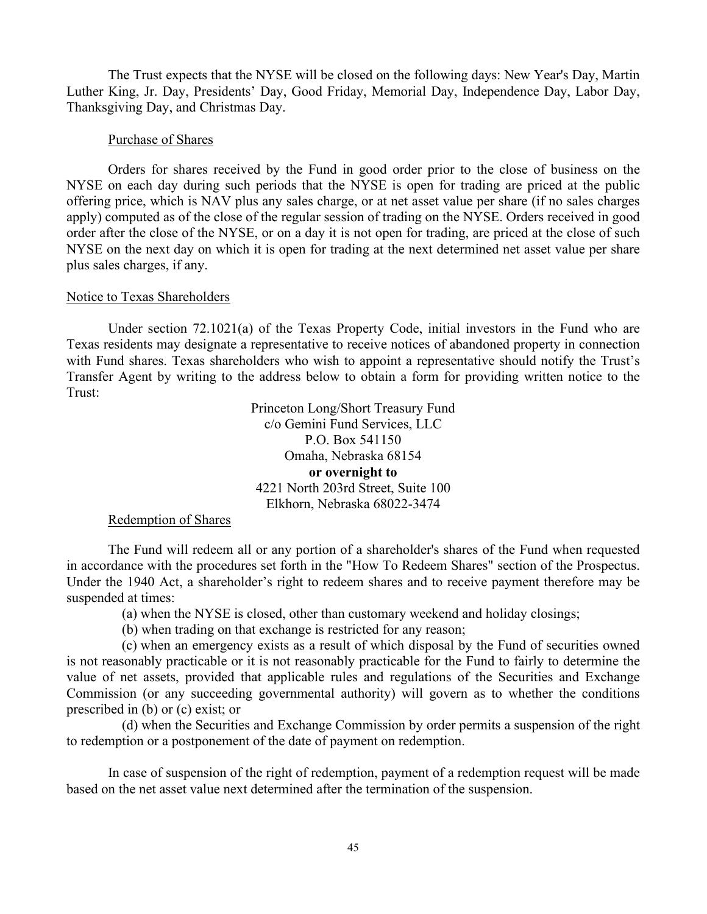The Trust expects that the NYSE will be closed on the following days: New Year's Day, Martin Luther King, Jr. Day, Presidents' Day, Good Friday, Memorial Day, Independence Day, Labor Day, Thanksgiving Day, and Christmas Day.

### Purchase of Shares

Orders for shares received by the Fund in good order prior to the close of business on the NYSE on each day during such periods that the NYSE is open for trading are priced at the public offering price, which is NAV plus any sales charge, or at net asset value per share (if no sales charges apply) computed as of the close of the regular session of trading on the NYSE. Orders received in good order after the close of the NYSE, or on a day it is not open for trading, are priced at the close of such NYSE on the next day on which it is open for trading at the next determined net asset value per share plus sales charges, if any.

### Notice to Texas Shareholders

Under section 72.1021(a) of the Texas Property Code, initial investors in the Fund who are Texas residents may designate a representative to receive notices of abandoned property in connection with Fund shares. Texas shareholders who wish to appoint a representative should notify the Trust's Transfer Agent by writing to the address below to obtain a form for providing written notice to the Trust:

Princeton Long/Short Treasury Fund  
c/o Gemini Fund Services, LLC  
P.O. Box 541150  
Omaha, Nebraska 68154  
**or overnight to**  
4221 North 203rd Street, Suite 100  
Elkhorn, Nebraska 68022-3474

### Redemption of Shares

The Fund will redeem all or any portion of a shareholder's shares of the Fund when requested in accordance with the procedures set forth in the "How To Redeem Shares" section of the Prospectus. Under the 1940 Act, a shareholder's right to redeem shares and to receive payment therefore may be suspended at times:

(a) when the NYSE is closed, other than customary weekend and holiday closings;

(b) when trading on that exchange is restricted for any reason;

(c) when an emergency exists as a result of which disposal by the Fund of securities owned is not reasonably practicable or it is not reasonably practicable for the Fund to fairly to determine the value of net assets, provided that applicable rules and regulations of the Securities and Exchange Commission (or any succeeding governmental authority) will govern as to whether the conditions prescribed in (b) or (c) exist; or

(d) when the Securities and Exchange Commission by order permits a suspension of the right to redemption or a postponement of the date of payment on redemption.

In case of suspension of the right of redemption, payment of a redemption request will be made based on the net asset value next determined after the termination of the suspension.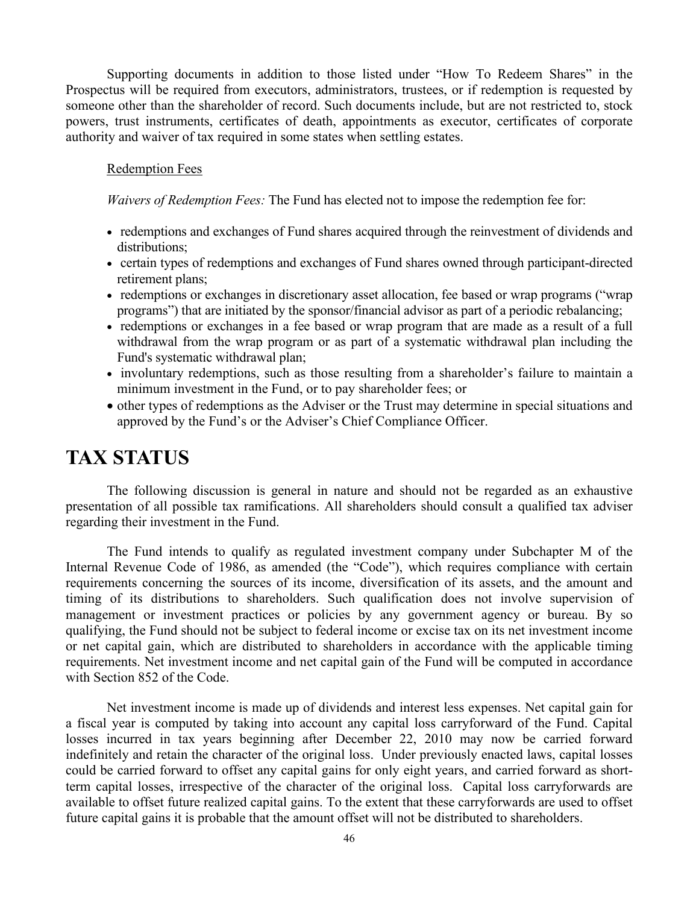Supporting documents in addition to those listed under "How To Redeem Shares" in the Prospectus will be required from executors, administrators, trustees, or if redemption is requested by someone other than the shareholder of record. Such documents include, but are not restricted to, stock powers, trust instruments, certificates of death, appointments as executor, certificates of corporate authority and waiver of tax required in some states when settling estates.

Redemption Fees

*Waivers of Redemption Fees:* The Fund has elected not to impose the redemption fee for:

- redemptions and exchanges of Fund shares acquired through the reinvestment of dividends and distributions;
- certain types of redemptions and exchanges of Fund shares owned through participant-directed retirement plans;
- redemptions or exchanges in discretionary asset allocation, fee based or wrap programs ("wrap programs") that are initiated by the sponsor/financial advisor as part of a periodic rebalancing;
- redemptions or exchanges in a fee based or wrap program that are made as a result of a full withdrawal from the wrap program or as part of a systematic withdrawal plan including the Fund's systematic withdrawal plan;
- involuntary redemptions, such as those resulting from a shareholder's failure to maintain a minimum investment in the Fund, or to pay shareholder fees; or
- other types of redemptions as the Adviser or the Trust may determine in special situations and approved by the Fund's or the Adviser's Chief Compliance Officer.

# TAX STATUS

The following discussion is general in nature and should not be regarded as an exhaustive presentation of all possible tax ramifications. All shareholders should consult a qualified tax adviser regarding their investment in the Fund.

The Fund intends to qualify as regulated investment company under Subchapter M of the Internal Revenue Code of 1986, as amended (the "Code"), which requires compliance with certain requirements concerning the sources of its income, diversification of its assets, and the amount and timing of its distributions to shareholders. Such qualification does not involve supervision of management or investment practices or policies by any government agency or bureau. By so qualifying, the Fund should not be subject to federal income or excise tax on its net investment income or net capital gain, which are distributed to shareholders in accordance with the applicable timing requirements. Net investment income and net capital gain of the Fund will be computed in accordance with Section 852 of the Code.

Net investment income is made up of dividends and interest less expenses. Net capital gain for a fiscal year is computed by taking into account any capital loss carryforward of the Fund. Capital losses incurred in tax years beginning after December 22, 2010 may now be carried forward indefinitely and retain the character of the original loss. Under previously enacted laws, capital losses could be carried forward to offset any capital gains for only eight years, and carried forward as short-term capital losses, irrespective of the character of the original loss. Capital loss carryforwards are available to offset future realized capital gains. To the extent that these carryforwards are used to offset future capital gains it is probable that the amount offset will not be distributed to shareholders.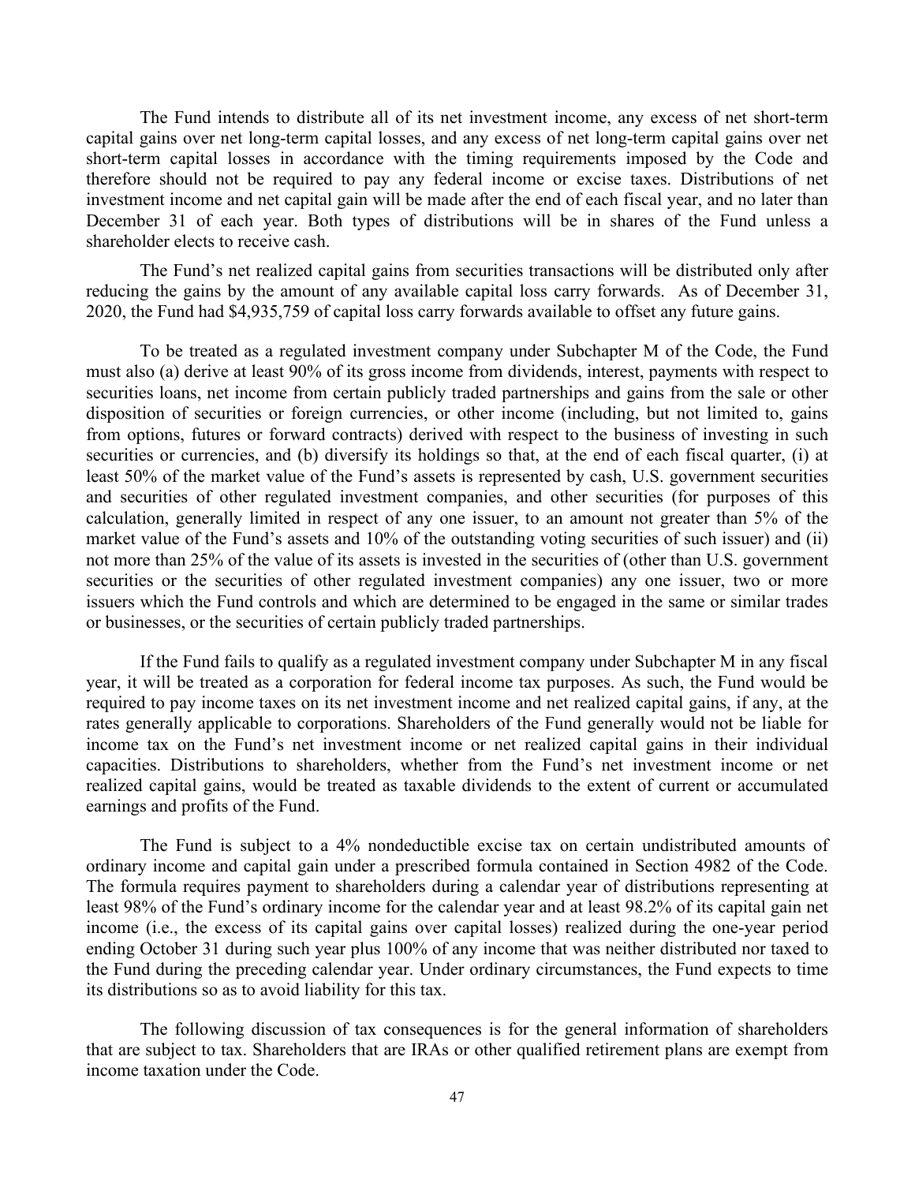The Fund intends to distribute all of its net investment income, any excess of net short-term capital gains over net long-term capital losses, and any excess of net long-term capital gains over net short-term capital losses in accordance with the timing requirements imposed by the Code and therefore should not be required to pay any federal income or excise taxes. Distributions of net investment income and net capital gain will be made after the end of each fiscal year, and no later than December 31 of each year. Both types of distributions will be in shares of the Fund unless a shareholder elects to receive cash.

The Fund's net realized capital gains from securities transactions will be distributed only after reducing the gains by the amount of any available capital loss carry forwards. As of December 31, 2020, the Fund had $4,935,759 of capital loss carry forwards available to offset any future gains.

To be treated as a regulated investment company under Subchapter M of the Code, the Fund must also (a) derive at least 90% of its gross income from dividends, interest, payments with respect to securities loans, net income from certain publicly traded partnerships and gains from the sale or other disposition of securities or foreign currencies, or other income (including, but not limited to, gains from options, futures or forward contracts) derived with respect to the business of investing in such securities or currencies, and (b) diversify its holdings so that, at the end of each fiscal quarter, (i) at least 50% of the market value of the Fund's assets is represented by cash, U.S. government securities and securities of other regulated investment companies, and other securities (for purposes of this calculation, generally limited in respect of any one issuer, to an amount not greater than 5% of the market value of the Fund's assets and 10% of the outstanding voting securities of such issuer) and (ii) not more than 25% of the value of its assets is invested in the securities of (other than U.S. government securities or the securities of other regulated investment companies) any one issuer, two or more issuers which the Fund controls and which are determined to be engaged in the same or similar trades or businesses, or the securities of certain publicly traded partnerships.

If the Fund fails to qualify as a regulated investment company under Subchapter M in any fiscal year, it will be treated as a corporation for federal income tax purposes. As such, the Fund would be required to pay income taxes on its net investment income and net realized capital gains, if any, at the rates generally applicable to corporations. Shareholders of the Fund generally would not be liable for income tax on the Fund's net investment income or net realized capital gains in their individual capacities. Distributions to shareholders, whether from the Fund's net investment income or net realized capital gains, would be treated as taxable dividends to the extent of current or accumulated earnings and profits of the Fund.

The Fund is subject to a 4% nondeductible excise tax on certain undistributed amounts of ordinary income and capital gain under a prescribed formula contained in Section 4982 of the Code. The formula requires payment to shareholders during a calendar year of distributions representing at least 98% of the Fund's ordinary income for the calendar year and at least 98.2% of its capital gain net income (i.e., the excess of its capital gains over capital losses) realized during the one-year period ending October 31 during such year plus 100% of any income that was neither distributed nor taxed to the Fund during the preceding calendar year. Under ordinary circumstances, the Fund expects to time its distributions so as to avoid liability for this tax.

The following discussion of tax consequences is for the general information of shareholders that are subject to tax. Shareholders that are IRAs or other qualified retirement plans are exempt from income taxation under the Code.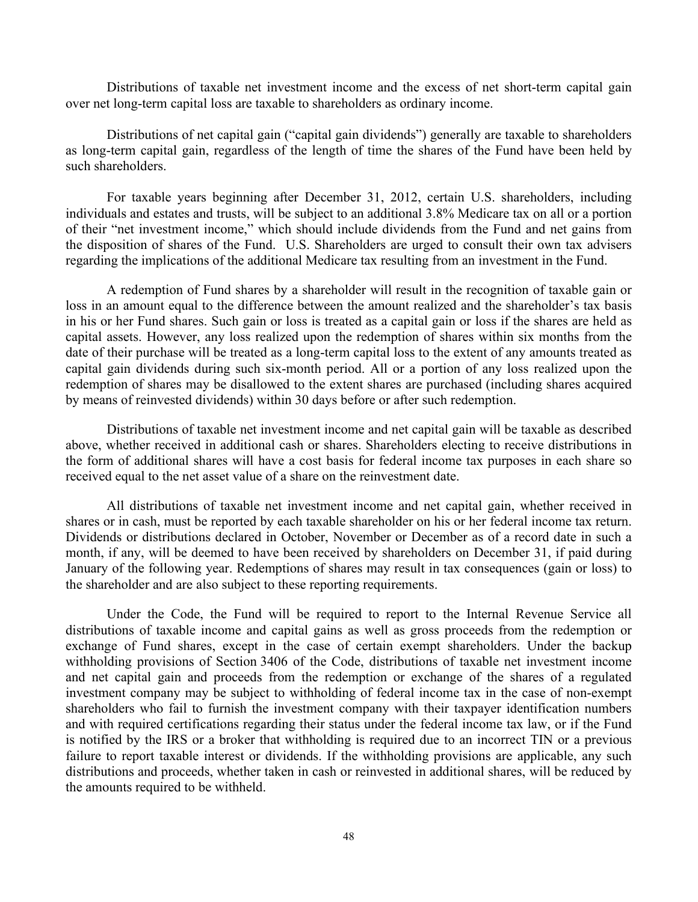Distributions of taxable net investment income and the excess of net short-term capital gain over net long-term capital loss are taxable to shareholders as ordinary income.

Distributions of net capital gain ("capital gain dividends") generally are taxable to shareholders as long-term capital gain, regardless of the length of time the shares of the Fund have been held by such shareholders.

For taxable years beginning after December 31, 2012, certain U.S. shareholders, including individuals and estates and trusts, will be subject to an additional 3.8% Medicare tax on all or a portion of their "net investment income," which should include dividends from the Fund and net gains from the disposition of shares of the Fund. U.S. Shareholders are urged to consult their own tax advisers regarding the implications of the additional Medicare tax resulting from an investment in the Fund.

A redemption of Fund shares by a shareholder will result in the recognition of taxable gain or loss in an amount equal to the difference between the amount realized and the shareholder's tax basis in his or her Fund shares. Such gain or loss is treated as a capital gain or loss if the shares are held as capital assets. However, any loss realized upon the redemption of shares within six months from the date of their purchase will be treated as a long-term capital loss to the extent of any amounts treated as capital gain dividends during such six-month period. All or a portion of any loss realized upon the redemption of shares may be disallowed to the extent shares are purchased (including shares acquired by means of reinvested dividends) within 30 days before or after such redemption.

Distributions of taxable net investment income and net capital gain will be taxable as described above, whether received in additional cash or shares. Shareholders electing to receive distributions in the form of additional shares will have a cost basis for federal income tax purposes in each share so received equal to the net asset value of a share on the reinvestment date.

All distributions of taxable net investment income and net capital gain, whether received in shares or in cash, must be reported by each taxable shareholder on his or her federal income tax return. Dividends or distributions declared in October, November or December as of a record date in such a month, if any, will be deemed to have been received by shareholders on December 31, if paid during January of the following year. Redemptions of shares may result in tax consequences (gain or loss) to the shareholder and are also subject to these reporting requirements.

Under the Code, the Fund will be required to report to the Internal Revenue Service all distributions of taxable income and capital gains as well as gross proceeds from the redemption or exchange of Fund shares, except in the case of certain exempt shareholders. Under the backup withholding provisions of Section 3406 of the Code, distributions of taxable net investment income and net capital gain and proceeds from the redemption or exchange of the shares of a regulated investment company may be subject to withholding of federal income tax in the case of non-exempt shareholders who fail to furnish the investment company with their taxpayer identification numbers and with required certifications regarding their status under the federal income tax law, or if the Fund is notified by the IRS or a broker that withholding is required due to an incorrect TIN or a previous failure to report taxable interest or dividends. If the withholding provisions are applicable, any such distributions and proceeds, whether taken in cash or reinvested in additional shares, will be reduced by the amounts required to be withheld.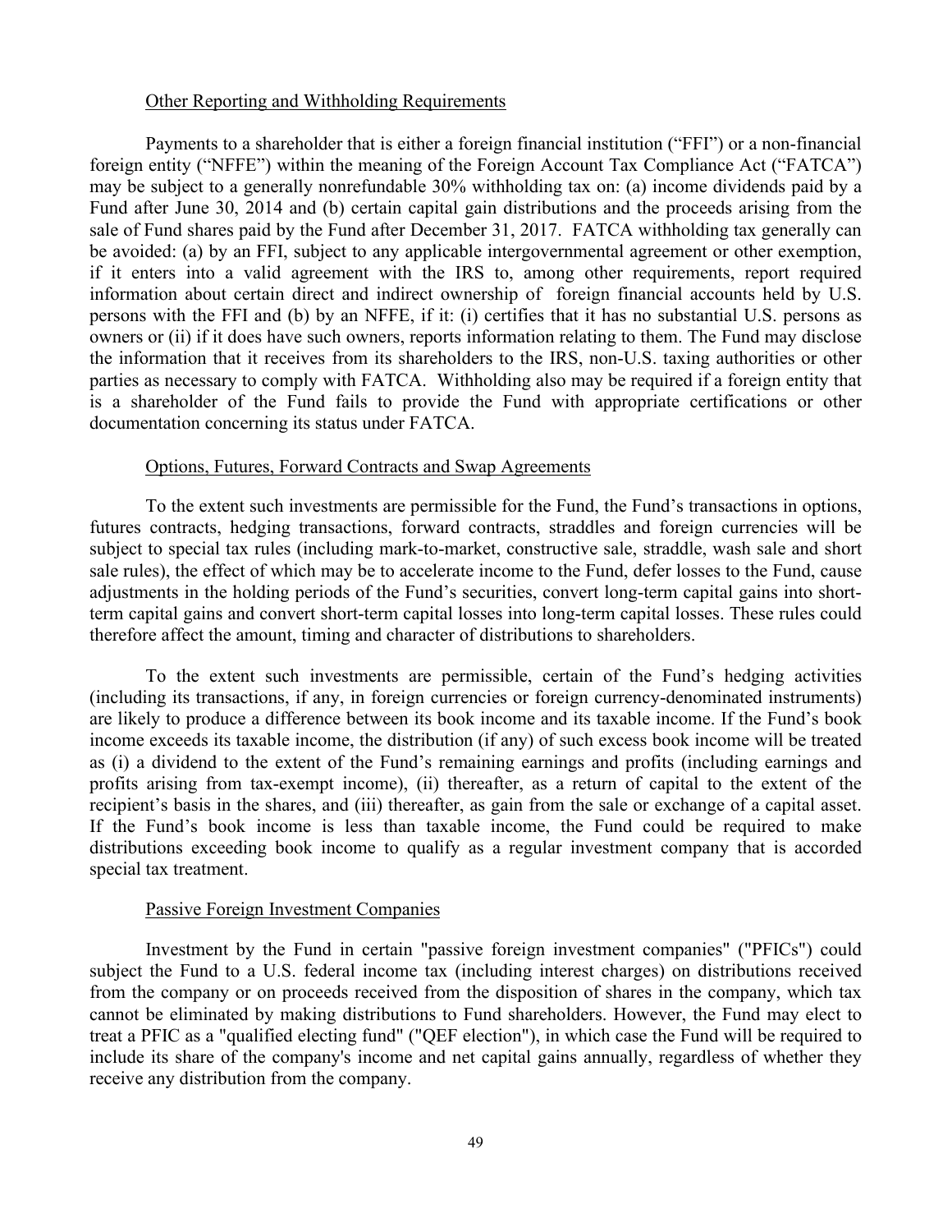### Other Reporting and Withholding Requirements

Payments to a shareholder that is either a foreign financial institution ("FFI") or a non-financial foreign entity ("NFFE") within the meaning of the Foreign Account Tax Compliance Act ("FATCA") may be subject to a generally nonrefundable 30% withholding tax on: (a) income dividends paid by a Fund after June 30, 2014 and (b) certain capital gain distributions and the proceeds arising from the sale of Fund shares paid by the Fund after December 31, 2017. FATCA withholding tax generally can be avoided: (a) by an FFI, subject to any applicable intergovernmental agreement or other exemption, if it enters into a valid agreement with the IRS to, among other requirements, report required information about certain direct and indirect ownership of foreign financial accounts held by U.S. persons with the FFI and (b) by an NFFE, if it: (i) certifies that it has no substantial U.S. persons as owners or (ii) if it does have such owners, reports information relating to them. The Fund may disclose the information that it receives from its shareholders to the IRS, non-U.S. taxing authorities or other parties as necessary to comply with FATCA. Withholding also may be required if a foreign entity that is a shareholder of the Fund fails to provide the Fund with appropriate certifications or other documentation concerning its status under FATCA.

### Options, Futures, Forward Contracts and Swap Agreements

To the extent such investments are permissible for the Fund, the Fund's transactions in options, futures contracts, hedging transactions, forward contracts, straddles and foreign currencies will be subject to special tax rules (including mark-to-market, constructive sale, straddle, wash sale and short sale rules), the effect of which may be to accelerate income to the Fund, defer losses to the Fund, cause adjustments in the holding periods of the Fund's securities, convert long-term capital gains into short-term capital gains and convert short-term capital losses into long-term capital losses. These rules could therefore affect the amount, timing and character of distributions to shareholders.

To the extent such investments are permissible, certain of the Fund's hedging activities (including its transactions, if any, in foreign currencies or foreign currency-denominated instruments) are likely to produce a difference between its book income and its taxable income. If the Fund's book income exceeds its taxable income, the distribution (if any) of such excess book income will be treated as (i) a dividend to the extent of the Fund's remaining earnings and profits (including earnings and profits arising from tax-exempt income), (ii) thereafter, as a return of capital to the extent of the recipient's basis in the shares, and (iii) thereafter, as gain from the sale or exchange of a capital asset. If the Fund's book income is less than taxable income, the Fund could be required to make distributions exceeding book income to qualify as a regular investment company that is accorded special tax treatment.

### Passive Foreign Investment Companies

Investment by the Fund in certain "passive foreign investment companies" ("PFICs") could subject the Fund to a U.S. federal income tax (including interest charges) on distributions received from the company or on proceeds received from the disposition of shares in the company, which tax cannot be eliminated by making distributions to Fund shareholders. However, the Fund may elect to treat a PFIC as a "qualified electing fund" ("QEF election"), in which case the Fund will be required to include its share of the company's income and net capital gains annually, regardless of whether they receive any distribution from the company.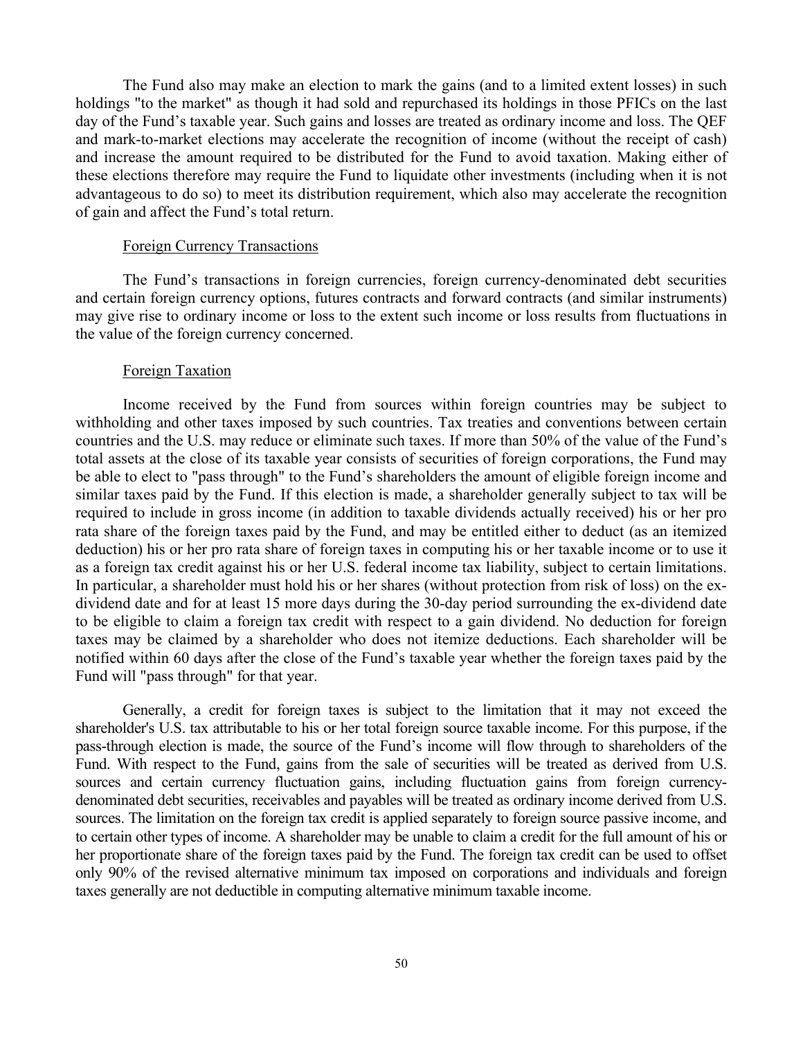The Fund also may make an election to mark the gains (and to a limited extent losses) in such holdings "to the market" as though it had sold and repurchased its holdings in those PFICs on the last day of the Fund's taxable year. Such gains and losses are treated as ordinary income and loss. The QEF and mark-to-market elections may accelerate the recognition of income (without the receipt of cash) and increase the amount required to be distributed for the Fund to avoid taxation. Making either of these elections therefore may require the Fund to liquidate other investments (including when it is not advantageous to do so) to meet its distribution requirement, which also may accelerate the recognition of gain and affect the Fund's total return.

Foreign Currency Transactions

The Fund's transactions in foreign currencies, foreign currency-denominated debt securities and certain foreign currency options, futures contracts and forward contracts (and similar instruments) may give rise to ordinary income or loss to the extent such income or loss results from fluctuations in the value of the foreign currency concerned.

Foreign Taxation

Income received by the Fund from sources within foreign countries may be subject to withholding and other taxes imposed by such countries. Tax treaties and conventions between certain countries and the U.S. may reduce or eliminate such taxes. If more than 50% of the value of the Fund's total assets at the close of its taxable year consists of securities of foreign corporations, the Fund may be able to elect to "pass through" to the Fund's shareholders the amount of eligible foreign income and similar taxes paid by the Fund. If this election is made, a shareholder generally subject to tax will be required to include in gross income (in addition to taxable dividends actually received) his or her pro rata share of the foreign taxes paid by the Fund, and may be entitled either to deduct (as an itemized deduction) his or her pro rata share of foreign taxes in computing his or her taxable income or to use it as a foreign tax credit against his or her U.S. federal income tax liability, subject to certain limitations. In particular, a shareholder must hold his or her shares (without protection from risk of loss) on the ex-dividend date and for at least 15 more days during the 30-day period surrounding the ex-dividend date to be eligible to claim a foreign tax credit with respect to a gain dividend. No deduction for foreign taxes may be claimed by a shareholder who does not itemize deductions. Each shareholder will be notified within 60 days after the close of the Fund's taxable year whether the foreign taxes paid by the Fund will "pass through" for that year.

Generally, a credit for foreign taxes is subject to the limitation that it may not exceed the shareholder's U.S. tax attributable to his or her total foreign source taxable income. For this purpose, if the pass-through election is made, the source of the Fund's income will flow through to shareholders of the Fund. With respect to the Fund, gains from the sale of securities will be treated as derived from U.S. sources and certain currency fluctuation gains, including fluctuation gains from foreign currency-denominated debt securities, receivables and payables will be treated as ordinary income derived from U.S. sources. The limitation on the foreign tax credit is applied separately to foreign source passive income, and to certain other types of income. A shareholder may be unable to claim a credit for the full amount of his or her proportionate share of the foreign taxes paid by the Fund. The foreign tax credit can be used to offset only 90% of the revised alternative minimum tax imposed on corporations and individuals and foreign taxes generally are not deductible in computing alternative minimum taxable income.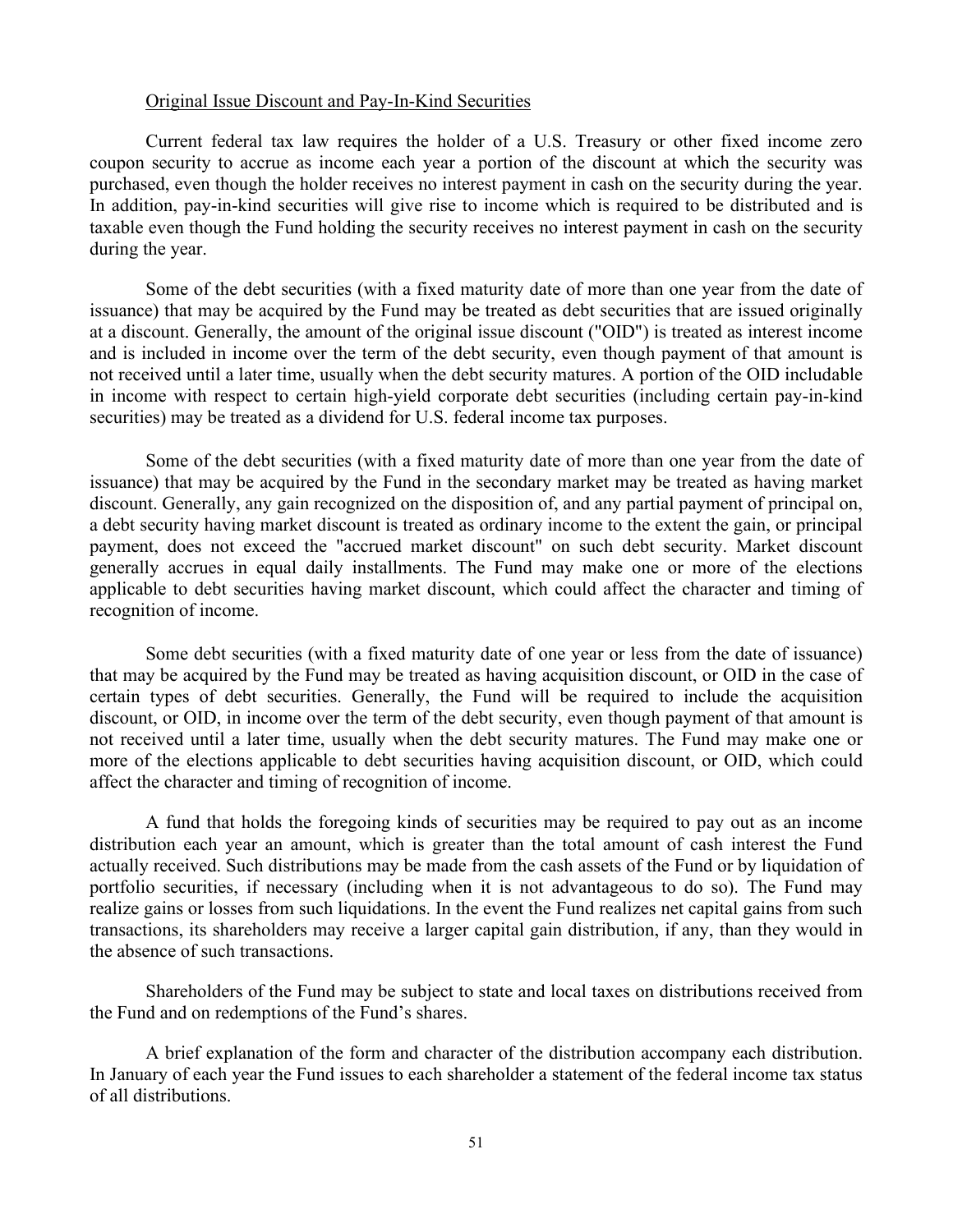Original Issue Discount and Pay-In-Kind Securities

Current federal tax law requires the holder of a U.S. Treasury or other fixed income zero coupon security to accrue as income each year a portion of the discount at which the security was purchased, even though the holder receives no interest payment in cash on the security during the year. In addition, pay-in-kind securities will give rise to income which is required to be distributed and is taxable even though the Fund holding the security receives no interest payment in cash on the security during the year.

Some of the debt securities (with a fixed maturity date of more than one year from the date of issuance) that may be acquired by the Fund may be treated as debt securities that are issued originally at a discount. Generally, the amount of the original issue discount ("OID") is treated as interest income and is included in income over the term of the debt security, even though payment of that amount is not received until a later time, usually when the debt security matures. A portion of the OID includable in income with respect to certain high-yield corporate debt securities (including certain pay-in-kind securities) may be treated as a dividend for U.S. federal income tax purposes.

Some of the debt securities (with a fixed maturity date of more than one year from the date of issuance) that may be acquired by the Fund in the secondary market may be treated as having market discount. Generally, any gain recognized on the disposition of, and any partial payment of principal on, a debt security having market discount is treated as ordinary income to the extent the gain, or principal payment, does not exceed the "accrued market discount" on such debt security. Market discount generally accrues in equal daily installments. The Fund may make one or more of the elections applicable to debt securities having market discount, which could affect the character and timing of recognition of income.

Some debt securities (with a fixed maturity date of one year or less from the date of issuance) that may be acquired by the Fund may be treated as having acquisition discount, or OID in the case of certain types of debt securities. Generally, the Fund will be required to include the acquisition discount, or OID, in income over the term of the debt security, even though payment of that amount is not received until a later time, usually when the debt security matures. The Fund may make one or more of the elections applicable to debt securities having acquisition discount, or OID, which could affect the character and timing of recognition of income.

A fund that holds the foregoing kinds of securities may be required to pay out as an income distribution each year an amount, which is greater than the total amount of cash interest the Fund actually received. Such distributions may be made from the cash assets of the Fund or by liquidation of portfolio securities, if necessary (including when it is not advantageous to do so). The Fund may realize gains or losses from such liquidations. In the event the Fund realizes net capital gains from such transactions, its shareholders may receive a larger capital gain distribution, if any, than they would in the absence of such transactions.

Shareholders of the Fund may be subject to state and local taxes on distributions received from the Fund and on redemptions of the Fund's shares.

A brief explanation of the form and character of the distribution accompany each distribution. In January of each year the Fund issues to each shareholder a statement of the federal income tax status of all distributions.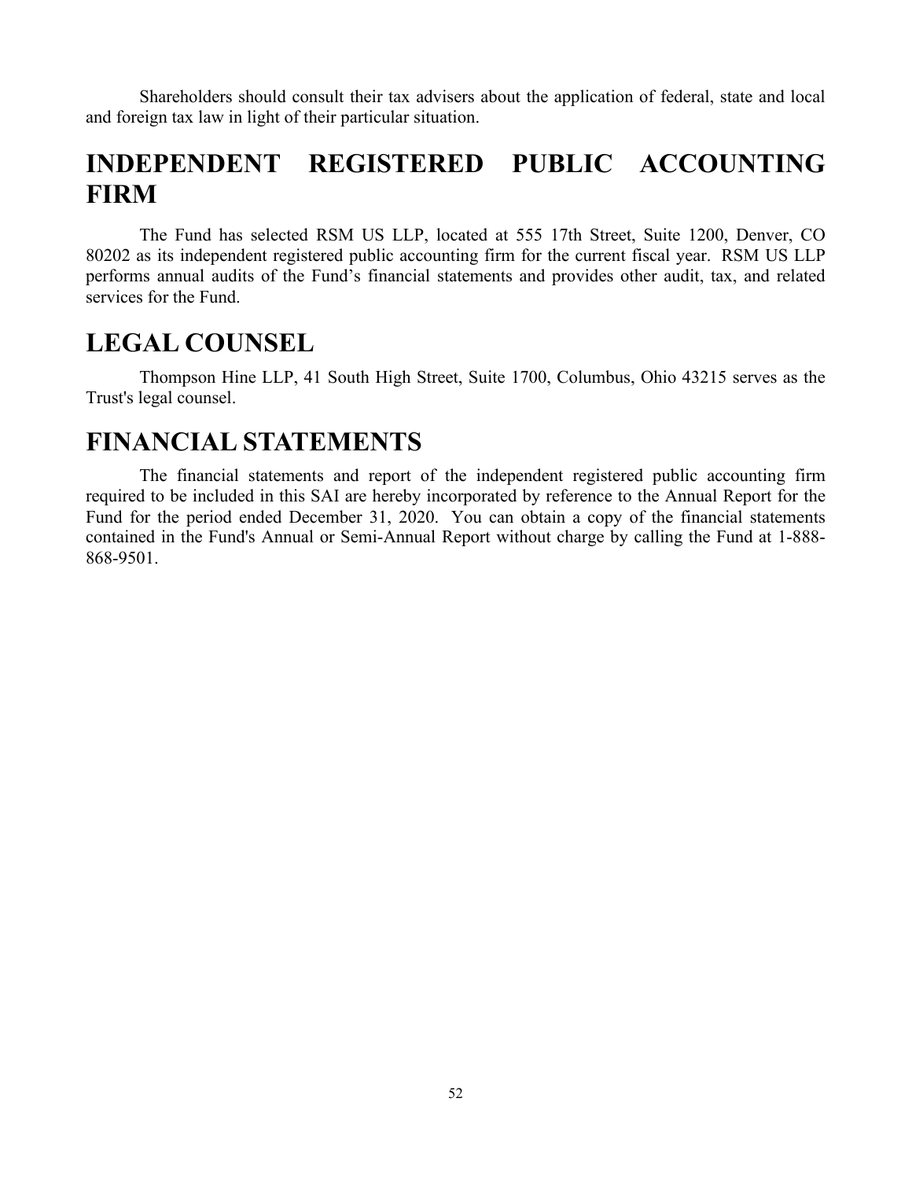Shareholders should consult their tax advisers about the application of federal, state and local and foreign tax law in light of their particular situation.

# INDEPENDENT REGISTERED PUBLIC ACCOUNTING FIRM

The Fund has selected RSM US LLP, located at 555 17th Street, Suite 1200, Denver, CO 80202 as its independent registered public accounting firm for the current fiscal year. RSM US LLP performs annual audits of the Fund's financial statements and provides other audit, tax, and related services for the Fund.

# LEGAL COUNSEL

Thompson Hine LLP, 41 South High Street, Suite 1700, Columbus, Ohio 43215 serves as the Trust's legal counsel.

# FINANCIAL STATEMENTS

The financial statements and report of the independent registered public accounting firm required to be included in this SAI are hereby incorporated by reference to the Annual Report for the Fund for the period ended December 31, 2020. You can obtain a copy of the financial statements contained in the Fund's Annual or Semi-Annual Report without charge by calling the Fund at 1-888-868-9501.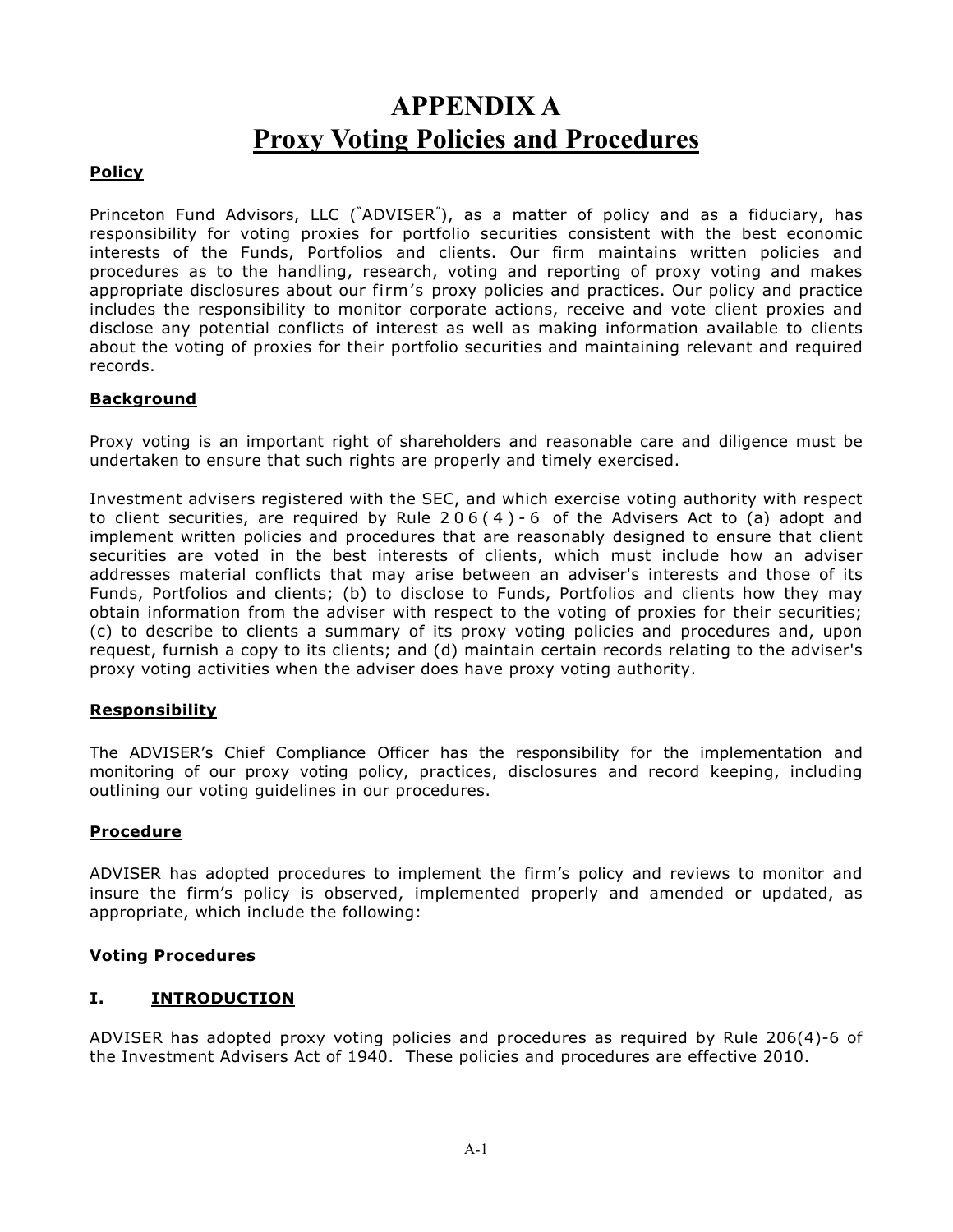# APPENDIX A
## Proxy Voting Policies and Procedures

**Policy**

Princeton Fund Advisors, LLC ("ADVISER"), as a matter of policy and as a fiduciary, has responsibility for voting proxies for portfolio securities consistent with the best economic interests of the Funds, Portfolios and clients. Our firm maintains written policies and procedures as to the handling, research, voting and reporting of proxy voting and makes appropriate disclosures about our firm's proxy policies and practices. Our policy and practice includes the responsibility to monitor corporate actions, receive and vote client proxies and disclose any potential conflicts of interest as well as making information available to clients about the voting of proxies for their portfolio securities and maintaining relevant and required records.

**Background**

Proxy voting is an important right of shareholders and reasonable care and diligence must be undertaken to ensure that such rights are properly and timely exercised.

Investment advisers registered with the SEC, and which exercise voting authority with respect to client securities, are required by Rule 206(4)-6 of the Advisers Act to (a) adopt and implement written policies and procedures that are reasonably designed to ensure that client securities are voted in the best interests of clients, which must include how an adviser addresses material conflicts that may arise between an adviser's interests and those of its Funds, Portfolios and clients; (b) to disclose to Funds, Portfolios and clients how they may obtain information from the adviser with respect to the voting of proxies for their securities; (c) to describe to clients a summary of its proxy voting policies and procedures and, upon request, furnish a copy to its clients; and (d) maintain certain records relating to the adviser's proxy voting activities when the adviser does have proxy voting authority.

**Responsibility**

The ADVISER's Chief Compliance Officer has the responsibility for the implementation and monitoring of our proxy voting policy, practices, disclosures and record keeping, including outlining our voting guidelines in our procedures.

**Procedure**

ADVISER has adopted procedures to implement the firm's policy and reviews to monitor and insure the firm's policy is observed, implemented properly and amended or updated, as appropriate, which include the following:

**Voting Procedures**

### I. INTRODUCTION

ADVISER has adopted proxy voting policies and procedures as required by Rule 206(4)-6 of the Investment Advisers Act of 1940. These policies and procedures are effective 2010.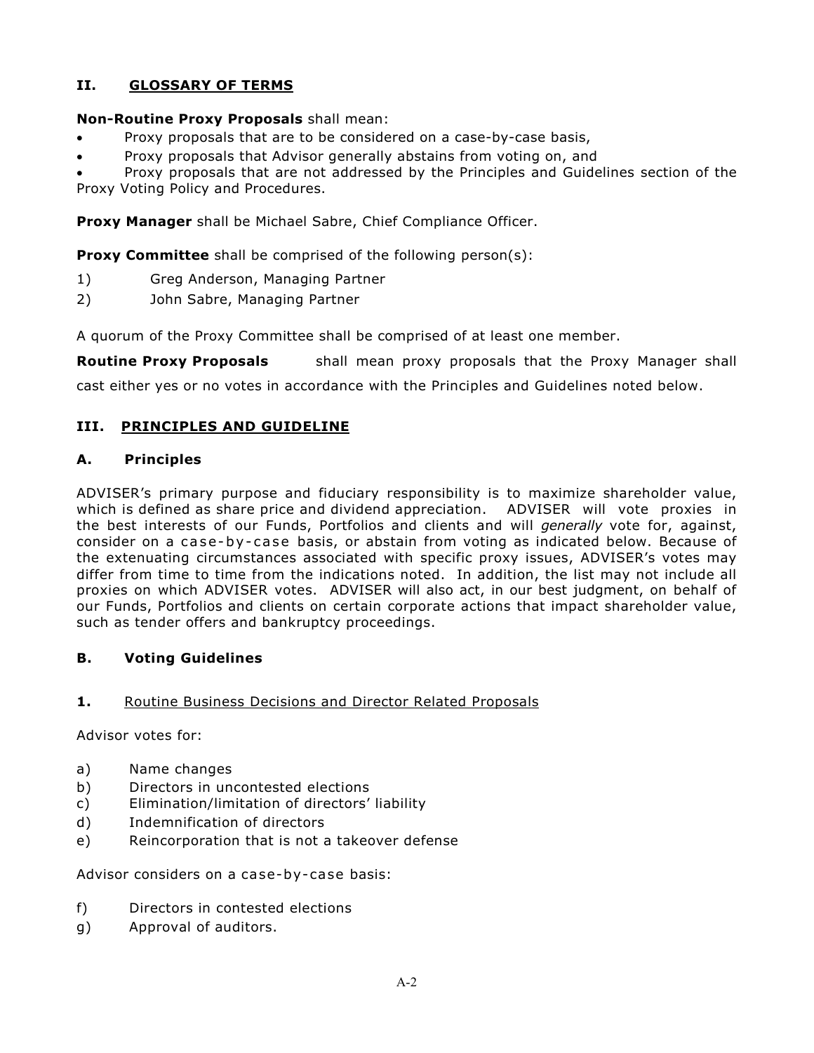## II. GLOSSARY OF TERMS

**Non-Routine Proxy Proposals** shall mean:

- Proxy proposals that are to be considered on a case-by-case basis,
- Proxy proposals that Advisor generally abstains from voting on, and
- Proxy proposals that are not addressed by the Principles and Guidelines section of the Proxy Voting Policy and Procedures.

**Proxy Manager** shall be Michael Sabre, Chief Compliance Officer.

**Proxy Committee** shall be comprised of the following person(s):

1) Greg Anderson, Managing Partner
2) John Sabre, Managing Partner

A quorum of the Proxy Committee shall be comprised of at least one member.

**Routine Proxy Proposals** shall mean proxy proposals that the Proxy Manager shall cast either yes or no votes in accordance with the Principles and Guidelines noted below.

## III. PRINCIPLES AND GUIDELINE

### A. Principles

ADVISER's primary purpose and fiduciary responsibility is to maximize shareholder value, which is defined as share price and dividend appreciation. ADVISER will vote proxies in the best interests of our Funds, Portfolios and clients and will *generally* vote for, against, consider on a case-by-case basis, or abstain from voting as indicated below. Because of the extenuating circumstances associated with specific proxy issues, ADVISER's votes may differ from time to time from the indications noted. In addition, the list may not include all proxies on which ADVISER votes. ADVISER will also act, in our best judgment, on behalf of our Funds, Portfolios and clients on certain corporate actions that impact shareholder value, such as tender offers and bankruptcy proceedings.

### B. Voting Guidelines

**1.** Routine Business Decisions and Director Related Proposals

Advisor votes for:

a) Name changes
b) Directors in uncontested elections
c) Elimination/limitation of directors' liability
d) Indemnification of directors
e) Reincorporation that is not a takeover defense

Advisor considers on a case-by-case basis:

f) Directors in contested elections
g) Approval of auditors.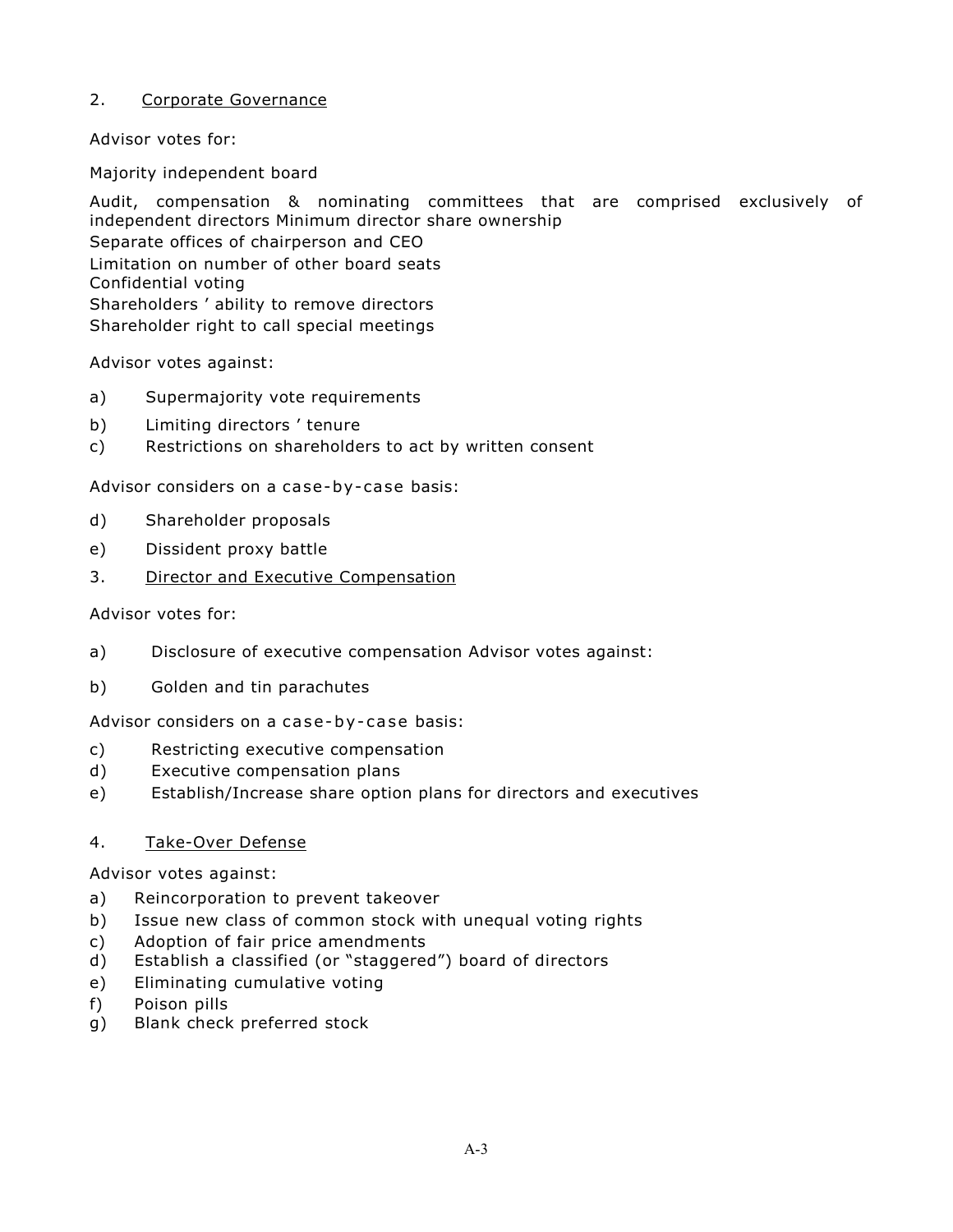2. Corporate Governance

Advisor votes for:

Majority independent board

Audit, compensation & nominating committees that are comprised exclusively of independent directors Minimum director share ownership

Separate offices of chairperson and CEO

Limitation on number of other board seats

Confidential voting

Shareholders ' ability to remove directors

Shareholder right to call special meetings

Advisor votes against:

a) Supermajority vote requirements

b) Limiting directors ' tenure

c) Restrictions on shareholders to act by written consent

Advisor considers on a case-by-case basis:

d) Shareholder proposals

e) Dissident proxy battle

3. Director and Executive Compensation

Advisor votes for:

a) Disclosure of executive compensation Advisor votes against:

b) Golden and tin parachutes

Advisor considers on a case-by-case basis:

c) Restricting executive compensation

d) Executive compensation plans

e) Establish/Increase share option plans for directors and executives

4. Take-Over Defense

Advisor votes against:

a) Reincorporation to prevent takeover

b) Issue new class of common stock with unequal voting rights

c) Adoption of fair price amendments

d) Establish a classified (or "staggered") board of directors

e) Eliminating cumulative voting

f) Poison pills

g) Blank check preferred stock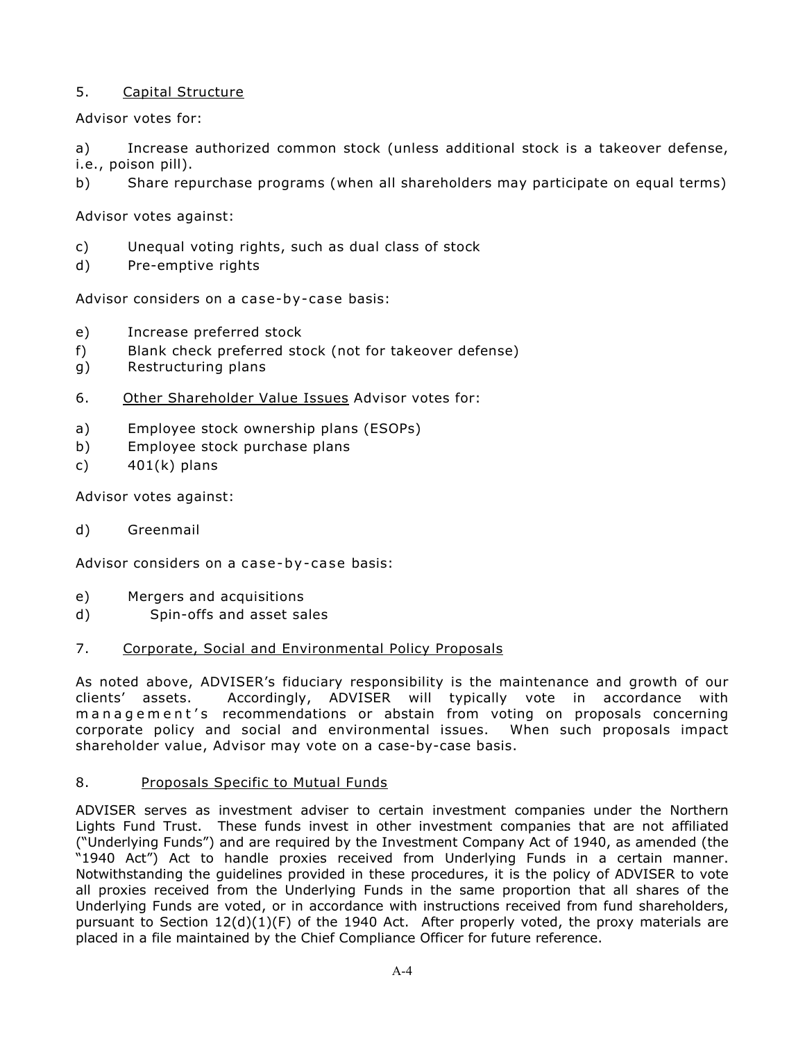5. Capital Structure

Advisor votes for:

a) Increase authorized common stock (unless additional stock is a takeover defense, i.e., poison pill).

b) Share repurchase programs (when all shareholders may participate on equal terms)

Advisor votes against:

c) Unequal voting rights, such as dual class of stock

d) Pre-emptive rights

Advisor considers on a case-by-case basis:

e) Increase preferred stock

f) Blank check preferred stock (not for takeover defense)

g) Restructuring plans

6. Other Shareholder Value Issues Advisor votes for:

a) Employee stock ownership plans (ESOPs)

b) Employee stock purchase plans

c) 401(k) plans

Advisor votes against:

d) Greenmail

Advisor considers on a case-by-case basis:

e) Mergers and acquisitions

d) Spin-offs and asset sales

7. Corporate, Social and Environmental Policy Proposals

As noted above, ADVISER's fiduciary responsibility is the maintenance and growth of our clients' assets. Accordingly, ADVISER will typically vote in accordance with management's recommendations or abstain from voting on proposals concerning corporate policy and social and environmental issues. When such proposals impact shareholder value, Advisor may vote on a case-by-case basis.

8. Proposals Specific to Mutual Funds

ADVISER serves as investment adviser to certain investment companies under the Northern Lights Fund Trust. These funds invest in other investment companies that are not affiliated ("Underlying Funds") and are required by the Investment Company Act of 1940, as amended (the "1940 Act") Act to handle proxies received from Underlying Funds in a certain manner. Notwithstanding the guidelines provided in these procedures, it is the policy of ADVISER to vote all proxies received from the Underlying Funds in the same proportion that all shares of the Underlying Funds are voted, or in accordance with instructions received from fund shareholders, pursuant to Section 12(d)(1)(F) of the 1940 Act. After properly voted, the proxy materials are placed in a file maintained by the Chief Compliance Officer for future reference.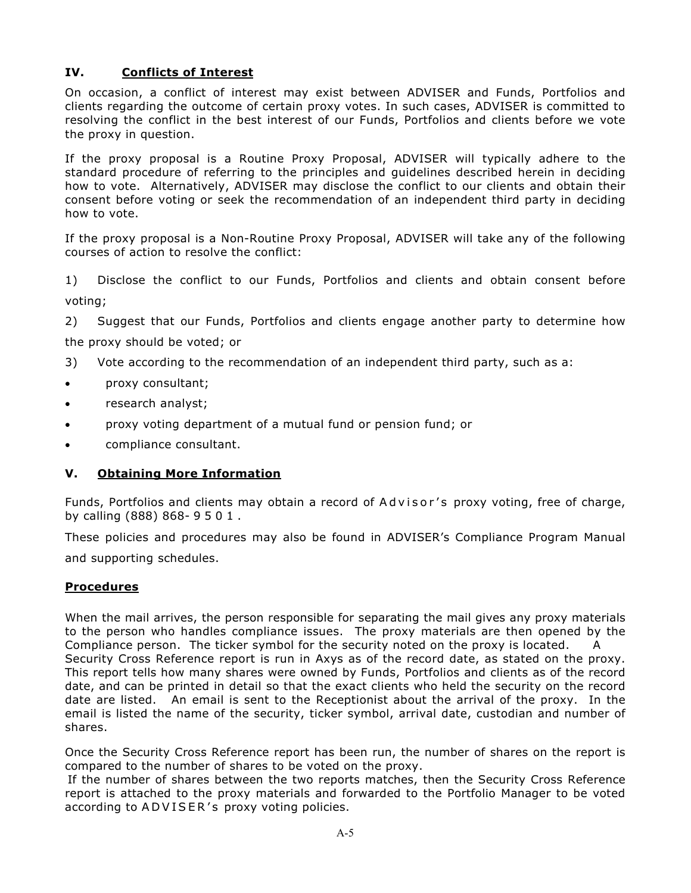## IV. Conflicts of Interest

On occasion, a conflict of interest may exist between ADVISER and Funds, Portfolios and clients regarding the outcome of certain proxy votes. In such cases, ADVISER is committed to resolving the conflict in the best interest of our Funds, Portfolios and clients before we vote the proxy in question.

If the proxy proposal is a Routine Proxy Proposal, ADVISER will typically adhere to the standard procedure of referring to the principles and guidelines described herein in deciding how to vote. Alternatively, ADVISER may disclose the conflict to our clients and obtain their consent before voting or seek the recommendation of an independent third party in deciding how to vote.

If the proxy proposal is a Non-Routine Proxy Proposal, ADVISER will take any of the following courses of action to resolve the conflict:

1) Disclose the conflict to our Funds, Portfolios and clients and obtain consent before voting;

2) Suggest that our Funds, Portfolios and clients engage another party to determine how the proxy should be voted; or

3) Vote according to the recommendation of an independent third party, such as a:

- proxy consultant;
- research analyst;
- proxy voting department of a mutual fund or pension fund; or
- compliance consultant.

## V. Obtaining More Information

Funds, Portfolios and clients may obtain a record of Advisor's proxy voting, free of charge, by calling (888) 868-9501.

These policies and procedures may also be found in ADVISER's Compliance Program Manual and supporting schedules.

## Procedures

When the mail arrives, the person responsible for separating the mail gives any proxy materials to the person who handles compliance issues. The proxy materials are then opened by the Compliance person. The ticker symbol for the security noted on the proxy is located. A Security Cross Reference report is run in Axys as of the record date, as stated on the proxy. This report tells how many shares were owned by Funds, Portfolios and clients as of the record date, and can be printed in detail so that the exact clients who held the security on the record date are listed. An email is sent to the Receptionist about the arrival of the proxy. In the email is listed the name of the security, ticker symbol, arrival date, custodian and number of shares.

Once the Security Cross Reference report has been run, the number of shares on the report is compared to the number of shares to be voted on the proxy.

If the number of shares between the two reports matches, then the Security Cross Reference report is attached to the proxy materials and forwarded to the Portfolio Manager to be voted according to ADVISER's proxy voting policies.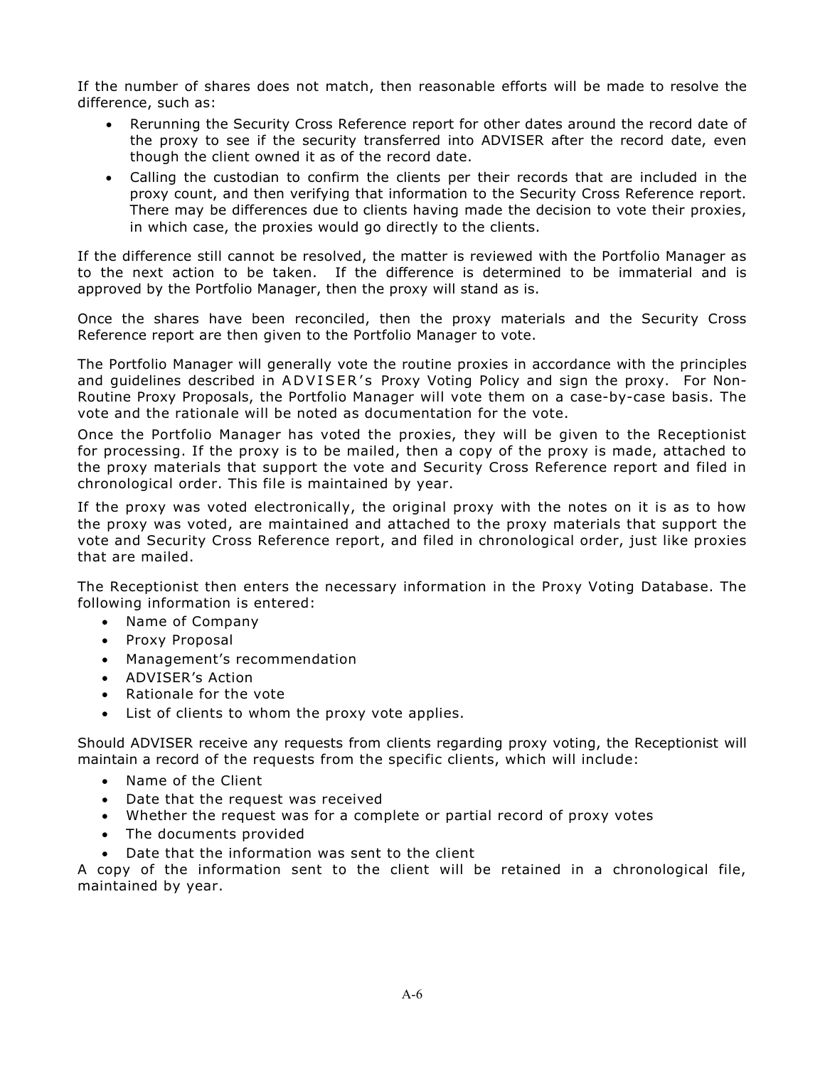If the number of shares does not match, then reasonable efforts will be made to resolve the difference, such as:

- Rerunning the Security Cross Reference report for other dates around the record date of the proxy to see if the security transferred into ADVISER after the record date, even though the client owned it as of the record date.
- Calling the custodian to confirm the clients per their records that are included in the proxy count, and then verifying that information to the Security Cross Reference report. There may be differences due to clients having made the decision to vote their proxies, in which case, the proxies would go directly to the clients.

If the difference still cannot be resolved, the matter is reviewed with the Portfolio Manager as to the next action to be taken. If the difference is determined to be immaterial and is approved by the Portfolio Manager, then the proxy will stand as is.

Once the shares have been reconciled, then the proxy materials and the Security Cross Reference report are then given to the Portfolio Manager to vote.

The Portfolio Manager will generally vote the routine proxies in accordance with the principles and guidelines described in ADVISER's Proxy Voting Policy and sign the proxy. For Non-Routine Proxy Proposals, the Portfolio Manager will vote them on a case-by-case basis. The vote and the rationale will be noted as documentation for the vote.

Once the Portfolio Manager has voted the proxies, they will be given to the Receptionist for processing. If the proxy is to be mailed, then a copy of the proxy is made, attached to the proxy materials that support the vote and Security Cross Reference report and filed in chronological order. This file is maintained by year.

If the proxy was voted electronically, the original proxy with the notes on it is as to how the proxy was voted, are maintained and attached to the proxy materials that support the vote and Security Cross Reference report, and filed in chronological order, just like proxies that are mailed.

The Receptionist then enters the necessary information in the Proxy Voting Database. The following information is entered:

- Name of Company
- Proxy Proposal
- Management's recommendation
- ADVISER's Action
- Rationale for the vote
- List of clients to whom the proxy vote applies.

Should ADVISER receive any requests from clients regarding proxy voting, the Receptionist will maintain a record of the requests from the specific clients, which will include:

- Name of the Client
- Date that the request was received
- Whether the request was for a complete or partial record of proxy votes
- The documents provided
- Date that the information was sent to the client

A copy of the information sent to the client will be retained in a chronological file, maintained by year.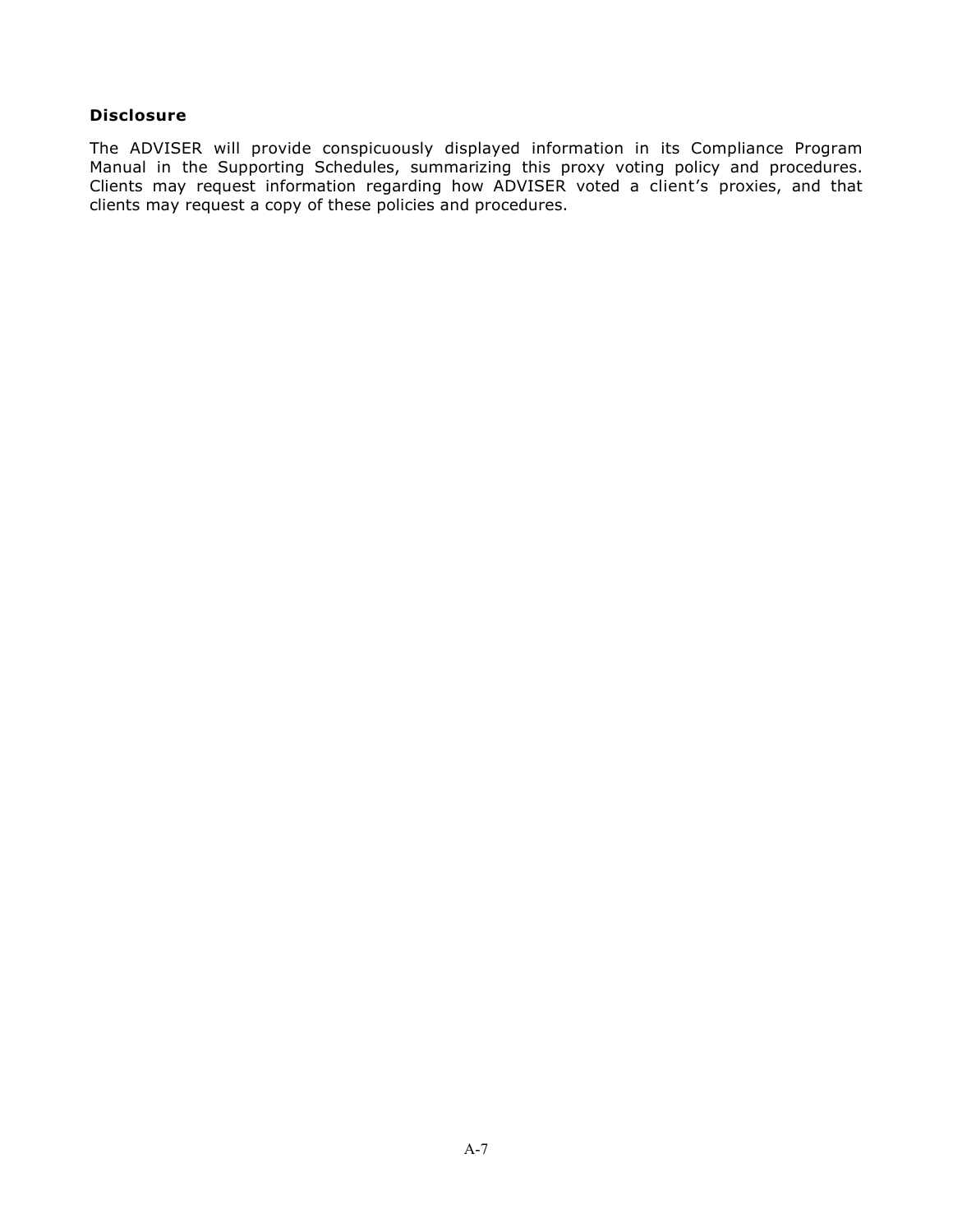### Disclosure

The ADVISER will provide conspicuously displayed information in its Compliance Program Manual in the Supporting Schedules, summarizing this proxy voting policy and procedures. Clients may request information regarding how ADVISER voted a client's proxies, and that clients may request a copy of these policies and procedures.